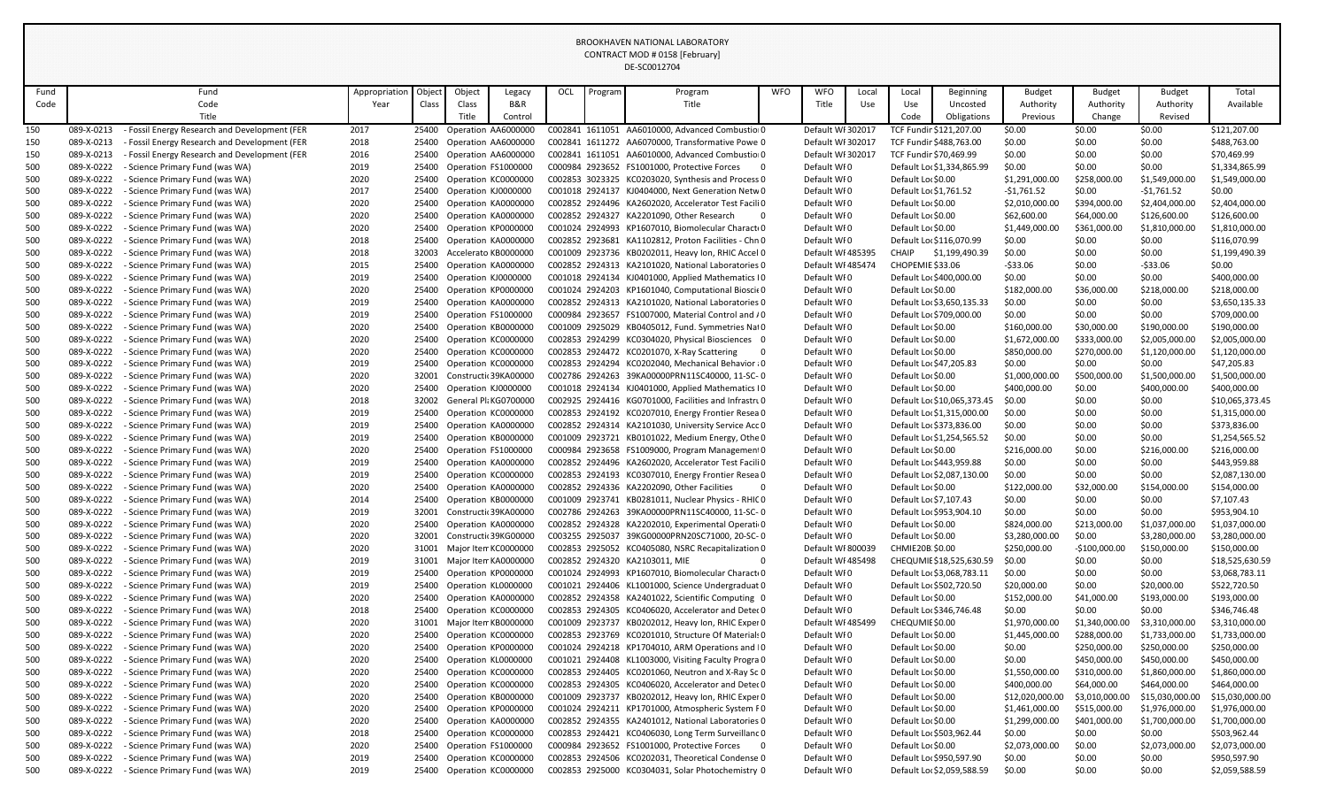BROOKHAVEN NATIONAL LABORATORY
CONTRACT MOD # 0158 [February]
DE-SC0012704

| Fund Code | Fund Code Title | Appropriation Year | Object Class | Object Class Title | Legacy B&R Control | OCL | Program | Program Title | WFO | WFO Title | Local Use | Local Use Code | Beginning Uncosted Obligations | Budget Authority Previous | Budget Authority Change | Budget Authority Revised | Total Available |
|---|---|---|---|---|---|---|---|---|---|---|---|---|---|---|---|---|---|
| 150 | 089-X-0213 - Fossil Energy Research and Development (FER | 2017 | 25400 | Operation | AA6000000 | C002841 | 1611051 | AA6010000, Advanced Combustio | 0 | Default WF | 302017 | TCF Fundir | $121,207.00 | $0.00 | $0.00 | $0.00 | $121,207.00 |
| 150 | 089-X-0213 - Fossil Energy Research and Development (FER | 2018 | 25400 | Operation | AA6000000 | C002841 | 1611272 | AA6070000, Transformative Powe | 0 | Default WF | 302017 | TCF Fundir | $488,763.00 | $0.00 | $0.00 | $0.00 | $488,763.00 |
| 150 | 089-X-0213 - Fossil Energy Research and Development (FER | 2016 | 25400 | Operation | AA6000000 | C002841 | 1611051 | AA6010000, Advanced Combustio | 0 | Default WF | 302017 | TCF Fundir | $70,469.99 | $0.00 | $0.00 | $0.00 | $70,469.99 |
| 500 | 089-X-0222 - Science Primary Fund (was WA) | 2019 | 25400 | Operation | FS1000000 | C000984 | 2923652 | FS1001000, Protective Forces | 0 | Default WF | 0 | Default Lo | $1,334,865.99 | $0.00 | $0.00 | $0.00 | $1,334,865.99 |
| 500 | 089-X-0222 - Science Primary Fund (was WA) | 2020 | 25400 | Operation | KC0000000 | C002853 | 3023325 | KC0203020, Synthesis and Process | 0 | Default WF | 0 | Default Lo | $0.00 | $1,291,000.00 | $258,000.00 | $1,549,000.00 | $1,549,000.00 |
| 500 | 089-X-0222 - Science Primary Fund (was WA) | 2017 | 25400 | Operation | KJ0000000 | C001018 | 2924137 | KJ0404000, Next Generation Netw | 0 | Default WF | 0 | Default Lo | $1,761.52 | -$1,761.52 | $0.00 | -$1,761.52 | $0.00 |
| 500 | 089-X-0222 - Science Primary Fund (was WA) | 2020 | 25400 | Operation | KA0000000 | C002852 | 2924496 | KA2602020, Accelerator Test Facili | 0 | Default WF | 0 | Default Lo | $0.00 | $2,010,000.00 | $394,000.00 | $2,404,000.00 | $2,404,000.00 |
| 500 | 089-X-0222 - Science Primary Fund (was WA) | 2020 | 25400 | Operation | KA0000000 | C002852 | 2924327 | KA2201090, Other Research | 0 | Default WF | 0 | Default Lo | $0.00 | $62,600.00 | $64,000.00 | $126,600.00 | $126,600.00 |
| 500 | 089-X-0222 - Science Primary Fund (was WA) | 2020 | 25400 | Operation | KP0000000 | C001024 | 2924993 | KP1607010, Biomolecular Charact | 0 | Default WF | 0 | Default Lo | $0.00 | $1,449,000.00 | $361,000.00 | $1,810,000.00 | $1,810,000.00 |
| 500 | 089-X-0222 - Science Primary Fund (was WA) | 2018 | 25400 | Operation | KA0000000 | C002852 | 2923681 | KA1102812, Proton Facilities - Chn | 0 | Default WF | 0 | Default Lo | $116,070.99 | $0.00 | $0.00 | $0.00 | $116,070.99 |
| 500 | 089-X-0222 - Science Primary Fund (was WA) | 2018 | 32003 | Accelerato | KB0000000 | C001009 | 2923736 | KB0202011, Heavy Ion, RHIC Accel | 0 | Default WF | 485395 | CHAIP | $1,199,490.39 | $0.00 | $0.00 | $0.00 | $1,199,490.39 |
| 500 | 089-X-0222 - Science Primary Fund (was WA) | 2015 | 25400 | Operation | KA0000000 | C002852 | 2924313 | KA2101020, National Laboratories | 0 | Default WF | 485474 | CHOPEMIE | $33.06 | -$33.06 | $0.00 | -$33.06 | $0.00 |
| 500 | 089-X-0222 - Science Primary Fund (was WA) | 2019 | 25400 | Operation | KJ0000000 | C001018 | 2924134 | KJ0401000, Applied Mathematics I | 0 | Default WF | 0 | Default Lo | $400,000.00 | $0.00 | $0.00 | $0.00 | $400,000.00 |
| 500 | 089-X-0222 - Science Primary Fund (was WA) | 2020 | 25400 | Operation | KP0000000 | C001024 | 2924203 | KP1601040, Computational Bioscie | 0 | Default WF | 0 | Default Lo | $0.00 | $182,000.00 | $36,000.00 | $218,000.00 | $218,000.00 |
| 500 | 089-X-0222 - Science Primary Fund (was WA) | 2019 | 25400 | Operation | KA0000000 | C002852 | 2924313 | KA2101020, National Laboratories | 0 | Default WF | 0 | Default Lo | $3,650,135.33 | $0.00 | $0.00 | $0.00 | $3,650,135.33 |
| 500 | 089-X-0222 - Science Primary Fund (was WA) | 2019 | 25400 | Operation | FS1000000 | C000984 | 2923657 | FS1007000, Material Control and | 0 | Default WF | 0 | Default Lo | $709,000.00 | $0.00 | $0.00 | $0.00 | $709,000.00 |
| 500 | 089-X-0222 - Science Primary Fund (was WA) | 2020 | 25400 | Operation | KB0000000 | C001009 | 2925029 | KB0405012, Fund. Symmetries Nat | 0 | Default WF | 0 | Default Lo | $0.00 | $160,000.00 | $30,000.00 | $190,000.00 | $190,000.00 |
| 500 | 089-X-0222 - Science Primary Fund (was WA) | 2020 | 25400 | Operation | KC0000000 | C002853 | 2924299 | KC0304020, Physical Biosciences | 0 | Default WF | 0 | Default Lo | $0.00 | $1,672,000.00 | $333,000.00 | $2,005,000.00 | $2,005,000.00 |
| 500 | 089-X-0222 - Science Primary Fund (was WA) | 2020 | 25400 | Operation | KC0000000 | C002853 | 2924472 | KC0201070, X-Ray Scattering | 0 | Default WF | 0 | Default Lo | $0.00 | $850,000.00 | $270,000.00 | $1,120,000.00 | $1,120,000.00 |
| 500 | 089-X-0222 - Science Primary Fund (was WA) | 2019 | 25400 | Operation | KC0000000 | C002853 | 2924294 | KC0202040, Mechanical Behavior | 0 | Default WF | 0 | Default Lo | $47,205.83 | $0.00 | $0.00 | $0.00 | $47,205.83 |
| 500 | 089-X-0222 - Science Primary Fund (was WA) | 2020 | 32001 | Constructi | 39KA00000 | C002786 | 2924263 | 39KA00000PRN11SC40000, 11-SC- | 0 | Default WF | 0 | Default Lo | $0.00 | $1,000,000.00 | $500,000.00 | $1,500,000.00 | $1,500,000.00 |
| 500 | 089-X-0222 - Science Primary Fund (was WA) | 2020 | 25400 | Operation | KJ0000000 | C001018 | 2924134 | KJ0401000, Applied Mathematics I | 0 | Default WF | 0 | Default Lo | $0.00 | $400,000.00 | $0.00 | $400,000.00 | $400,000.00 |
| 500 | 089-X-0222 - Science Primary Fund (was WA) | 2018 | 32002 | General Pl | KG0700000 | C002925 | 2924416 | KG0701000, Facilities and Infrastr | 0 | Default WF | 0 | Default Lo | $10,065,373.45 | $0.00 | $0.00 | $0.00 | $10,065,373.45 |
| 500 | 089-X-0222 - Science Primary Fund (was WA) | 2019 | 25400 | Operation | KC0000000 | C002853 | 2924192 | KC0207010, Energy Frontier Resea | 0 | Default WF | 0 | Default Lo | $1,315,000.00 | $0.00 | $0.00 | $0.00 | $1,315,000.00 |
| 500 | 089-X-0222 - Science Primary Fund (was WA) | 2019 | 25400 | Operation | KA0000000 | C002852 | 2924314 | KA2101030, University Service Acc | 0 | Default WF | 0 | Default Lo | $373,836.00 | $0.00 | $0.00 | $0.00 | $373,836.00 |
| 500 | 089-X-0222 - Science Primary Fund (was WA) | 2019 | 25400 | Operation | KB0000000 | C001009 | 2923721 | KB0101022, Medium Energy, Othe | 0 | Default WF | 0 | Default Lo | $1,254,565.52 | $0.00 | $0.00 | $0.00 | $1,254,565.52 |
| 500 | 089-X-0222 - Science Primary Fund (was WA) | 2020 | 25400 | Operation | FS1000000 | C000984 | 2923658 | FS1009000, Program Management | 0 | Default WF | 0 | Default Lo | $0.00 | $216,000.00 | $0.00 | $216,000.00 | $216,000.00 |
| 500 | 089-X-0222 - Science Primary Fund (was WA) | 2019 | 25400 | Operation | KA0000000 | C002852 | 2924496 | KA2602020, Accelerator Test Facili | 0 | Default WF | 0 | Default Lo | $443,959.88 | $0.00 | $0.00 | $0.00 | $443,959.88 |
| 500 | 089-X-0222 - Science Primary Fund (was WA) | 2019 | 25400 | Operation | KC0000000 | C002853 | 2924193 | KC0307010, Energy Frontier Resea | 0 | Default WF | 0 | Default Lo | $2,087,130.00 | $0.00 | $0.00 | $0.00 | $2,087,130.00 |
| 500 | 089-X-0222 - Science Primary Fund (was WA) | 2020 | 25400 | Operation | KA0000000 | C002852 | 2924336 | KA2202090, Other Facilities | 0 | Default WF | 0 | Default Lo | $0.00 | $122,000.00 | $32,000.00 | $154,000.00 | $154,000.00 |
| 500 | 089-X-0222 - Science Primary Fund (was WA) | 2014 | 25400 | Operation | KB0000000 | C001009 | 2923741 | KB0281011, Nuclear Physics - RHIC | 0 | Default WF | 0 | Default Lo | $7,107.43 | $0.00 | $0.00 | $0.00 | $7,107.43 |
| 500 | 089-X-0222 - Science Primary Fund (was WA) | 2019 | 32001 | Constructi | 39KA00000 | C002786 | 2924263 | 39KA00000PRN11SC40000, 11-SC- | 0 | Default WF | 0 | Default Lo | $953,904.10 | $0.00 | $0.00 | $0.00 | $953,904.10 |
| 500 | 089-X-0222 - Science Primary Fund (was WA) | 2020 | 25400 | Operation | KA0000000 | C002852 | 2924328 | KA2202010, Experimental Operati | 0 | Default WF | 0 | Default Lo | $0.00 | $824,000.00 | $213,000.00 | $1,037,000.00 | $1,037,000.00 |
| 500 | 089-X-0222 - Science Primary Fund (was WA) | 2020 | 32001 | Constructi | 39KG00000 | C003255 | 2925037 | 39KG00000PRN20SC71000, 20-SC- | 0 | Default WF | 0 | Default Lo | $0.00 | $3,280,000.00 | $0.00 | $3,280,000.00 | $3,280,000.00 |
| 500 | 089-X-0222 - Science Primary Fund (was WA) | 2020 | 31001 | Major Item | KC0000000 | C002853 | 2925052 | KC0405080, NSRC Recapitalization | 0 | Default WF | 800039 | CHMIE20B | $0.00 | $250,000.00 | -$100,000.00 | $150,000.00 | $150,000.00 |
| 500 | 089-X-0222 - Science Primary Fund (was WA) | 2019 | 31001 | Major Item | KA0000000 | C002852 | 2924320 | KA2103011, MIE | 0 | Default WF | 485498 | CHEQUMIE | $18,525,630.59 | $0.00 | $0.00 | $0.00 | $18,525,630.59 |
| 500 | 089-X-0222 - Science Primary Fund (was WA) | 2019 | 25400 | Operation | KP0000000 | C001024 | 2924993 | KP1607010, Biomolecular Charact | 0 | Default WF | 0 | Default Lo | $3,068,783.11 | $0.00 | $0.00 | $0.00 | $3,068,783.11 |
| 500 | 089-X-0222 - Science Primary Fund (was WA) | 2019 | 25400 | Operation | KL0000000 | C001021 | 2924406 | KL1001000, Science Undergraduat | 0 | Default WF | 0 | Default Lo | $502,720.50 | $20,000.00 | $0.00 | $20,000.00 | $522,720.50 |
| 500 | 089-X-0222 - Science Primary Fund (was WA) | 2020 | 25400 | Operation | KA0000000 | C002852 | 2924358 | KA2401022, Scientific Computing | 0 | Default WF | 0 | Default Lo | $0.00 | $152,000.00 | $41,000.00 | $193,000.00 | $193,000.00 |
| 500 | 089-X-0222 - Science Primary Fund (was WA) | 2018 | 25400 | Operation | KC0000000 | C002853 | 2924305 | KC0406020, Accelerator and Detec | 0 | Default WF | 0 | Default Lo | $346,746.48 | $0.00 | $0.00 | $0.00 | $346,746.48 |
| 500 | 089-X-0222 - Science Primary Fund (was WA) | 2020 | 31001 | Major Item | KB0000000 | C001009 | 2923737 | KB0202012, Heavy Ion, RHIC Exper | 0 | Default WF | 485499 | CHEQUMIE | $0.00 | $1,970,000.00 | $1,340,000.00 | $3,310,000.00 | $3,310,000.00 |
| 500 | 089-X-0222 - Science Primary Fund (was WA) | 2020 | 25400 | Operation | KC0000000 | C002853 | 2923769 | KC0201010, Structure Of Material | 0 | Default WF | 0 | Default Lo | $0.00 | $1,445,000.00 | $288,000.00 | $1,733,000.00 | $1,733,000.00 |
| 500 | 089-X-0222 - Science Primary Fund (was WA) | 2020 | 25400 | Operation | KP0000000 | C001024 | 2924218 | KP1704010, ARM Operations and I | 0 | Default WF | 0 | Default Lo | $0.00 | $0.00 | $250,000.00 | $250,000.00 | $250,000.00 |
| 500 | 089-X-0222 - Science Primary Fund (was WA) | 2020 | 25400 | Operation | KL0000000 | C001021 | 2924408 | KL1003000, Visiting Faculty Progra | 0 | Default WF | 0 | Default Lo | $0.00 | $0.00 | $450,000.00 | $450,000.00 | $450,000.00 |
| 500 | 089-X-0222 - Science Primary Fund (was WA) | 2020 | 25400 | Operation | KC0000000 | C002853 | 2924405 | KC0201060, Neutron and X-Ray Sc | 0 | Default WF | 0 | Default Lo | $0.00 | $1,550,000.00 | $310,000.00 | $1,860,000.00 | $1,860,000.00 |
| 500 | 089-X-0222 - Science Primary Fund (was WA) | 2020 | 25400 | Operation | KC0000000 | C002853 | 2924305 | KC0406020, Accelerator and Detec | 0 | Default WF | 0 | Default Lo | $0.00 | $400,000.00 | $64,000.00 | $464,000.00 | $464,000.00 |
| 500 | 089-X-0222 - Science Primary Fund (was WA) | 2020 | 25400 | Operation | KB0000000 | C001009 | 2923737 | KB0202012, Heavy Ion, RHIC Exper | 0 | Default WF | 0 | Default Lo | $0.00 | $12,020,000.00 | $3,010,000.00 | $15,030,000.00 | $15,030,000.00 |
| 500 | 089-X-0222 - Science Primary Fund (was WA) | 2020 | 25400 | Operation | KP0000000 | C001024 | 2924211 | KP1701000, Atmospheric System F | 0 | Default WF | 0 | Default Lo | $0.00 | $1,461,000.00 | $515,000.00 | $1,976,000.00 | $1,976,000.00 |
| 500 | 089-X-0222 - Science Primary Fund (was WA) | 2020 | 25400 | Operation | KA0000000 | C002852 | 2924355 | KA2401012, National Laboratories | 0 | Default WF | 0 | Default Lo | $0.00 | $1,299,000.00 | $401,000.00 | $1,700,000.00 | $1,700,000.00 |
| 500 | 089-X-0222 - Science Primary Fund (was WA) | 2018 | 25400 | Operation | KC0000000 | C002853 | 2924421 | KC0406030, Long Term Surveillanc | 0 | Default WF | 0 | Default Lo | $503,962.44 | $0.00 | $0.00 | $0.00 | $503,962.44 |
| 500 | 089-X-0222 - Science Primary Fund (was WA) | 2020 | 25400 | Operation | FS1000000 | C000984 | 2923652 | FS1001000, Protective Forces | 0 | Default WF | 0 | Default Lo | $0.00 | $2,073,000.00 | $0.00 | $2,073,000.00 | $2,073,000.00 |
| 500 | 089-X-0222 - Science Primary Fund (was WA) | 2019 | 25400 | Operation | KC0000000 | C002853 | 2924506 | KC0202031, Theoretical Condense | 0 | Default WF | 0 | Default Lo | $950,597.90 | $0.00 | $0.00 | $0.00 | $950,597.90 |
| 500 | 089-X-0222 - Science Primary Fund (was WA) | 2019 | 25400 | Operation | KC0000000 | C002853 | 2925000 | KC0304031, Solar Photochemistry | 0 | Default WF | 0 | Default Lo | $2,059,588.59 | $0.00 | $0.00 | $0.00 | $2,059,588.59 |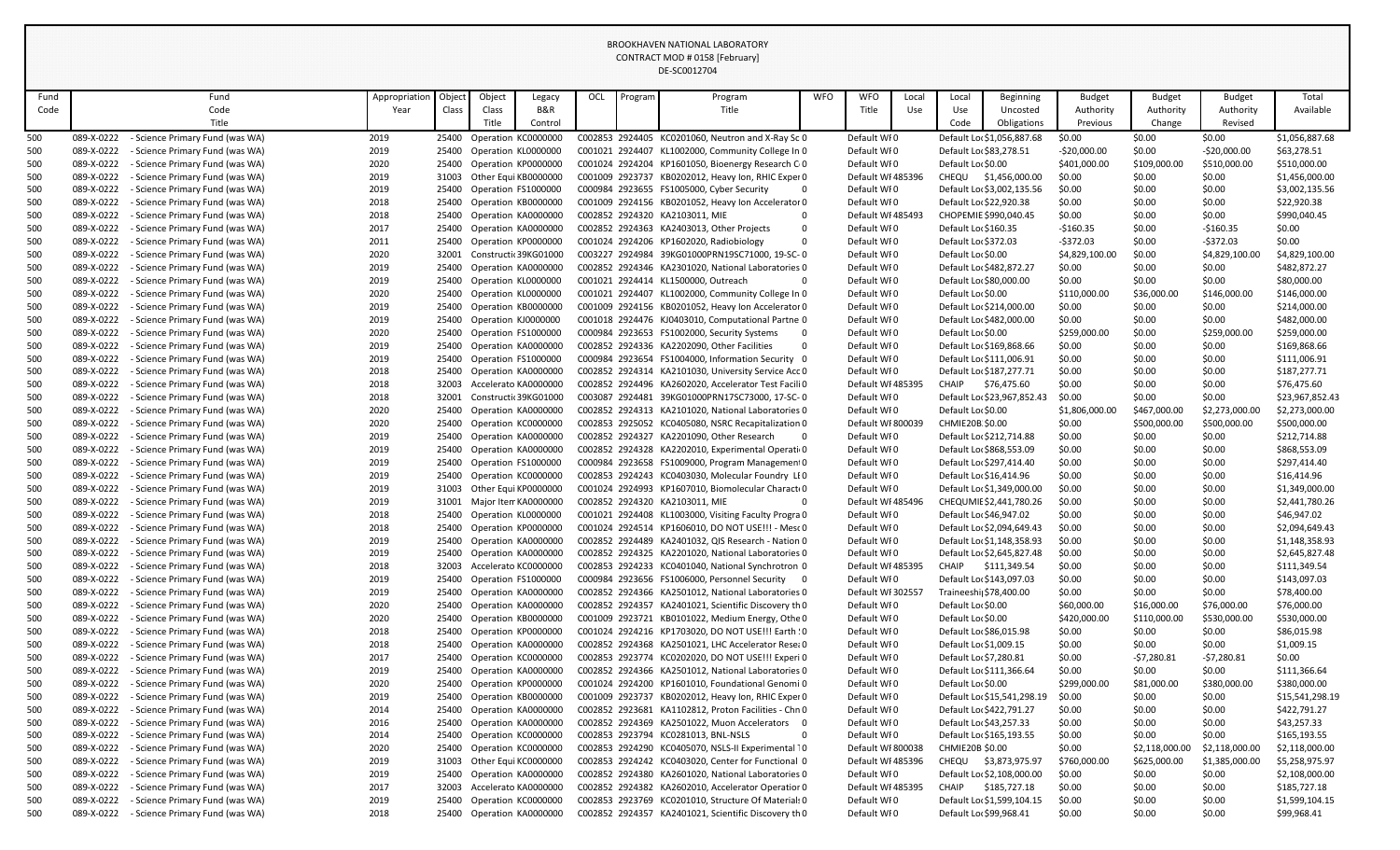BROOKHAVEN NATIONAL LABORATORY
CONTRACT MOD # 0158 [February]
DE-SC0012704

| Fund Code | Fund Code Title | Appropriation Year | Object Class | Object Class Title | Legacy B&R Control | OCL | Program | Program Title | WFO | WFO Title | Local Use | Local Use Code | Beginning Uncosted Obligations | Budget Authority Previous | Budget Authority Change | Budget Authority Revised | Total Available |
|---|---|---|---|---|---|---|---|---|---|---|---|---|---|---|---|---|---|
| 500 | 089-X-0222 - Science Primary Fund (was WA) | 2019 | 25400 | Operation | KC0000000 | C002853 | 2924405 | KC0201060, Neutron and X-Ray Sc | 0 | Default WF | 0 | Default Lo | $1,056,887.68 | $0.00 | $0.00 | $0.00 | $1,056,887.68 |
| 500 | 089-X-0222 - Science Primary Fund (was WA) | 2019 | 25400 | Operation | KL0000000 | C001021 | 2924407 | KL1002000, Community College In | 0 | Default WF | 0 | Default Lo | $83,278.51 | -$20,000.00 | $0.00 | -$20,000.00 | $63,278.51 |
| 500 | 089-X-0222 - Science Primary Fund (was WA) | 2020 | 25400 | Operation | KP0000000 | C001024 | 2924204 | KP1601050, Bioenergy Research C | 0 | Default WF | 0 | Default Lo | $0.00 | $401,000.00 | $109,000.00 | $510,000.00 | $510,000.00 |
| 500 | 089-X-0222 - Science Primary Fund (was WA) | 2019 | 31003 | Other Equi | KB0000000 | C001009 | 2923737 | KB0202012, Heavy Ion, RHIC Exper | 0 | Default WF | 485396 | CHEQU | $1,456,000.00 | $0.00 | $0.00 | $0.00 | $1,456,000.00 |
| 500 | 089-X-0222 - Science Primary Fund (was WA) | 2019 | 25400 | Operation | FS1000000 | C000984 | 2923655 | FS1005000, Cyber Security | 0 | Default WF | 0 | Default Lo | $3,002,135.56 | $0.00 | $0.00 | $0.00 | $3,002,135.56 |
| 500 | 089-X-0222 - Science Primary Fund (was WA) | 2018 | 25400 | Operation | KB0000000 | C001009 | 2924156 | KB0201052, Heavy Ion Accelerator | 0 | Default WF | 0 | Default Lo | $22,920.38 | $0.00 | $0.00 | $0.00 | $22,920.38 |
| 500 | 089-X-0222 - Science Primary Fund (was WA) | 2018 | 25400 | Operation | KA0000000 | C002852 | 2924320 | KA2103011, MIE | 0 | Default WF | 485493 | CHOPEMIE | $990,040.45 | $0.00 | $0.00 | $0.00 | $990,040.45 |
| 500 | 089-X-0222 - Science Primary Fund (was WA) | 2017 | 25400 | Operation | KA0000000 | C002852 | 2924363 | KA2403013, Other Projects | 0 | Default WF | 0 | Default Lo | $160.35 | -$160.35 | $0.00 | -$160.35 | $0.00 |
| 500 | 089-X-0222 - Science Primary Fund (was WA) | 2011 | 25400 | Operation | KP0000000 | C001024 | 2924206 | KP1602020, Radiobiology | 0 | Default WF | 0 | Default Lo | $372.03 | -$372.03 | $0.00 | -$372.03 | $0.00 |
| 500 | 089-X-0222 - Science Primary Fund (was WA) | 2020 | 32001 | Constructi | 39KG01000 | C003227 | 2924984 | 39KG01000PRN19SC71000, 19-SC- | 0 | Default WF | 0 | Default Lo | $0.00 | $4,829,100.00 | $0.00 | $4,829,100.00 | $4,829,100.00 |
| 500 | 089-X-0222 - Science Primary Fund (was WA) | 2019 | 25400 | Operation | KA0000000 | C002852 | 2924346 | KA2301020, National Laboratories | 0 | Default WF | 0 | Default Lo | $482,872.27 | $0.00 | $0.00 | $0.00 | $482,872.27 |
| 500 | 089-X-0222 - Science Primary Fund (was WA) | 2019 | 25400 | Operation | KL0000000 | C001021 | 2924414 | KL1500000, Outreach | 0 | Default WF | 0 | Default Lo | $80,000.00 | $0.00 | $0.00 | $0.00 | $80,000.00 |
| 500 | 089-X-0222 - Science Primary Fund (was WA) | 2020 | 25400 | Operation | KL0000000 | C001021 | 2924407 | KL1002000, Community College In | 0 | Default WF | 0 | Default Lo | $0.00 | $110,000.00 | $36,000.00 | $146,000.00 | $146,000.00 |
| 500 | 089-X-0222 - Science Primary Fund (was WA) | 2019 | 25400 | Operation | KB0000000 | C001009 | 2924156 | KB0201052, Heavy Ion Accelerator | 0 | Default WF | 0 | Default Lo | $214,000.00 | $0.00 | $0.00 | $0.00 | $214,000.00 |
| 500 | 089-X-0222 - Science Primary Fund (was WA) | 2019 | 25400 | Operation | KJ0000000 | C001018 | 2924476 | KJ0403010, Computational Partne | 0 | Default WF | 0 | Default Lo | $482,000.00 | $0.00 | $0.00 | $0.00 | $482,000.00 |
| 500 | 089-X-0222 - Science Primary Fund (was WA) | 2020 | 25400 | Operation | FS1000000 | C000984 | 2923653 | FS1002000, Security Systems | 0 | Default WF | 0 | Default Lo | $0.00 | $259,000.00 | $0.00 | $259,000.00 | $259,000.00 |
| 500 | 089-X-0222 - Science Primary Fund (was WA) | 2019 | 25400 | Operation | KA0000000 | C002852 | 2924336 | KA2202090, Other Facilities | 0 | Default WF | 0 | Default Lo | $169,868.66 | $0.00 | $0.00 | $0.00 | $169,868.66 |
| 500 | 089-X-0222 - Science Primary Fund (was WA) | 2019 | 25400 | Operation | FS1000000 | C000984 | 2923654 | FS1004000, Information Security | 0 | Default WF | 0 | Default Lo | $111,006.91 | $0.00 | $0.00 | $0.00 | $111,006.91 |
| 500 | 089-X-0222 - Science Primary Fund (was WA) | 2018 | 25400 | Operation | KA0000000 | C002852 | 2924314 | KA2101030, University Service Acc | 0 | Default WF | 0 | Default Lo | $187,277.71 | $0.00 | $0.00 | $0.00 | $187,277.71 |
| 500 | 089-X-0222 - Science Primary Fund (was WA) | 2018 | 32003 | Accelerato | KA0000000 | C002852 | 2924496 | KA2602020, Accelerator Test Facili | 0 | Default WF | 485395 | CHAIP | $76,475.60 | $0.00 | $0.00 | $0.00 | $76,475.60 |
| 500 | 089-X-0222 - Science Primary Fund (was WA) | 2018 | 32001 | Constructi | 39KG01000 | C003087 | 2924481 | 39KG01000PRN17SC73000, 17-SC- | 0 | Default WF | 0 | Default Lo | $23,967,852.43 | $0.00 | $0.00 | $0.00 | $23,967,852.43 |
| 500 | 089-X-0222 - Science Primary Fund (was WA) | 2020 | 25400 | Operation | KA0000000 | C002852 | 2924313 | KA2101020, National Laboratories | 0 | Default WF | 0 | Default Lo | $0.00 | $1,806,000.00 | $467,000.00 | $2,273,000.00 | $2,273,000.00 |
| 500 | 089-X-0222 - Science Primary Fund (was WA) | 2020 | 25400 | Operation | KC0000000 | C002853 | 2925052 | KC0405080, NSRC Recapitalization | 0 | Default WF | 800039 | CHMIE20B | $0.00 | $0.00 | $500,000.00 | $500,000.00 | $500,000.00 |
| 500 | 089-X-0222 - Science Primary Fund (was WA) | 2019 | 25400 | Operation | KA0000000 | C002852 | 2924327 | KA2201090, Other Research | 0 | Default WF | 0 | Default Lo | $212,714.88 | $0.00 | $0.00 | $0.00 | $212,714.88 |
| 500 | 089-X-0222 - Science Primary Fund (was WA) | 2019 | 25400 | Operation | KA0000000 | C002852 | 2924328 | KA2202010, Experimental Operati | 0 | Default WF | 0 | Default Lo | $868,553.09 | $0.00 | $0.00 | $0.00 | $868,553.09 |
| 500 | 089-X-0222 - Science Primary Fund (was WA) | 2019 | 25400 | Operation | FS1000000 | C000984 | 2923658 | FS1009000, Program Management | 0 | Default WF | 0 | Default Lo | $297,414.40 | $0.00 | $0.00 | $0.00 | $297,414.40 |
| 500 | 089-X-0222 - Science Primary Fund (was WA) | 2019 | 25400 | Operation | KC0000000 | C002853 | 2924243 | KC0403030, Molecular Foundry LE | 0 | Default WF | 0 | Default Lo | $16,414.96 | $0.00 | $0.00 | $0.00 | $16,414.96 |
| 500 | 089-X-0222 - Science Primary Fund (was WA) | 2019 | 31003 | Other Equi | KP0000000 | C001024 | 2924993 | KP1607010, Biomolecular Characte | 0 | Default WF | 0 | Default Lo | $1,349,000.00 | $0.00 | $0.00 | $0.00 | $1,349,000.00 |
| 500 | 089-X-0222 - Science Primary Fund (was WA) | 2019 | 31001 | Major Item | KA0000000 | C002852 | 2924320 | KA2103011, MIE | 0 | Default WF | 485496 | CHEQUMIE | $2,441,780.26 | $0.00 | $0.00 | $0.00 | $2,441,780.26 |
| 500 | 089-X-0222 - Science Primary Fund (was WA) | 2018 | 25400 | Operation | KL0000000 | C001021 | 2924408 | KL1003000, Visiting Faculty Progra | 0 | Default WF | 0 | Default Lo | $46,947.02 | $0.00 | $0.00 | $0.00 | $46,947.02 |
| 500 | 089-X-0222 - Science Primary Fund (was WA) | 2018 | 25400 | Operation | KP0000000 | C001024 | 2924514 | KP1606010, DO NOT USE!!! - Mes | 0 | Default WF | 0 | Default Lo | $2,094,649.43 | $0.00 | $0.00 | $0.00 | $2,094,649.43 |
| 500 | 089-X-0222 - Science Primary Fund (was WA) | 2019 | 25400 | Operation | KA0000000 | C002852 | 2924489 | KA2401032, QIS Research - Nation | 0 | Default WF | 0 | Default Lo | $1,148,358.93 | $0.00 | $0.00 | $0.00 | $1,148,358.93 |
| 500 | 089-X-0222 - Science Primary Fund (was WA) | 2019 | 25400 | Operation | KA0000000 | C002852 | 2924325 | KA2201020, National Laboratories | 0 | Default WF | 0 | Default Lo | $2,645,827.48 | $0.00 | $0.00 | $0.00 | $2,645,827.48 |
| 500 | 089-X-0222 - Science Primary Fund (was WA) | 2018 | 32003 | Accelerato | KC0000000 | C002853 | 2924233 | KC0401040, National Synchrotron | 0 | Default WF | 485395 | CHAIP | $111,349.54 | $0.00 | $0.00 | $0.00 | $111,349.54 |
| 500 | 089-X-0222 - Science Primary Fund (was WA) | 2019 | 25400 | Operation | FS1000000 | C000984 | 2923656 | FS1006000, Personnel Security | 0 | Default WF | 0 | Default Lo | $143,097.03 | $0.00 | $0.00 | $0.00 | $143,097.03 |
| 500 | 089-X-0222 - Science Primary Fund (was WA) | 2019 | 25400 | Operation | KA0000000 | C002852 | 2924366 | KA2501012, National Laboratories | 0 | Default WF | 302557 | Traineeshi | $78,400.00 | $0.00 | $0.00 | $0.00 | $78,400.00 |
| 500 | 089-X-0222 - Science Primary Fund (was WA) | 2020 | 25400 | Operation | KA0000000 | C002852 | 2924357 | KA2401021, Scientific Discovery th | 0 | Default WF | 0 | Default Lo | $0.00 | $60,000.00 | $16,000.00 | $76,000.00 | $76,000.00 |
| 500 | 089-X-0222 - Science Primary Fund (was WA) | 2020 | 25400 | Operation | KB0000000 | C001009 | 2923721 | KB0101022, Medium Energy, Othe | 0 | Default WF | 0 | Default Lo | $0.00 | $420,000.00 | $110,000.00 | $530,000.00 | $530,000.00 |
| 500 | 089-X-0222 - Science Primary Fund (was WA) | 2018 | 25400 | Operation | KP0000000 | C001024 | 2924216 | KP1703020, DO NOT USE!!! Earth | 0 | Default WF | 0 | Default Lo | $86,015.98 | $0.00 | $0.00 | $0.00 | $86,015.98 |
| 500 | 089-X-0222 - Science Primary Fund (was WA) | 2018 | 25400 | Operation | KA0000000 | C002852 | 2924368 | KA2501021, LHC Accelerator Rese | 0 | Default WF | 0 | Default Lo | $1,009.15 | $0.00 | $0.00 | $0.00 | $1,009.15 |
| 500 | 089-X-0222 - Science Primary Fund (was WA) | 2017 | 25400 | Operation | KC0000000 | C002853 | 2923774 | KC0202020, DO NOT USE!!! Experi | 0 | Default WF | 0 | Default Lo | $7,280.81 | $0.00 | -$7,280.81 | -$7,280.81 | $0.00 |
| 500 | 089-X-0222 - Science Primary Fund (was WA) | 2019 | 25400 | Operation | KA0000000 | C002852 | 2924366 | KA2501012, National Laboratories | 0 | Default WF | 0 | Default Lo | $111,366.64 | $0.00 | $0.00 | $0.00 | $111,366.64 |
| 500 | 089-X-0222 - Science Primary Fund (was WA) | 2020 | 25400 | Operation | KP0000000 | C001024 | 2924200 | KP1601010, Foundational Genomi | 0 | Default WF | 0 | Default Lo | $0.00 | $299,000.00 | $81,000.00 | $380,000.00 | $380,000.00 |
| 500 | 089-X-0222 - Science Primary Fund (was WA) | 2019 | 25400 | Operation | KB0000000 | C001009 | 2923737 | KB0202012, Heavy Ion, RHIC Exper | 0 | Default WF | 0 | Default Lo | $15,541,298.19 | $0.00 | $0.00 | $0.00 | $15,541,298.19 |
| 500 | 089-X-0222 - Science Primary Fund (was WA) | 2014 | 25400 | Operation | KA0000000 | C002852 | 2923681 | KA1102812, Proton Facilities - Chn | 0 | Default WF | 0 | Default Lo | $422,791.27 | $0.00 | $0.00 | $0.00 | $422,791.27 |
| 500 | 089-X-0222 - Science Primary Fund (was WA) | 2016 | 25400 | Operation | KA0000000 | C002852 | 2924369 | KA2501022, Muon Accelerators | 0 | Default WF | 0 | Default Lo | $43,257.33 | $0.00 | $0.00 | $0.00 | $43,257.33 |
| 500 | 089-X-0222 - Science Primary Fund (was WA) | 2014 | 25400 | Operation | KC0000000 | C002853 | 2923794 | KC0281013, BNL-NSLS | 0 | Default WF | 0 | Default Lo | $165,193.55 | $0.00 | $0.00 | $0.00 | $165,193.55 |
| 500 | 089-X-0222 - Science Primary Fund (was WA) | 2020 | 25400 | Operation | KC0000000 | C002853 | 2924290 | KC0405070, NSLS-II Experimental | 0 | Default WF | 800038 | CHMIE20B | $0.00 | $0.00 | $2,118,000.00 | $2,118,000.00 | $2,118,000.00 |
| 500 | 089-X-0222 - Science Primary Fund (was WA) | 2019 | 31003 | Other Equi | KC0000000 | C002853 | 2924242 | KC0403020, Center for Functional | 0 | Default WF | 485396 | CHEQU | $3,873,975.97 | $760,000.00 | $625,000.00 | $1,385,000.00 | $5,258,975.97 |
| 500 | 089-X-0222 - Science Primary Fund (was WA) | 2019 | 25400 | Operation | KA0000000 | C002852 | 2924380 | KA2601020, National Laboratories | 0 | Default WF | 0 | Default Lo | $2,108,000.00 | $0.00 | $0.00 | $0.00 | $2,108,000.00 |
| 500 | 089-X-0222 - Science Primary Fund (was WA) | 2017 | 32003 | Accelerato | KA0000000 | C002852 | 2924382 | KA2602010, Accelerator Operatior | 0 | Default WF | 485395 | CHAIP | $185,727.18 | $0.00 | $0.00 | $0.00 | $185,727.18 |
| 500 | 089-X-0222 - Science Primary Fund (was WA) | 2019 | 25400 | Operation | KC0000000 | C002853 | 2923769 | KC0201010, Structure Of Material | 0 | Default WF | 0 | Default Lo | $1,599,104.15 | $0.00 | $0.00 | $0.00 | $1,599,104.15 |
| 500 | 089-X-0222 - Science Primary Fund (was WA) | 2018 | 25400 | Operation | KA0000000 | C002852 | 2924357 | KA2401021, Scientific Discovery th | 0 | Default WF | 0 | Default Lo | $99,968.41 | $0.00 | $0.00 | $0.00 | $99,968.41 |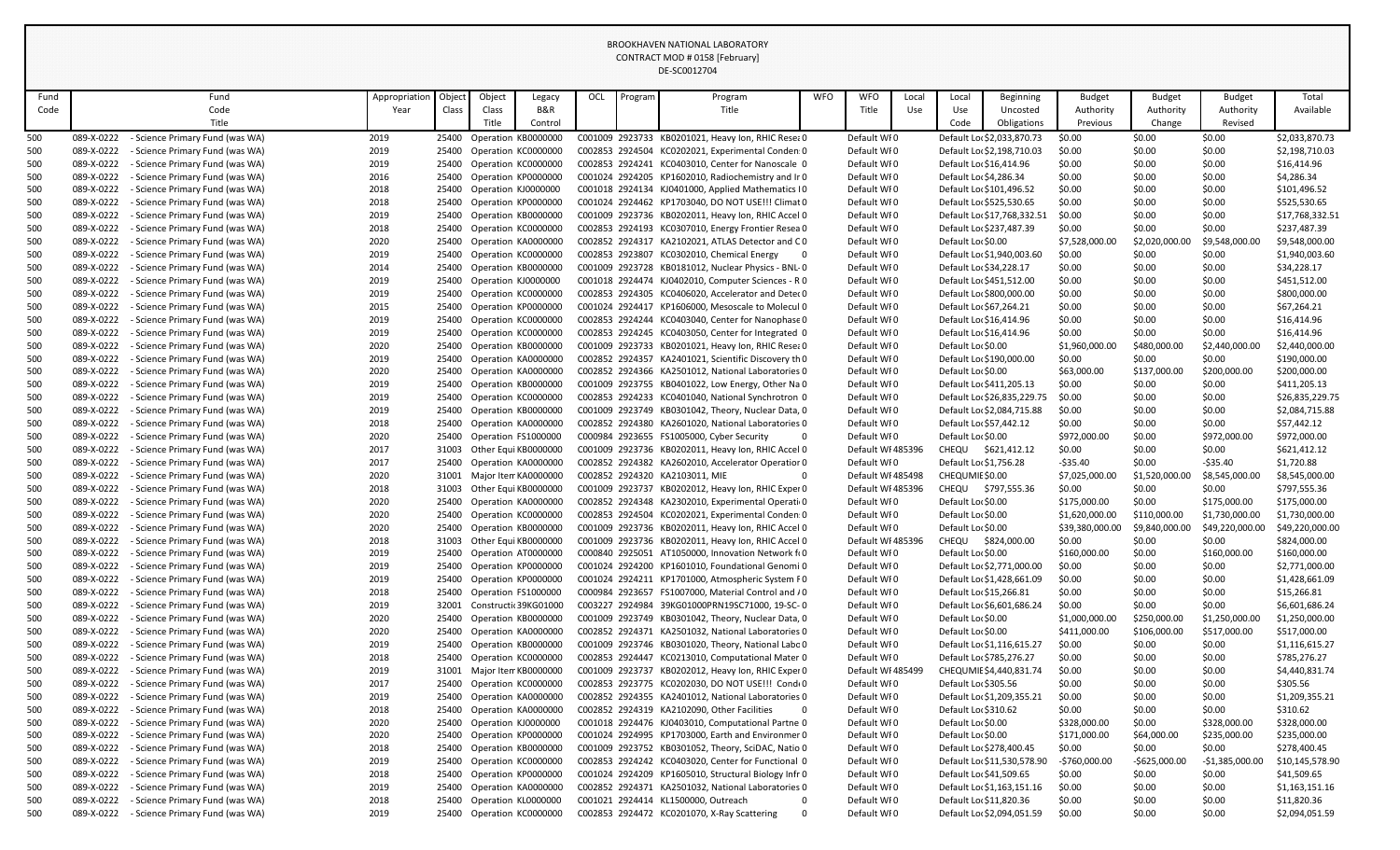BROOKHAVEN NATIONAL LABORATORY
CONTRACT MOD # 0158 [February]
DE-SC0012704

| Fund Code | Fund Code Title | Appropriation Year | Object Class | Object Class Title | Legacy B&R Control | OCL | Program | Program Title | WFO | WFO Title | Local Use | Local Use Code | Beginning Uncosted Obligations | Budget Authority Previous | Budget Authority Change | Budget Authority Revised | Total Available |
|---|---|---|---|---|---|---|---|---|---|---|---|---|---|---|---|---|---|
| 500 | 089-X-0222 - Science Primary Fund (was WA) | 2019 | 25400 | Operation | KB0000000 | C001009 | 2923733 | KB0201021, Heavy Ion, RHIC Resea | 0 | Default WF | 0 | Default Loc | $2,033,870.73 | $0.00 | $0.00 | $0.00 | $2,033,870.73 |
| 500 | 089-X-0222 - Science Primary Fund (was WA) | 2019 | 25400 | Operation | KC0000000 | C002853 | 2924504 | KC0202021, Experimental Conden | 0 | Default WF | 0 | Default Loc | $2,198,710.03 | $0.00 | $0.00 | $0.00 | $2,198,710.03 |
| 500 | 089-X-0222 - Science Primary Fund (was WA) | 2019 | 25400 | Operation | KC0000000 | C002853 | 2924241 | KC0403010, Center for Nanoscale | 0 | Default WF | 0 | Default Loc | $16,414.96 | $0.00 | $0.00 | $0.00 | $16,414.96 |
| 500 | 089-X-0222 - Science Primary Fund (was WA) | 2016 | 25400 | Operation | KP0000000 | C001024 | 2924205 | KP1602010, Radiochemistry and Ir | 0 | Default WF | 0 | Default Loc | $4,286.34 | $0.00 | $0.00 | $0.00 | $4,286.34 |
| 500 | 089-X-0222 - Science Primary Fund (was WA) | 2018 | 25400 | Operation | KJ0000000 | C001018 | 2924134 | KJ0401000, Applied Mathematics I | 0 | Default WF | 0 | Default Loc | $101,496.52 | $0.00 | $0.00 | $0.00 | $101,496.52 |
| 500 | 089-X-0222 - Science Primary Fund (was WA) | 2018 | 25400 | Operation | KP0000000 | C001024 | 2924462 | KP1703040, DO NOT USE!!! Climat | 0 | Default WF | 0 | Default Loc | $525,530.65 | $0.00 | $0.00 | $0.00 | $525,530.65 |
| 500 | 089-X-0222 - Science Primary Fund (was WA) | 2019 | 25400 | Operation | KB0000000 | C001009 | 2923736 | KB0202011, Heavy Ion, RHIC Accel | 0 | Default WF | 0 | Default Loc | $17,768,332.51 | $0.00 | $0.00 | $0.00 | $17,768,332.51 |
| 500 | 089-X-0222 - Science Primary Fund (was WA) | 2018 | 25400 | Operation | KC0000000 | C002853 | 2924193 | KC0307010, Energy Frontier Resea | 0 | Default WF | 0 | Default Loc | $237,487.39 | $0.00 | $0.00 | $0.00 | $237,487.39 |
| 500 | 089-X-0222 - Science Primary Fund (was WA) | 2020 | 25400 | Operation | KA0000000 | C002852 | 2924317 | KA2102021, ATLAS Detector and C | 0 | Default WF | 0 | Default Loc | $0.00 | $7,528,000.00 | $2,020,000.00 | $9,548,000.00 | $9,548,000.00 |
| 500 | 089-X-0222 - Science Primary Fund (was WA) | 2019 | 25400 | Operation | KC0000000 | C002853 | 2923807 | KC0302010, Chemical Energy | 0 | Default WF | 0 | Default Loc | $1,940,003.60 | $0.00 | $0.00 | $0.00 | $1,940,003.60 |
| 500 | 089-X-0222 - Science Primary Fund (was WA) | 2014 | 25400 | Operation | KB0000000 | C001009 | 2923728 | KB0181012, Nuclear Physics - BNL | 0 | Default WF | 0 | Default Loc | $34,228.17 | $0.00 | $0.00 | $0.00 | $34,228.17 |
| 500 | 089-X-0222 - Science Primary Fund (was WA) | 2019 | 25400 | Operation | KJ0000000 | C001018 | 2924474 | KJ0402010, Computer Sciences - R | 0 | Default WF | 0 | Default Loc | $451,512.00 | $0.00 | $0.00 | $0.00 | $451,512.00 |
| 500 | 089-X-0222 - Science Primary Fund (was WA) | 2019 | 25400 | Operation | KC0000000 | C002853 | 2924305 | KC0406020, Accelerator and Detec | 0 | Default WF | 0 | Default Loc | $800,000.00 | $0.00 | $0.00 | $0.00 | $800,000.00 |
| 500 | 089-X-0222 - Science Primary Fund (was WA) | 2015 | 25400 | Operation | KP0000000 | C001024 | 2924417 | KP1606000, Mesoscale to Molecul | 0 | Default WF | 0 | Default Loc | $67,264.21 | $0.00 | $0.00 | $0.00 | $67,264.21 |
| 500 | 089-X-0222 - Science Primary Fund (was WA) | 2019 | 25400 | Operation | KC0000000 | C002853 | 2924244 | KC0403040, Center for Nanophase | 0 | Default WF | 0 | Default Loc | $16,414.96 | $0.00 | $0.00 | $0.00 | $16,414.96 |
| 500 | 089-X-0222 - Science Primary Fund (was WA) | 2019 | 25400 | Operation | KC0000000 | C002853 | 2924245 | KC0403050, Center for Integrated | 0 | Default WF | 0 | Default Loc | $16,414.96 | $0.00 | $0.00 | $0.00 | $16,414.96 |
| 500 | 089-X-0222 - Science Primary Fund (was WA) | 2020 | 25400 | Operation | KB0000000 | C001009 | 2923733 | KB0201021, Heavy Ion, RHIC Resea | 0 | Default WF | 0 | Default Loc | $0.00 | $1,960,000.00 | $480,000.00 | $2,440,000.00 | $2,440,000.00 |
| 500 | 089-X-0222 - Science Primary Fund (was WA) | 2019 | 25400 | Operation | KA0000000 | C002852 | 2924357 | KA2401021, Scientific Discovery th | 0 | Default WF | 0 | Default Loc | $190,000.00 | $0.00 | $0.00 | $0.00 | $190,000.00 |
| 500 | 089-X-0222 - Science Primary Fund (was WA) | 2020 | 25400 | Operation | KA0000000 | C002852 | 2924366 | KA2501012, National Laboratories | 0 | Default WF | 0 | Default Loc | $0.00 | $63,000.00 | $137,000.00 | $200,000.00 | $200,000.00 |
| 500 | 089-X-0222 - Science Primary Fund (was WA) | 2019 | 25400 | Operation | KB0000000 | C001009 | 2923755 | KB0401022, Low Energy, Other Na | 0 | Default WF | 0 | Default Loc | $411,205.13 | $0.00 | $0.00 | $0.00 | $411,205.13 |
| 500 | 089-X-0222 - Science Primary Fund (was WA) | 2019 | 25400 | Operation | KC0000000 | C002853 | 2924233 | KC0401040, National Synchrotron | 0 | Default WF | 0 | Default Loc | $26,835,229.75 | $0.00 | $0.00 | $0.00 | $26,835,229.75 |
| 500 | 089-X-0222 - Science Primary Fund (was WA) | 2019 | 25400 | Operation | KB0000000 | C001009 | 2923749 | KB0301042, Theory, Nuclear Data, | 0 | Default WF | 0 | Default Loc | $2,084,715.88 | $0.00 | $0.00 | $0.00 | $2,084,715.88 |
| 500 | 089-X-0222 - Science Primary Fund (was WA) | 2018 | 25400 | Operation | KA0000000 | C002852 | 2924380 | KA2601020, National Laboratories | 0 | Default WF | 0 | Default Loc | $57,442.12 | $0.00 | $0.00 | $0.00 | $57,442.12 |
| 500 | 089-X-0222 - Science Primary Fund (was WA) | 2020 | 25400 | Operation | FS1000000 | C000984 | 2923655 | FS1005000, Cyber Security | 0 | Default WF | 0 | Default Loc | $0.00 | $972,000.00 | $0.00 | $972,000.00 | $972,000.00 |
| 500 | 089-X-0222 - Science Primary Fund (was WA) | 2017 | 31003 | Other Equi | KB0000000 | C001009 | 2923736 | KB0202011, Heavy Ion, RHIC Accel | 0 | Default WF | 485396 | CHEQU | $621,412.12 | $0.00 | $0.00 | $0.00 | $621,412.12 |
| 500 | 089-X-0222 - Science Primary Fund (was WA) | 2017 | 25400 | Operation | KA0000000 | C002852 | 2924382 | KA2602010, Accelerator Operation | 0 | Default WF | 0 | Default Loc | $1,756.28 | -$35.40 | $0.00 | -$35.40 | $1,720.88 |
| 500 | 089-X-0222 - Science Primary Fund (was WA) | 2020 | 31001 | Major Item | KA0000000 | C002852 | 2924320 | KA2103011, MIE | 0 | Default WF | 485498 | CHEQUMIE | $0.00 | $7,025,000.00 | $1,520,000.00 | $8,545,000.00 | $8,545,000.00 |
| 500 | 089-X-0222 - Science Primary Fund (was WA) | 2018 | 31003 | Other Equi | KB0000000 | C001009 | 2923737 | KB0202012, Heavy Ion, RHIC Exper | 0 | Default WF | 485396 | CHEQU | $797,555.36 | $0.00 | $0.00 | $0.00 | $797,555.36 |
| 500 | 089-X-0222 - Science Primary Fund (was WA) | 2020 | 25400 | Operation | KA0000000 | C002852 | 2924348 | KA2302010, Experimental Operati | 0 | Default WF | 0 | Default Loc | $0.00 | $175,000.00 | $0.00 | $175,000.00 | $175,000.00 |
| 500 | 089-X-0222 - Science Primary Fund (was WA) | 2020 | 25400 | Operation | KC0000000 | C002853 | 2924504 | KC0202021, Experimental Conden | 0 | Default WF | 0 | Default Loc | $0.00 | $1,620,000.00 | $110,000.00 | $1,730,000.00 | $1,730,000.00 |
| 500 | 089-X-0222 - Science Primary Fund (was WA) | 2020 | 25400 | Operation | KB0000000 | C001009 | 2923736 | KB0202011, Heavy Ion, RHIC Accel | 0 | Default WF | 0 | Default Loc | $0.00 | $39,380,000.00 | $9,840,000.00 | $49,220,000.00 | $49,220,000.00 |
| 500 | 089-X-0222 - Science Primary Fund (was WA) | 2018 | 31003 | Other Equi | KB0000000 | C001009 | 2923736 | KB0202011, Heavy Ion, RHIC Accel | 0 | Default WF | 485396 | CHEQU | $824,000.00 | $0.00 | $0.00 | $0.00 | $824,000.00 |
| 500 | 089-X-0222 - Science Primary Fund (was WA) | 2019 | 25400 | Operation | AT0000000 | C000840 | 2925051 | AT1050000, Innovation Network f | 0 | Default WF | 0 | Default Loc | $0.00 | $160,000.00 | $0.00 | $160,000.00 | $160,000.00 |
| 500 | 089-X-0222 - Science Primary Fund (was WA) | 2019 | 25400 | Operation | KP0000000 | C001024 | 2924200 | KP1601010, Foundational Genomi | 0 | Default WF | 0 | Default Loc | $2,771,000.00 | $0.00 | $0.00 | $0.00 | $2,771,000.00 |
| 500 | 089-X-0222 - Science Primary Fund (was WA) | 2019 | 25400 | Operation | KP0000000 | C001024 | 2924211 | KP1701000, Atmospheric System F | 0 | Default WF | 0 | Default Loc | $1,428,661.09 | $0.00 | $0.00 | $0.00 | $1,428,661.09 |
| 500 | 089-X-0222 - Science Primary Fund (was WA) | 2018 | 25400 | Operation | FS1000000 | C000984 | 2923657 | FS1007000, Material Control and | 0 | Default WF | 0 | Default Loc | $15,266.81 | $0.00 | $0.00 | $0.00 | $15,266.81 |
| 500 | 089-X-0222 - Science Primary Fund (was WA) | 2019 | 32001 | Constructi | 39KG01000 | C003227 | 2924984 | 39KG01000PRN19SC71000, 19-SC- | 0 | Default WF | 0 | Default Loc | $6,601,686.24 | $0.00 | $0.00 | $0.00 | $6,601,686.24 |
| 500 | 089-X-0222 - Science Primary Fund (was WA) | 2020 | 25400 | Operation | KB0000000 | C001009 | 2923749 | KB0301042, Theory, Nuclear Data, | 0 | Default WF | 0 | Default Loc | $0.00 | $1,000,000.00 | $250,000.00 | $1,250,000.00 | $1,250,000.00 |
| 500 | 089-X-0222 - Science Primary Fund (was WA) | 2020 | 25400 | Operation | KA0000000 | C002852 | 2924371 | KA2501032, National Laboratories | 0 | Default WF | 0 | Default Loc | $0.00 | $411,000.00 | $106,000.00 | $517,000.00 | $517,000.00 |
| 500 | 089-X-0222 - Science Primary Fund (was WA) | 2019 | 25400 | Operation | KB0000000 | C001009 | 2923746 | KB0301020, Theory, National Labo | 0 | Default WF | 0 | Default Loc | $1,116,615.27 | $0.00 | $0.00 | $0.00 | $1,116,615.27 |
| 500 | 089-X-0222 - Science Primary Fund (was WA) | 2018 | 25400 | Operation | KC0000000 | C002853 | 2924447 | KC0213010, Computational Mater | 0 | Default WF | 0 | Default Loc | $785,276.27 | $0.00 | $0.00 | $0.00 | $785,276.27 |
| 500 | 089-X-0222 - Science Primary Fund (was WA) | 2019 | 31001 | Major Item | KB0000000 | C001009 | 2923737 | KB0202012, Heavy Ion, RHIC Exper | 0 | Default WF | 485499 | CHEQUMIE | $4,440,831.74 | $0.00 | $0.00 | $0.00 | $4,440,831.74 |
| 500 | 089-X-0222 - Science Primary Fund (was WA) | 2017 | 25400 | Operation | KC0000000 | C002853 | 2923775 | KC0202030, DO NOT USE!!! Cond | 0 | Default WF | 0 | Default Loc | $305.56 | $0.00 | $0.00 | $0.00 | $305.56 |
| 500 | 089-X-0222 - Science Primary Fund (was WA) | 2019 | 25400 | Operation | KA0000000 | C002852 | 2924355 | KA2401012, National Laboratories | 0 | Default WF | 0 | Default Loc | $1,209,355.21 | $0.00 | $0.00 | $0.00 | $1,209,355.21 |
| 500 | 089-X-0222 - Science Primary Fund (was WA) | 2018 | 25400 | Operation | KA0000000 | C002852 | 2924319 | KA2102090, Other Facilities | 0 | Default WF | 0 | Default Loc | $310.62 | $0.00 | $0.00 | $0.00 | $310.62 |
| 500 | 089-X-0222 - Science Primary Fund (was WA) | 2020 | 25400 | Operation | KJ0000000 | C001018 | 2924476 | KJ0403010, Computational Partne | 0 | Default WF | 0 | Default Loc | $0.00 | $328,000.00 | $0.00 | $328,000.00 | $328,000.00 |
| 500 | 089-X-0222 - Science Primary Fund (was WA) | 2020 | 25400 | Operation | KP0000000 | C001024 | 2924995 | KP1703000, Earth and Environmer | 0 | Default WF | 0 | Default Loc | $0.00 | $171,000.00 | $64,000.00 | $235,000.00 | $235,000.00 |
| 500 | 089-X-0222 - Science Primary Fund (was WA) | 2018 | 25400 | Operation | KB0000000 | C001009 | 2923752 | KB0301052, Theory, SciDAC, Natio | 0 | Default WF | 0 | Default Loc | $278,400.45 | $0.00 | $0.00 | $0.00 | $278,400.45 |
| 500 | 089-X-0222 - Science Primary Fund (was WA) | 2019 | 25400 | Operation | KC0000000 | C002853 | 2924242 | KC0403020, Center for Functional | 0 | Default WF | 0 | Default Loc | $11,530,578.90 | -$760,000.00 | -$625,000.00 | -$1,385,000.00 | $10,145,578.90 |
| 500 | 089-X-0222 - Science Primary Fund (was WA) | 2018 | 25400 | Operation | KP0000000 | C001024 | 2924209 | KP1605010, Structural Biology Infr | 0 | Default WF | 0 | Default Loc | $41,509.65 | $0.00 | $0.00 | $0.00 | $41,509.65 |
| 500 | 089-X-0222 - Science Primary Fund (was WA) | 2019 | 25400 | Operation | KA0000000 | C002852 | 2924371 | KA2501032, National Laboratories | 0 | Default WF | 0 | Default Loc | $1,163,151.16 | $0.00 | $0.00 | $0.00 | $1,163,151.16 |
| 500 | 089-X-0222 - Science Primary Fund (was WA) | 2018 | 25400 | Operation | KL0000000 | C001021 | 2924414 | KL1500000, Outreach | 0 | Default WF | 0 | Default Loc | $11,820.36 | $0.00 | $0.00 | $0.00 | $11,820.36 |
| 500 | 089-X-0222 - Science Primary Fund (was WA) | 2019 | 25400 | Operation | KC0000000 | C002853 | 2924472 | KC0201070, X-Ray Scattering | 0 | Default WF | 0 | Default Loc | $2,094,051.59 | $0.00 | $0.00 | $0.00 | $2,094,051.59 |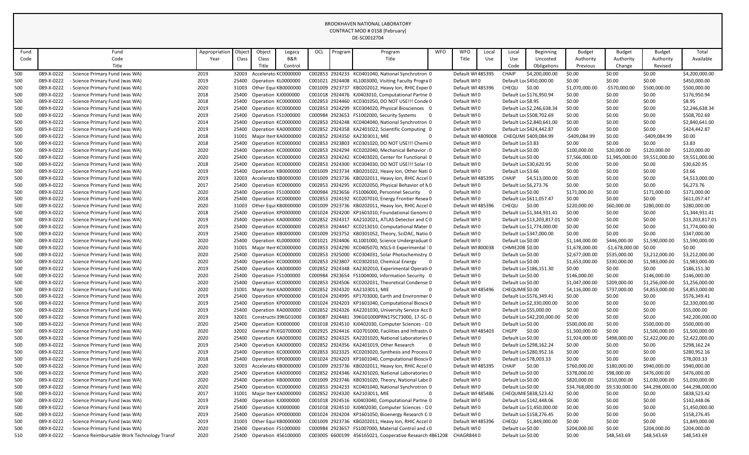BROOKHAVEN NATIONAL LABORATORY
CONTRACT MOD # 0158 [February]
DE-SC0012704

| Fund Code | Fund Code Title | Appropriation Year | Object Class | Object Class Title | Legacy B&R Control | OCL | Program | Program Title | WFO | WFO Title | Local Use | Local Use Code | Beginning Uncosted Obligations | Budget Authority Previous | Budget Authority Change | Budget Authority Revised | Total Available |
|---|---|---|---|---|---|---|---|---|---|---|---|---|---|---|---|---|---|
| 500 | 089-X-0222 - Science Primary Fund (was WA) | 2019 | 32003 | Accelerato | KC0000000 | C002853 | 2924233 | KC0401040, National Synchrotron | 0 | Default WF | 485395 | CHAIP | $4,200,000.00 | $0.00 | $0.00 | $0.00 | $4,200,000.00 |
| 500 | 089-X-0222 - Science Primary Fund (was WA) | 2019 | 25400 | Operation | KL0000000 | C001021 | 2924408 | KL1003000, Visiting Faculty Progra | 0 | Default WF | 0 | Default Loc | $450,000.00 | $0.00 | $0.00 | $0.00 | $450,000.00 |
| 500 | 089-X-0222 - Science Primary Fund (was WA) | 2020 | 31003 | Other Equi | KB0000000 | C001009 | 2923737 | KB0202012, Heavy Ion, RHIC Exper | 0 | Default WF | 485396 | CHEQU | $0.00 | $1,070,000.00 | -$570,000.00 | $500,000.00 | $500,000.00 |
| 500 | 089-X-0222 - Science Primary Fund (was WA) | 2018 | 25400 | Operation | KJ0000000 | C001018 | 2924476 | KJ0403010, Computational Partne | 0 | Default WF | 0 | Default Loc | $176,950.94 | $0.00 | $0.00 | $0.00 | $176,950.94 |
| 500 | 089-X-0222 - Science Primary Fund (was WA) | 2018 | 25400 | Operation | KC0000000 | C002853 | 2924460 | KC0301050, DO NOT USE!!! Conde | 0 | Default WF | 0 | Default Loc | $8.95 | $0.00 | $0.00 | $0.00 | $8.95 |
| 500 | 089-X-0222 - Science Primary Fund (was WA) | 2019 | 25400 | Operation | KC0000000 | C002853 | 2924299 | KC0304020, Physical Biosciences | 0 | Default WF | 0 | Default Loc | $2,246,638.34 | $0.00 | $0.00 | $0.00 | $2,246,638.34 |
| 500 | 089-X-0222 - Science Primary Fund (was WA) | 2019 | 25400 | Operation | FS1000000 | C000984 | 2923653 | FS1002000, Security Systems | 0 | Default WF | 0 | Default Loc | $508,702.69 | $0.00 | $0.00 | $0.00 | $508,702.69 |
| 500 | 089-X-0222 - Science Primary Fund (was WA) | 2014 | 25400 | Operation | KC0000000 | C002853 | 2924248 | KC0404040, National Synchrotron | 0 | Default WF | 0 | Default Loc | $2,840,641.00 | $0.00 | $0.00 | $0.00 | $2,840,641.00 |
| 500 | 089-X-0222 - Science Primary Fund (was WA) | 2019 | 25400 | Operation | KA0000000 | C002852 | 2924358 | KA2401022, Scientific Computing | 0 | Default WF | 0 | Default Loc | $424,442.87 | $0.00 | $0.00 | $0.00 | $424,442.87 |
| 500 | 089-X-0222 - Science Primary Fund (was WA) | 2018 | 31001 | Major Item | KA0000000 | C002852 | 2924350 | KA2303011, MIE | 0 | Default WF | 4809008 | CHEQUMI | $409,084.99 | -$409,084.99 | $0.00 | -$409,084.99 | $0.00 |
| 500 | 089-X-0222 - Science Primary Fund (was WA) | 2018 | 25400 | Operation | KC0000000 | C002853 | 2923803 | KC0301020, DO NOT USE!!! Chemi | 0 | Default WF | 0 | Default Loc | $3.83 | $0.00 | $0.00 | $0.00 | $3.83 |
| 500 | 089-X-0222 - Science Primary Fund (was WA) | 2020 | 25400 | Operation | KC0000000 | C002853 | 2924294 | KC0202040, Mechanical Behavior | 0 | Default WF | 0 | Default Loc | $0.00 | $100,000.00 | $20,000.00 | $120,000.00 | $120,000.00 |
| 500 | 089-X-0222 - Science Primary Fund (was WA) | 2020 | 25400 | Operation | KC0000000 | C002853 | 2924242 | KC0403020, Center for Functional | 0 | Default WF | 0 | Default Loc | $0.00 | $7,566,000.00 | $1,985,000.00 | $9,551,000.00 | $9,551,000.00 |
| 500 | 089-X-0222 - Science Primary Fund (was WA) | 2018 | 25400 | Operation | KC0000000 | C002853 | 2924300 | KC0304030, DO NOT USE!!! Solar I | 0 | Default WF | 0 | Default Loc | $30,620.95 | $0.00 | $0.00 | $0.00 | $30,620.95 |
| 500 | 089-X-0222 - Science Primary Fund (was WA) | 2019 | 25400 | Operation | KB0000000 | C001009 | 2923734 | KB0201022, Heavy Ion, Other Nati | 0 | Default WF | 0 | Default Loc | $3.66 | $0.00 | $0.00 | $0.00 | $3.66 |
| 500 | 089-X-0222 - Science Primary Fund (was WA) | 2019 | 32003 | Accelerato | KB0000000 | C001009 | 2923736 | KB0202011, Heavy Ion, RHIC Accel | 0 | Default WF | 485395 | CHAIP | $4,513,000.00 | $0.00 | $0.00 | $0.00 | $4,513,000.00 |
| 500 | 089-X-0222 - Science Primary Fund (was WA) | 2017 | 25400 | Operation | KC0000000 | C002853 | 2924295 | KC0202050, Physical Behavior of M | 0 | Default WF | 0 | Default Loc | $6,273.76 | $0.00 | $0.00 | $0.00 | $6,273.76 |
| 500 | 089-X-0222 - Science Primary Fund (was WA) | 2020 | 25400 | Operation | FS1000000 | C000984 | 2923656 | FS1006000, Personnel Security | 0 | Default WF | 0 | Default Loc | $0.00 | $171,000.00 | $0.00 | $171,000.00 | $171,000.00 |
| 500 | 089-X-0222 - Science Primary Fund (was WA) | 2018 | 25400 | Operation | KC0000000 | C002853 | 2924192 | KC0207010, Energy Frontier Resea | 0 | Default WF | 0 | Default Loc | $611,057.47 | $0.00 | $0.00 | $0.00 | $611,057.47 |
| 500 | 089-X-0222 - Science Primary Fund (was WA) | 2020 | 31003 | Other Equi | KB0000000 | C001009 | 2923736 | KB0202011, Heavy Ion, RHIC Accel | 0 | Default WF | 485396 | CHEQU | $0.00 | $220,000.00 | $60,000.00 | $280,000.00 | $280,000.00 |
| 500 | 089-X-0222 - Science Primary Fund (was WA) | 2018 | 25400 | Operation | KP0000000 | C001024 | 2924200 | KP1601010, Foundational Genomi | 0 | Default WF | 0 | Default Loc | $1,344,931.41 | $0.00 | $0.00 | $0.00 | $1,344,931.41 |
| 500 | 089-X-0222 - Science Primary Fund (was WA) | 2019 | 25400 | Operation | KA0000000 | C002852 | 2924317 | KA2102021, ATLAS Detector and C | 0 | Default WF | 0 | Default Loc | $13,203,817.01 | $0.00 | $0.00 | $0.00 | $13,203,817.01 |
| 500 | 089-X-0222 - Science Primary Fund (was WA) | 2019 | 25400 | Operation | KC0000000 | C002853 | 2924447 | KC0213010, Computational Mater | 0 | Default WF | 0 | Default Loc | $1,774,000.00 | $0.00 | $0.00 | $0.00 | $1,774,000.00 |
| 500 | 089-X-0222 - Science Primary Fund (was WA) | 2019 | 25400 | Operation | KB0000000 | C001009 | 2923752 | KB0301052, Theory, SciDAC, Natio | 0 | Default WF | 0 | Default Loc | $347,000.00 | $0.00 | $0.00 | $0.00 | $347,000.00 |
| 500 | 089-X-0222 - Science Primary Fund (was WA) | 2020 | 25400 | Operation | KL0000000 | C001021 | 2924406 | KL1001000, Science Undergraduat | 0 | Default WF | 0 | Default Loc | $0.00 | $1,144,000.00 | $446,000.00 | $1,590,000.00 | $1,590,000.00 |
| 500 | 089-X-0222 - Science Primary Fund (was WA) | 2020 | 31001 | Major Item | KC0000000 | C002853 | 2924290 | KC0405070, NSLS-II Experimental T | 0 | Default WF | 800038 | CHMIE20B | $0.00 | $1,678,000.00 | -$1,678,000.00 | $0.00 | $0.00 |
| 500 | 089-X-0222 - Science Primary Fund (was WA) | 2020 | 25400 | Operation | KC0000000 | C002853 | 2925000 | KC0304031, Solar Photochemistry | 0 | Default WF | 0 | Default Loc | $0.00 | $2,677,000.00 | $535,000.00 | $3,212,000.00 | $3,212,000.00 |
| 500 | 089-X-0222 - Science Primary Fund (was WA) | 2020 | 25400 | Operation | KC0000000 | C002853 | 2923807 | KC0302010, Chemical Energy | 0 | Default WF | 0 | Default Loc | $0.00 | $1,653,000.00 | $330,000.00 | $1,983,000.00 | $1,983,000.00 |
| 500 | 089-X-0222 - Science Primary Fund (was WA) | 2019 | 25400 | Operation | KA0000000 | C002852 | 2924348 | KA2302010, Experimental Operati | 0 | Default WF | 0 | Default Loc | $186,151.30 | $0.00 | $0.00 | $0.00 | $186,151.30 |
| 500 | 089-X-0222 - Science Primary Fund (was WA) | 2020 | 25400 | Operation | FS1000000 | C000984 | 2923654 | FS1004000, Information Security | 0 | Default WF | 0 | Default Loc | $0.00 | $146,000.00 | $0.00 | $146,000.00 | $146,000.00 |
| 500 | 089-X-0222 - Science Primary Fund (was WA) | 2020 | 25400 | Operation | KC0000000 | C002853 | 2924506 | KC0202031, Theoretical Condense | 0 | Default WF | 0 | Default Loc | $0.00 | $1,047,000.00 | $209,000.00 | $1,256,000.00 | $1,256,000.00 |
| 500 | 089-X-0222 - Science Primary Fund (was WA) | 2020 | 31001 | Major Item | KA0000000 | C002852 | 2924320 | KA2103011, MIE | 0 | Default WF | 485496 | CHEQUMIE | $0.00 | $4,116,000.00 | $737,000.00 | $4,853,000.00 | $4,853,000.00 |
| 500 | 089-X-0222 - Science Primary Fund (was WA) | 2019 | 25400 | Operation | KP0000000 | C001024 | 2924995 | KP1703000, Earth and Environmer | 0 | Default WF | 0 | Default Loc | $576,349.41 | $0.00 | $0.00 | $0.00 | $576,349.41 |
| 500 | 089-X-0222 - Science Primary Fund (was WA) | 2019 | 25400 | Operation | KP0000000 | C001024 | 2924203 | KP1601040, Computational Bioscie | 0 | Default WF | 0 | Default Loc | $2,330,000.00 | $0.00 | $0.00 | $0.00 | $2,330,000.00 |
| 500 | 089-X-0222 - Science Primary Fund (was WA) | 2019 | 25400 | Operation | KA0000000 | C002852 | 2924326 | KA2201030, University Service Acc | 0 | Default WF | 0 | Default Loc | $55,000.00 | $0.00 | $0.00 | $0.00 | $55,000.00 |
| 500 | 089-X-0222 - Science Primary Fund (was WA) | 2019 | 32001 | Constructi | 39KG01000 | C003087 | 2924481 | 39KG01000PRN17SC73000, 17-SC- | 0 | Default WF | 0 | Default Loc | $42,200,000.00 | $0.00 | $0.00 | $0.00 | $42,200,000.00 |
| 500 | 089-X-0222 - Science Primary Fund (was WA) | 2020 | 25400 | Operation | KJ0000000 | C001018 | 2924510 | KJ0402030, Computer Sciences - C | 0 | Default WF | 0 | Default Loc | $0.00 | $500,000.00 | $0.00 | $500,000.00 | $500,000.00 |
| 500 | 089-X-0222 - Science Primary Fund (was WA) | 2020 | 32002 | General Pl | KG0700000 | C002925 | 2924416 | KG0701000, Facilities and Infrastru | 0 | Default WF | 485403 | CHGPP | $0.00 | $1,500,000.00 | $0.00 | $1,500,000.00 | $1,500,000.00 |
| 500 | 089-X-0222 - Science Primary Fund (was WA) | 2020 | 25400 | Operation | KA0000000 | C002852 | 2924325 | KA2201020, National Laboratories | 0 | Default WF | 0 | Default Loc | $0.00 | $1,924,000.00 | $498,000.00 | $2,422,000.00 | $2,422,000.00 |
| 500 | 089-X-0222 - Science Primary Fund (was WA) | 2019 | 25400 | Operation | KA0000000 | C002852 | 2924356 | KA2401019, Other Research | 0 | Default WF | 0 | Default Loc | $298,162.24 | $0.00 | $0.00 | $0.00 | $298,162.24 |
| 500 | 089-X-0222 - Science Primary Fund (was WA) | 2019 | 25400 | Operation | KC0000000 | C002853 | 3023325 | KC0203020, Synthesis and Process | 0 | Default WF | 0 | Default Loc | $280,952.16 | $0.00 | $0.00 | $0.00 | $280,952.16 |
| 500 | 089-X-0222 - Science Primary Fund (was WA) | 2018 | 25400 | Operation | KP0000000 | C001024 | 2924203 | KP1601040, Computational Bioscie | 0 | Default WF | 0 | Default Loc | $78,003.33 | $0.00 | $0.00 | $0.00 | $78,003.33 |
| 500 | 089-X-0222 - Science Primary Fund (was WA) | 2020 | 32003 | Accelerato | KB0000000 | C001009 | 2923736 | KB0202011, Heavy Ion, RHIC Accel | 0 | Default WF | 485395 | CHAIP | $0.00 | $760,000.00 | $180,000.00 | $940,000.00 | $940,000.00 |
| 500 | 089-X-0222 - Science Primary Fund (was WA) | 2020 | 25400 | Operation | KA0000000 | C002852 | 2924346 | KA2301020, National Laboratories | 0 | Default WF | 0 | Default Loc | $0.00 | $378,000.00 | $98,000.00 | $476,000.00 | $476,000.00 |
| 500 | 089-X-0222 - Science Primary Fund (was WA) | 2020 | 25400 | Operation | KB0000000 | C001009 | 2923746 | KB0301020, Theory, National Labo | 0 | Default WF | 0 | Default Loc | $0.00 | $820,000.00 | $210,000.00 | $1,030,000.00 | $1,030,000.00 |
| 500 | 089-X-0222 - Science Primary Fund (was WA) | 2020 | 25400 | Operation | KC0000000 | C002853 | 2924233 | KC0401040, National Synchrotron | 0 | Default WF | 0 | Default Loc | $0.00 | $34,768,000.00 | $9,530,000.00 | $44,298,000.00 | $44,298,000.00 |
| 500 | 089-X-0222 - Science Primary Fund (was WA) | 2017 | 31001 | Major Item | KA0000000 | C002852 | 2924320 | KA2103011, MIE | 0 | Default WF | 485486 | CHEQUMIE | $838,523.42 | $0.00 | $0.00 | $0.00 | $838,523.42 |
| 500 | 089-X-0222 - Science Primary Fund (was WA) | 2019 | 25400 | Operation | KJ0000000 | C001018 | 2924516 | KJ0403040, Computational Partne | 0 | Default WF | 0 | Default Loc | $142,448.06 | $0.00 | $0.00 | $0.00 | $142,448.06 |
| 500 | 089-X-0222 - Science Primary Fund (was WA) | 2019 | 25400 | Operation | KJ0000000 | C001018 | 2924510 | KJ0402030, Computer Sciences - C | 0 | Default WF | 0 | Default Loc | $1,450,000.00 | $0.00 | $0.00 | $0.00 | $1,450,000.00 |
| 500 | 089-X-0222 - Science Primary Fund (was WA) | 2019 | 25400 | Operation | KP0000000 | C001024 | 2924204 | KP1601050, Bioenergy Research C | 0 | Default WF | 0 | Default Loc | $158,276.45 | $0.00 | $0.00 | $0.00 | $158,276.45 |
| 500 | 089-X-0222 - Science Primary Fund (was WA) | 2019 | 31003 | Other Equi | KB0000000 | C001009 | 2923736 | KB0202011, Heavy Ion, RHIC Accel | 0 | Default WF | 485396 | CHEQU | $1,849,000.00 | $0.00 | $0.00 | $0.00 | $1,849,000.00 |
| 500 | 089-X-0222 - Science Primary Fund (was WA) | 2020 | 25400 | Operation | FS1000000 | C000984 | 2923657 | FS1007000, Material Control and A | 0 | Default WF | 0 | Default Loc | $0.00 | $204,000.00 | $0.00 | $204,000.00 | $204,000.00 |
| 510 | 089-X-0222 - Science Reimbursable Work Technology Transf | 2020 | 25400 | Operation | 456100000 | C003005 | 6600199 | 456165021, Cooperative Research | 4861208 | CHAGR844 | 0 | Default Loc | $0.00 | $0.00 | $48,543.69 | $48,543.69 | $48,543.69 |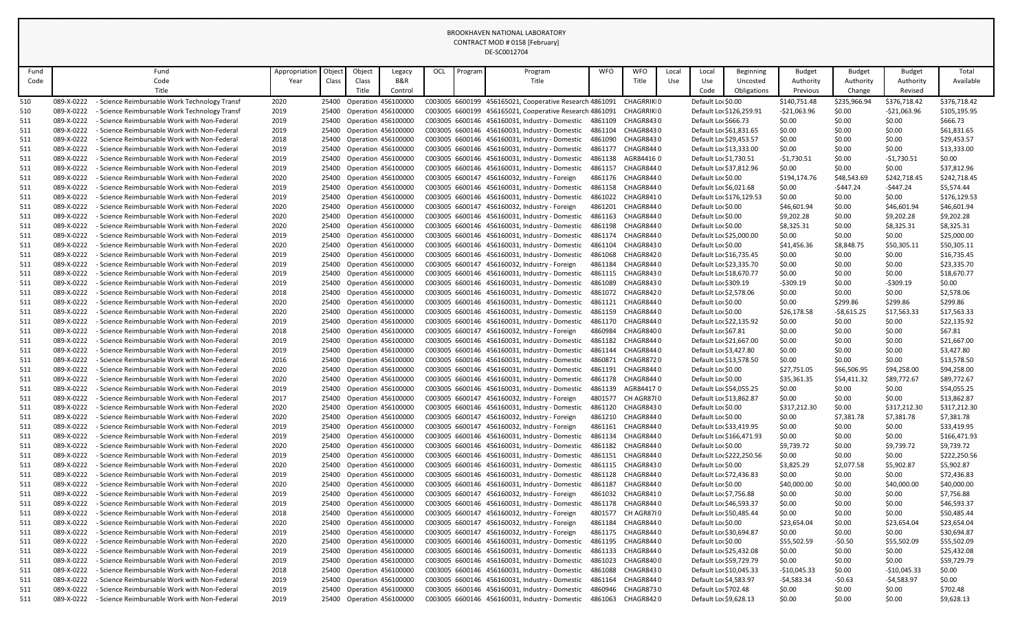BROOKHAVEN NATIONAL LABORATORY
CONTRACT MOD # 0158 [February]
DE-SC0012704

| Fund Code | Fund Code Title | Appropriation Year | Object Class | Object Class Title | Legacy B&R Control | OCL | Program | Program Title | WFO | WFO Title | Local Use | Local Use Code | Beginning Uncosted Obligations | Budget Authority Previous | Budget Authority Change | Budget Authority Revised | Total Available |
|---|---|---|---|---|---|---|---|---|---|---|---|---|---|---|---|---|---|
| 510 | 089-X-0222 - Science Reimbursable Work Technology Transf | 2020 | 25400 | Operation | 456100000 | C003005 | 6600199 | 456165021, Cooperative Research | 4861091 | CHAGRRIKI | 0 | Default Loc | $0.00 | $140,751.48 | $235,966.94 | $376,718.42 | $376,718.42 |
| 510 | 089-X-0222 - Science Reimbursable Work Technology Transf | 2019 | 25400 | Operation | 456100000 | C003005 | 6600199 | 456165021, Cooperative Research | 4861091 | CHAGRRIKI | 0 | Default Loc | $126,259.91 | -$21,063.96 | $0.00 | -$21,063.96 | $105,195.95 |
| 511 | 089-X-0222 - Science Reimbursable Work with Non-Federal | 2019 | 25400 | Operation | 456100000 | C003005 | 6600146 | 456160031, Industry - Domestic | 4861109 | CHAGR843 | 0 | Default Loc | $666.73 | $0.00 | $0.00 | $0.00 | $666.73 |
| 511 | 089-X-0222 - Science Reimbursable Work with Non-Federal | 2019 | 25400 | Operation | 456100000 | C003005 | 6600146 | 456160031, Industry - Domestic | 4861104 | CHAGR843 | 0 | Default Loc | $61,831.65 | $0.00 | $0.00 | $0.00 | $61,831.65 |
| 511 | 089-X-0222 - Science Reimbursable Work with Non-Federal | 2018 | 25400 | Operation | 456100000 | C003005 | 6600146 | 456160031, Industry - Domestic | 4861090 | CHAGR843 | 0 | Default Loc | $29,453.57 | $0.00 | $0.00 | $0.00 | $29,453.57 |
| 511 | 089-X-0222 - Science Reimbursable Work with Non-Federal | 2019 | 25400 | Operation | 456100000 | C003005 | 6600146 | 456160031, Industry - Domestic | 4861177 | CHAGR844 | 0 | Default Loc | $13,333.00 | $0.00 | $0.00 | $0.00 | $13,333.00 |
| 511 | 089-X-0222 - Science Reimbursable Work with Non-Federal | 2019 | 25400 | Operation | 456100000 | C003005 | 6600146 | 456160031, Industry - Domestic | 4861138 | AGR84416 | 0 | Default Loc | $1,730.51 | -$1,730.51 | $0.00 | -$1,730.51 | $0.00 |
| 511 | 089-X-0222 - Science Reimbursable Work with Non-Federal | 2019 | 25400 | Operation | 456100000 | C003005 | 6600146 | 456160031, Industry - Domestic | 4861157 | CHAGR844 | 0 | Default Loc | $37,812.96 | $0.00 | $0.00 | $0.00 | $37,812.96 |
| 511 | 089-X-0222 - Science Reimbursable Work with Non-Federal | 2020 | 25400 | Operation | 456100000 | C003005 | 6600147 | 456160032, Industry - Foreign | 4861176 | CHAGR844 | 0 | Default Loc | $0.00 | $194,174.76 | $48,543.69 | $242,718.45 | $242,718.45 |
| 511 | 089-X-0222 - Science Reimbursable Work with Non-Federal | 2019 | 25400 | Operation | 456100000 | C003005 | 6600146 | 456160031, Industry - Domestic | 4861158 | CHAGR844 | 0 | Default Loc | $6,021.68 | $0.00 | -$447.24 | -$447.24 | $5,574.44 |
| 511 | 089-X-0222 - Science Reimbursable Work with Non-Federal | 2019 | 25400 | Operation | 456100000 | C003005 | 6600146 | 456160031, Industry - Domestic | 4861022 | CHAGR841 | 0 | Default Loc | $176,129.53 | $0.00 | $0.00 | $0.00 | $176,129.53 |
| 511 | 089-X-0222 - Science Reimbursable Work with Non-Federal | 2020 | 25400 | Operation | 456100000 | C003005 | 6600147 | 456160032, Industry - Foreign | 4861201 | CHAGR844 | 0 | Default Loc | $0.00 | $46,601.94 | $0.00 | $46,601.94 | $46,601.94 |
| 511 | 089-X-0222 - Science Reimbursable Work with Non-Federal | 2020 | 25400 | Operation | 456100000 | C003005 | 6600146 | 456160031, Industry - Domestic | 4861163 | CHAGR844 | 0 | Default Loc | $0.00 | $9,202.28 | $0.00 | $9,202.28 | $9,202.28 |
| 511 | 089-X-0222 - Science Reimbursable Work with Non-Federal | 2020 | 25400 | Operation | 456100000 | C003005 | 6600146 | 456160031, Industry - Domestic | 4861198 | CHAGR844 | 0 | Default Loc | $0.00 | $8,325.31 | $0.00 | $8,325.31 | $8,325.31 |
| 511 | 089-X-0222 - Science Reimbursable Work with Non-Federal | 2019 | 25400 | Operation | 456100000 | C003005 | 6600146 | 456160031, Industry - Domestic | 4861174 | CHAGR844 | 0 | Default Loc | $25,000.00 | $0.00 | $0.00 | $0.00 | $25,000.00 |
| 511 | 089-X-0222 - Science Reimbursable Work with Non-Federal | 2020 | 25400 | Operation | 456100000 | C003005 | 6600146 | 456160031, Industry - Domestic | 4861104 | CHAGR843 | 0 | Default Loc | $0.00 | $41,456.36 | $8,848.75 | $50,305.11 | $50,305.11 |
| 511 | 089-X-0222 - Science Reimbursable Work with Non-Federal | 2019 | 25400 | Operation | 456100000 | C003005 | 6600146 | 456160031, Industry - Domestic | 4861068 | CHAGR842 | 0 | Default Loc | $16,735.45 | $0.00 | $0.00 | $0.00 | $16,735.45 |
| 511 | 089-X-0222 - Science Reimbursable Work with Non-Federal | 2019 | 25400 | Operation | 456100000 | C003005 | 6600147 | 456160032, Industry - Foreign | 4861184 | CHAGR844 | 0 | Default Loc | $23,335.70 | $0.00 | $0.00 | $0.00 | $23,335.70 |
| 511 | 089-X-0222 - Science Reimbursable Work with Non-Federal | 2019 | 25400 | Operation | 456100000 | C003005 | 6600146 | 456160031, Industry - Domestic | 4861115 | CHAGR843 | 0 | Default Loc | $18,670.77 | $0.00 | $0.00 | $0.00 | $18,670.77 |
| 511 | 089-X-0222 - Science Reimbursable Work with Non-Federal | 2019 | 25400 | Operation | 456100000 | C003005 | 6600146 | 456160031, Industry - Domestic | 4861089 | CHAGR843 | 0 | Default Loc | $309.19 | -$309.19 | $0.00 | -$309.19 | $0.00 |
| 511 | 089-X-0222 - Science Reimbursable Work with Non-Federal | 2018 | 25400 | Operation | 456100000 | C003005 | 6600146 | 456160031, Industry - Domestic | 4861072 | CHAGR842 | 0 | Default Loc | $2,578.06 | $0.00 | $0.00 | $0.00 | $2,578.06 |
| 511 | 089-X-0222 - Science Reimbursable Work with Non-Federal | 2020 | 25400 | Operation | 456100000 | C003005 | 6600146 | 456160031, Industry - Domestic | 4861121 | CHAGR844 | 0 | Default Loc | $0.00 | $0.00 | $299.86 | $299.86 | $299.86 |
| 511 | 089-X-0222 - Science Reimbursable Work with Non-Federal | 2020 | 25400 | Operation | 456100000 | C003005 | 6600146 | 456160031, Industry - Domestic | 4861159 | CHAGR844 | 0 | Default Loc | $0.00 | $26,178.58 | -$8,615.25 | $17,563.33 | $17,563.33 |
| 511 | 089-X-0222 - Science Reimbursable Work with Non-Federal | 2019 | 25400 | Operation | 456100000 | C003005 | 6600146 | 456160031, Industry - Domestic | 4861170 | CHAGR844 | 0 | Default Loc | $22,135.92 | $0.00 | $0.00 | $0.00 | $22,135.92 |
| 511 | 089-X-0222 - Science Reimbursable Work with Non-Federal | 2018 | 25400 | Operation | 456100000 | C003005 | 6600147 | 456160032, Industry - Foreign | 4860984 | CHAGR840 | 0 | Default Loc | $67.81 | $0.00 | $0.00 | $0.00 | $67.81 |
| 511 | 089-X-0222 - Science Reimbursable Work with Non-Federal | 2019 | 25400 | Operation | 456100000 | C003005 | 6600146 | 456160031, Industry - Domestic | 4861182 | CHAGR844 | 0 | Default Loc | $21,667.00 | $0.00 | $0.00 | $0.00 | $21,667.00 |
| 511 | 089-X-0222 - Science Reimbursable Work with Non-Federal | 2019 | 25400 | Operation | 456100000 | C003005 | 6600146 | 456160031, Industry - Domestic | 4861144 | CHAGR844 | 0 | Default Loc | $3,427.80 | $0.00 | $0.00 | $0.00 | $3,427.80 |
| 511 | 089-X-0222 - Science Reimbursable Work with Non-Federal | 2016 | 25400 | Operation | 456100000 | C003005 | 6600146 | 456160031, Industry - Domestic | 4860871 | CHAGR872 | 0 | Default Loc | $13,578.50 | $0.00 | $0.00 | $0.00 | $13,578.50 |
| 511 | 089-X-0222 - Science Reimbursable Work with Non-Federal | 2020 | 25400 | Operation | 456100000 | C003005 | 6600146 | 456160031, Industry - Domestic | 4861191 | CHAGR844 | 0 | Default Loc | $0.00 | $27,751.05 | $66,506.95 | $94,258.00 | $94,258.00 |
| 511 | 089-X-0222 - Science Reimbursable Work with Non-Federal | 2020 | 25400 | Operation | 456100000 | C003005 | 6600146 | 456160031, Industry - Domestic | 4861178 | CHAGR844 | 0 | Default Loc | $0.00 | $35,361.35 | $54,411.32 | $89,772.67 | $89,772.67 |
| 511 | 089-X-0222 - Science Reimbursable Work with Non-Federal | 2019 | 25400 | Operation | 456100000 | C003005 | 6600146 | 456160031, Industry - Domestic | 4861139 | AGR84417 | 0 | Default Loc | $54,055.25 | $0.00 | $0.00 | $0.00 | $54,055.25 |
| 511 | 089-X-0222 - Science Reimbursable Work with Non-Federal | 2017 | 25400 | Operation | 456100000 | C003005 | 6600147 | 456160032, Industry - Foreign | 4801577 | CH AGR87( | 0 | Default Loc | $13,862.87 | $0.00 | $0.00 | $0.00 | $13,862.87 |
| 511 | 089-X-0222 - Science Reimbursable Work with Non-Federal | 2020 | 25400 | Operation | 456100000 | C003005 | 6600146 | 456160031, Industry - Domestic | 4861120 | CHAGR843 | 0 | Default Loc | $0.00 | $317,212.30 | $0.00 | $317,212.30 | $317,212.30 |
| 511 | 089-X-0222 - Science Reimbursable Work with Non-Federal | 2020 | 25400 | Operation | 456100000 | C003005 | 6600147 | 456160032, Industry - Foreign | 4861210 | CHAGR844 | 0 | Default Loc | $0.00 | $0.00 | $7,381.78 | $7,381.78 | $7,381.78 |
| 511 | 089-X-0222 - Science Reimbursable Work with Non-Federal | 2019 | 25400 | Operation | 456100000 | C003005 | 6600147 | 456160032, Industry - Foreign | 4861161 | CHAGR844 | 0 | Default Loc | $33,419.95 | $0.00 | $0.00 | $0.00 | $33,419.95 |
| 511 | 089-X-0222 - Science Reimbursable Work with Non-Federal | 2019 | 25400 | Operation | 456100000 | C003005 | 6600146 | 456160031, Industry - Domestic | 4861134 | CHAGR844 | 0 | Default Loc | $166,471.93 | $0.00 | $0.00 | $0.00 | $166,471.93 |
| 511 | 089-X-0222 - Science Reimbursable Work with Non-Federal | 2020 | 25400 | Operation | 456100000 | C003005 | 6600146 | 456160031, Industry - Domestic | 4861182 | CHAGR844 | 0 | Default Loc | $0.00 | $9,739.72 | $0.00 | $9,739.72 | $9,739.72 |
| 511 | 089-X-0222 - Science Reimbursable Work with Non-Federal | 2019 | 25400 | Operation | 456100000 | C003005 | 6600146 | 456160031, Industry - Domestic | 4861151 | CHAGR844 | 0 | Default Loc | $222,250.56 | $0.00 | $0.00 | $0.00 | $222,250.56 |
| 511 | 089-X-0222 - Science Reimbursable Work with Non-Federal | 2020 | 25400 | Operation | 456100000 | C003005 | 6600146 | 456160031, Industry - Domestic | 4861115 | CHAGR843 | 0 | Default Loc | $0.00 | $3,825.29 | $2,077.58 | $5,902.87 | $5,902.87 |
| 511 | 089-X-0222 - Science Reimbursable Work with Non-Federal | 2019 | 25400 | Operation | 456100000 | C003005 | 6600146 | 456160031, Industry - Domestic | 4861128 | CHAGR844 | 0 | Default Loc | $72,436.83 | $0.00 | $0.00 | $0.00 | $72,436.83 |
| 511 | 089-X-0222 - Science Reimbursable Work with Non-Federal | 2020 | 25400 | Operation | 456100000 | C003005 | 6600146 | 456160031, Industry - Domestic | 4861187 | CHAGR844 | 0 | Default Loc | $0.00 | $40,000.00 | $0.00 | $40,000.00 | $40,000.00 |
| 511 | 089-X-0222 - Science Reimbursable Work with Non-Federal | 2019 | 25400 | Operation | 456100000 | C003005 | 6600147 | 456160032, Industry - Foreign | 4861032 | CHAGR841 | 0 | Default Loc | $7,756.88 | $0.00 | $0.00 | $0.00 | $7,756.88 |
| 511 | 089-X-0222 - Science Reimbursable Work with Non-Federal | 2019 | 25400 | Operation | 456100000 | C003005 | 6600146 | 456160031, Industry - Domestic | 4861178 | CHAGR844 | 0 | Default Loc | $46,593.37 | $0.00 | $0.00 | $0.00 | $46,593.37 |
| 511 | 089-X-0222 - Science Reimbursable Work with Non-Federal | 2018 | 25400 | Operation | 456100000 | C003005 | 6600147 | 456160032, Industry - Foreign | 4801577 | CH AGR87( | 0 | Default Loc | $50,485.44 | $0.00 | $0.00 | $0.00 | $50,485.44 |
| 511 | 089-X-0222 - Science Reimbursable Work with Non-Federal | 2020 | 25400 | Operation | 456100000 | C003005 | 6600147 | 456160032, Industry - Foreign | 4861184 | CHAGR844 | 0 | Default Loc | $0.00 | $23,654.04 | $0.00 | $23,654.04 | $23,654.04 |
| 511 | 089-X-0222 - Science Reimbursable Work with Non-Federal | 2019 | 25400 | Operation | 456100000 | C003005 | 6600147 | 456160032, Industry - Foreign | 4861175 | CHAGR844 | 0 | Default Loc | $30,694.87 | $0.00 | $0.00 | $0.00 | $30,694.87 |
| 511 | 089-X-0222 - Science Reimbursable Work with Non-Federal | 2020 | 25400 | Operation | 456100000 | C003005 | 6600146 | 456160031, Industry - Domestic | 4861195 | CHAGR844 | 0 | Default Loc | $0.00 | $55,502.59 | -$0.50 | $55,502.09 | $55,502.09 |
| 511 | 089-X-0222 - Science Reimbursable Work with Non-Federal | 2019 | 25400 | Operation | 456100000 | C003005 | 6600146 | 456160031, Industry - Domestic | 4861133 | CHAGR844 | 0 | Default Loc | $25,432.08 | $0.00 | $0.00 | $0.00 | $25,432.08 |
| 511 | 089-X-0222 - Science Reimbursable Work with Non-Federal | 2019 | 25400 | Operation | 456100000 | C003005 | 6600146 | 456160031, Industry - Domestic | 4861023 | CHAGR840 | 0 | Default Loc | $59,729.79 | $0.00 | $0.00 | $0.00 | $59,729.79 |
| 511 | 089-X-0222 - Science Reimbursable Work with Non-Federal | 2018 | 25400 | Operation | 456100000 | C003005 | 6600146 | 456160031, Industry - Domestic | 4861088 | CHAGR843 | 0 | Default Loc | $10,045.33 | -$10,045.33 | $0.00 | -$10,045.33 | $0.00 |
| 511 | 089-X-0222 - Science Reimbursable Work with Non-Federal | 2019 | 25400 | Operation | 456100000 | C003005 | 6600146 | 456160031, Industry - Domestic | 4861164 | CHAGR844 | 0 | Default Loc | $4,583.97 | -$4,583.34 | -$0.63 | -$4,583.97 | $0.00 |
| 511 | 089-X-0222 - Science Reimbursable Work with Non-Federal | 2019 | 25400 | Operation | 456100000 | C003005 | 6600146 | 456160031, Industry - Domestic | 4860946 | CHAGR873 | 0 | Default Loc | $702.48 | $0.00 | $0.00 | $0.00 | $702.48 |
| 511 | 089-X-0222 - Science Reimbursable Work with Non-Federal | 2019 | 25400 | Operation | 456100000 | C003005 | 6600146 | 456160031, Industry - Domestic | 4861063 | CHAGR842 | 0 | Default Loc | $9,628.13 | $0.00 | $0.00 | $0.00 | $9,628.13 |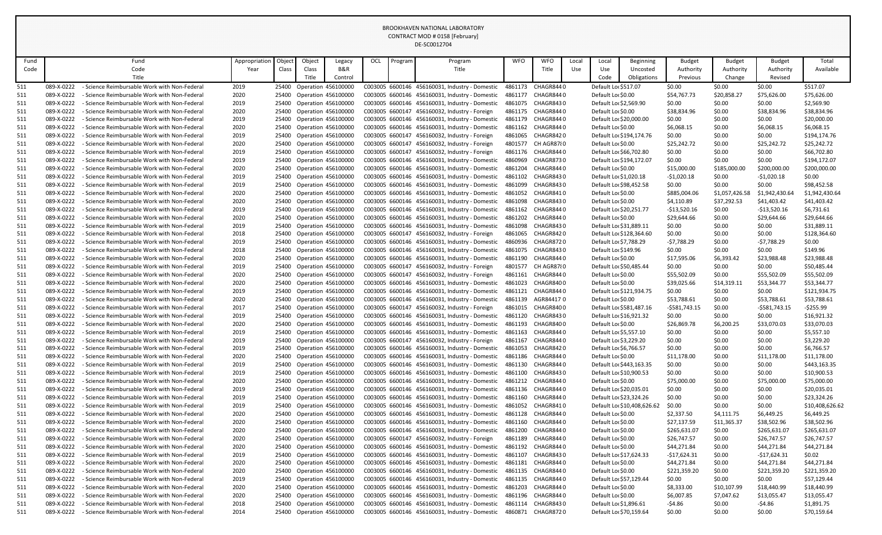BROOKHAVEN NATIONAL LABORATORY
CONTRACT MOD # 0158 [February]
DE-SC0012704

| Fund Code | Fund Code Title | Appropriation Year | Object Class | Object Class Title | Legacy B&R Control | OCL | Program | Program Title | WFO | WFO Title | Local Use | Local Use Code | Beginning Uncosted Obligations | Budget Authority Previous | Budget Authority Change | Budget Authority Revised | Total Available |
|---|---|---|---|---|---|---|---|---|---|---|---|---|---|---|---|---|---|
| 511 | 089-X-0222 - Science Reimbursable Work with Non-Federal | 2019 | 25400 | Operation | 456100000 | C003005 | 6600146 | 456160031, Industry - Domestic | 4861173 | CHAGR844 | 0 | Default Loc | $517.07 | $0.00 | $0.00 | $0.00 | $517.07 |
| 511 | 089-X-0222 - Science Reimbursable Work with Non-Federal | 2020 | 25400 | Operation | 456100000 | C003005 | 6600146 | 456160031, Industry - Domestic | 4861177 | CHAGR844 | 0 | Default Loc | $0.00 | $54,767.73 | $20,858.27 | $75,626.00 | $75,626.00 |
| 511 | 089-X-0222 - Science Reimbursable Work with Non-Federal | 2019 | 25400 | Operation | 456100000 | C003005 | 6600146 | 456160031, Industry - Domestic | 4861075 | CHAGR843 | 0 | Default Loc | $2,569.90 | $0.00 | $0.00 | $0.00 | $2,569.90 |
| 511 | 089-X-0222 - Science Reimbursable Work with Non-Federal | 2020 | 25400 | Operation | 456100000 | C003005 | 6600147 | 456160032, Industry - Foreign | 4861175 | CHAGR844 | 0 | Default Loc | $0.00 | $38,834.96 | $0.00 | $38,834.96 | $38,834.96 |
| 511 | 089-X-0222 - Science Reimbursable Work with Non-Federal | 2019 | 25400 | Operation | 456100000 | C003005 | 6600146 | 456160031, Industry - Domestic | 4861179 | CHAGR844 | 0 | Default Loc | $20,000.00 | $0.00 | $0.00 | $0.00 | $20,000.00 |
| 511 | 089-X-0222 - Science Reimbursable Work with Non-Federal | 2020 | 25400 | Operation | 456100000 | C003005 | 6600146 | 456160031, Industry - Domestic | 4861162 | CHAGR844 | 0 | Default Loc | $0.00 | $6,068.15 | $0.00 | $6,068.15 | $6,068.15 |
| 511 | 089-X-0222 - Science Reimbursable Work with Non-Federal | 2019 | 25400 | Operation | 456100000 | C003005 | 6600147 | 456160032, Industry - Foreign | 4861065 | CHAGR842 | 0 | Default Loc | $194,174.76 | $0.00 | $0.00 | $0.00 | $194,174.76 |
| 511 | 089-X-0222 - Science Reimbursable Work with Non-Federal | 2020 | 25400 | Operation | 456100000 | C003005 | 6600147 | 456160032, Industry - Foreign | 4801577 | CH AGR87 | 0 | Default Loc | $0.00 | $25,242.72 | $0.00 | $25,242.72 | $25,242.72 |
| 511 | 089-X-0222 - Science Reimbursable Work with Non-Federal | 2019 | 25400 | Operation | 456100000 | C003005 | 6600147 | 456160032, Industry - Foreign | 4861176 | CHAGR844 | 0 | Default Loc | $66,702.80 | $0.00 | $0.00 | $0.00 | $66,702.80 |
| 511 | 089-X-0222 - Science Reimbursable Work with Non-Federal | 2019 | 25400 | Operation | 456100000 | C003005 | 6600146 | 456160031, Industry - Domestic | 4860969 | CHAGR873 | 0 | Default Loc | $194,172.07 | $0.00 | $0.00 | $0.00 | $194,172.07 |
| 511 | 089-X-0222 - Science Reimbursable Work with Non-Federal | 2020 | 25400 | Operation | 456100000 | C003005 | 6600146 | 456160031, Industry - Domestic | 4861204 | CHAGR844 | 0 | Default Loc | $0.00 | $15,000.00 | $185,000.00 | $200,000.00 | $200,000.00 |
| 511 | 089-X-0222 - Science Reimbursable Work with Non-Federal | 2019 | 25400 | Operation | 456100000 | C003005 | 6600146 | 456160031, Industry - Domestic | 4861102 | CHAGR843 | 0 | Default Loc | $1,020.18 | -$1,020.18 | $0.00 | -$1,020.18 | $0.00 |
| 511 | 089-X-0222 - Science Reimbursable Work with Non-Federal | 2019 | 25400 | Operation | 456100000 | C003005 | 6600146 | 456160031, Industry - Domestic | 4861099 | CHAGR843 | 0 | Default Loc | $98,452.58 | $0.00 | $0.00 | $0.00 | $98,452.58 |
| 511 | 089-X-0222 - Science Reimbursable Work with Non-Federal | 2020 | 25400 | Operation | 456100000 | C003005 | 6600146 | 456160031, Industry - Domestic | 4861052 | CHAGR841 | 0 | Default Loc | $0.00 | $885,004.06 | $1,057,426.58 | $1,942,430.64 | $1,942,430.64 |
| 511 | 089-X-0222 - Science Reimbursable Work with Non-Federal | 2020 | 25400 | Operation | 456100000 | C003005 | 6600146 | 456160031, Industry - Domestic | 4861098 | CHAGR843 | 0 | Default Loc | $0.00 | $4,110.89 | $37,292.53 | $41,403.42 | $41,403.42 |
| 511 | 089-X-0222 - Science Reimbursable Work with Non-Federal | 2019 | 25400 | Operation | 456100000 | C003005 | 6600146 | 456160031, Industry - Domestic | 4861162 | CHAGR844 | 0 | Default Loc | $20,251.77 | -$13,520.16 | $0.00 | -$13,520.16 | $6,731.61 |
| 511 | 089-X-0222 - Science Reimbursable Work with Non-Federal | 2020 | 25400 | Operation | 456100000 | C003005 | 6600146 | 456160031, Industry - Domestic | 4861202 | CHAGR844 | 0 | Default Loc | $0.00 | $29,644.66 | $0.00 | $29,644.66 | $29,644.66 |
| 511 | 089-X-0222 - Science Reimbursable Work with Non-Federal | 2019 | 25400 | Operation | 456100000 | C003005 | 6600146 | 456160031, Industry - Domestic | 4861098 | CHAGR843 | 0 | Default Loc | $31,889.11 | $0.00 | $0.00 | $0.00 | $31,889.11 |
| 511 | 089-X-0222 - Science Reimbursable Work with Non-Federal | 2018 | 25400 | Operation | 456100000 | C003005 | 6600147 | 456160032, Industry - Foreign | 4861065 | CHAGR842 | 0 | Default Loc | $128,364.60 | $0.00 | $0.00 | $0.00 | $128,364.60 |
| 511 | 089-X-0222 - Science Reimbursable Work with Non-Federal | 2019 | 25400 | Operation | 456100000 | C003005 | 6600146 | 456160031, Industry - Domestic | 4860936 | CHAGR872 | 0 | Default Loc | $7,788.29 | -$7,788.29 | $0.00 | -$7,788.29 | $0.00 |
| 511 | 089-X-0222 - Science Reimbursable Work with Non-Federal | 2018 | 25400 | Operation | 456100000 | C003005 | 6600146 | 456160031, Industry - Domestic | 4861075 | CHAGR843 | 0 | Default Loc | $149.96 | $0.00 | $0.00 | $0.00 | $149.96 |
| 511 | 089-X-0222 - Science Reimbursable Work with Non-Federal | 2020 | 25400 | Operation | 456100000 | C003005 | 6600146 | 456160031, Industry - Domestic | 4861190 | CHAGR844 | 0 | Default Loc | $0.00 | $17,595.06 | $6,393.42 | $23,988.48 | $23,988.48 |
| 511 | 089-X-0222 - Science Reimbursable Work with Non-Federal | 2019 | 25400 | Operation | 456100000 | C003005 | 6600147 | 456160032, Industry - Foreign | 4801577 | CH AGR87 | 0 | Default Loc | $50,485.44 | $0.00 | $0.00 | $0.00 | $50,485.44 |
| 511 | 089-X-0222 - Science Reimbursable Work with Non-Federal | 2020 | 25400 | Operation | 456100000 | C003005 | 6600147 | 456160032, Industry - Foreign | 4861161 | CHAGR844 | 0 | Default Loc | $0.00 | $55,502.09 | $0.00 | $55,502.09 | $55,502.09 |
| 511 | 089-X-0222 - Science Reimbursable Work with Non-Federal | 2020 | 25400 | Operation | 456100000 | C003005 | 6600146 | 456160031, Industry - Domestic | 4861023 | CHAGR840 | 0 | Default Loc | $0.00 | $39,025.66 | $14,319.11 | $53,344.77 | $53,344.77 |
| 511 | 089-X-0222 - Science Reimbursable Work with Non-Federal | 2019 | 25400 | Operation | 456100000 | C003005 | 6600146 | 456160031, Industry - Domestic | 4861121 | CHAGR844 | 0 | Default Loc | $121,934.75 | $0.00 | $0.00 | $0.00 | $121,934.75 |
| 511 | 089-X-0222 - Science Reimbursable Work with Non-Federal | 2020 | 25400 | Operation | 456100000 | C003005 | 6600146 | 456160031, Industry - Domestic | 4861139 | AGR84417 | 0 | Default Loc | $0.00 | $53,788.61 | $0.00 | $53,788.61 | $53,788.61 |
| 511 | 089-X-0222 - Science Reimbursable Work with Non-Federal | 2017 | 25400 | Operation | 456100000 | C003005 | 6600147 | 456160032, Industry - Foreign | 4861015 | CHAGR840 | 0 | Default Loc | $581,487.16 | -$581,743.15 | $0.00 | -$581,743.15 | -$255.99 |
| 511 | 089-X-0222 - Science Reimbursable Work with Non-Federal | 2019 | 25400 | Operation | 456100000 | C003005 | 6600146 | 456160031, Industry - Domestic | 4861120 | CHAGR843 | 0 | Default Loc | $16,921.32 | $0.00 | $0.00 | $0.00 | $16,921.32 |
| 511 | 089-X-0222 - Science Reimbursable Work with Non-Federal | 2020 | 25400 | Operation | 456100000 | C003005 | 6600146 | 456160031, Industry - Domestic | 4861193 | CHAGR840 | 0 | Default Loc | $0.00 | $26,869.78 | $6,200.25 | $33,070.03 | $33,070.03 |
| 511 | 089-X-0222 - Science Reimbursable Work with Non-Federal | 2019 | 25400 | Operation | 456100000 | C003005 | 6600146 | 456160031, Industry - Domestic | 4861163 | CHAGR844 | 0 | Default Loc | $5,557.10 | $0.00 | $0.00 | $0.00 | $5,557.10 |
| 511 | 089-X-0222 - Science Reimbursable Work with Non-Federal | 2019 | 25400 | Operation | 456100000 | C003005 | 6600147 | 456160032, Industry - Foreign | 4861167 | CHAGR844 | 0 | Default Loc | $3,229.20 | $0.00 | $0.00 | $0.00 | $3,229.20 |
| 511 | 089-X-0222 - Science Reimbursable Work with Non-Federal | 2019 | 25400 | Operation | 456100000 | C003005 | 6600146 | 456160031, Industry - Domestic | 4861053 | CHAGR842 | 0 | Default Loc | $6,766.57 | $0.00 | $0.00 | $0.00 | $6,766.57 |
| 511 | 089-X-0222 - Science Reimbursable Work with Non-Federal | 2020 | 25400 | Operation | 456100000 | C003005 | 6600146 | 456160031, Industry - Domestic | 4861186 | CHAGR844 | 0 | Default Loc | $0.00 | $11,178.00 | $0.00 | $11,178.00 | $11,178.00 |
| 511 | 089-X-0222 - Science Reimbursable Work with Non-Federal | 2019 | 25400 | Operation | 456100000 | C003005 | 6600146 | 456160031, Industry - Domestic | 4861130 | CHAGR844 | 0 | Default Loc | $443,163.35 | $0.00 | $0.00 | $0.00 | $443,163.35 |
| 511 | 089-X-0222 - Science Reimbursable Work with Non-Federal | 2019 | 25400 | Operation | 456100000 | C003005 | 6600146 | 456160031, Industry - Domestic | 4861100 | CHAGR843 | 0 | Default Loc | $10,900.53 | $0.00 | $0.00 | $0.00 | $10,900.53 |
| 511 | 089-X-0222 - Science Reimbursable Work with Non-Federal | 2020 | 25400 | Operation | 456100000 | C003005 | 6600146 | 456160031, Industry - Domestic | 4861212 | CHAGR844 | 0 | Default Loc | $0.00 | $75,000.00 | $0.00 | $75,000.00 | $75,000.00 |
| 511 | 089-X-0222 - Science Reimbursable Work with Non-Federal | 2019 | 25400 | Operation | 456100000 | C003005 | 6600146 | 456160031, Industry - Domestic | 4861136 | CHAGR844 | 0 | Default Loc | $20,035.01 | $0.00 | $0.00 | $0.00 | $20,035.01 |
| 511 | 089-X-0222 - Science Reimbursable Work with Non-Federal | 2019 | 25400 | Operation | 456100000 | C003005 | 6600146 | 456160031, Industry - Domestic | 4861160 | CHAGR844 | 0 | Default Loc | $23,324.26 | $0.00 | $0.00 | $0.00 | $23,324.26 |
| 511 | 089-X-0222 - Science Reimbursable Work with Non-Federal | 2019 | 25400 | Operation | 456100000 | C003005 | 6600146 | 456160031, Industry - Domestic | 4861052 | CHAGR841 | 0 | Default Loc | $10,408,626.62 | $0.00 | $0.00 | $0.00 | $10,408,626.62 |
| 511 | 089-X-0222 - Science Reimbursable Work with Non-Federal | 2020 | 25400 | Operation | 456100000 | C003005 | 6600146 | 456160031, Industry - Domestic | 4861128 | CHAGR844 | 0 | Default Loc | $0.00 | $2,337.50 | $4,111.75 | $6,449.25 | $6,449.25 |
| 511 | 089-X-0222 - Science Reimbursable Work with Non-Federal | 2020 | 25400 | Operation | 456100000 | C003005 | 6600146 | 456160031, Industry - Domestic | 4861160 | CHAGR844 | 0 | Default Loc | $0.00 | $27,137.59 | $11,365.37 | $38,502.96 | $38,502.96 |
| 511 | 089-X-0222 - Science Reimbursable Work with Non-Federal | 2020 | 25400 | Operation | 456100000 | C003005 | 6600146 | 456160031, Industry - Domestic | 4861200 | CHAGR844 | 0 | Default Loc | $0.00 | $265,631.07 | $0.00 | $265,631.07 | $265,631.07 |
| 511 | 089-X-0222 - Science Reimbursable Work with Non-Federal | 2020 | 25400 | Operation | 456100000 | C003005 | 6600147 | 456160032, Industry - Foreign | 4861189 | CHAGR844 | 0 | Default Loc | $0.00 | $26,747.57 | $0.00 | $26,747.57 | $26,747.57 |
| 511 | 089-X-0222 - Science Reimbursable Work with Non-Federal | 2020 | 25400 | Operation | 456100000 | C003005 | 6600146 | 456160031, Industry - Domestic | 4861192 | CHAGR844 | 0 | Default Loc | $0.00 | $44,271.84 | $0.00 | $44,271.84 | $44,271.84 |
| 511 | 089-X-0222 - Science Reimbursable Work with Non-Federal | 2019 | 25400 | Operation | 456100000 | C003005 | 6600146 | 456160031, Industry - Domestic | 4861107 | CHAGR843 | 0 | Default Loc | $17,624.33 | -$17,624.31 | $0.00 | -$17,624.31 | $0.02 |
| 511 | 089-X-0222 - Science Reimbursable Work with Non-Federal | 2020 | 25400 | Operation | 456100000 | C003005 | 6600146 | 456160031, Industry - Domestic | 4861181 | CHAGR844 | 0 | Default Loc | $0.00 | $44,271.84 | $0.00 | $44,271.84 | $44,271.84 |
| 511 | 089-X-0222 - Science Reimbursable Work with Non-Federal | 2020 | 25400 | Operation | 456100000 | C003005 | 6600146 | 456160031, Industry - Domestic | 4861135 | CHAGR844 | 0 | Default Loc | $0.00 | $221,359.20 | $0.00 | $221,359.20 | $221,359.20 |
| 511 | 089-X-0222 - Science Reimbursable Work with Non-Federal | 2019 | 25400 | Operation | 456100000 | C003005 | 6600146 | 456160031, Industry - Domestic | 4861135 | CHAGR844 | 0 | Default Loc | $57,129.44 | $0.00 | $0.00 | $0.00 | $57,129.44 |
| 511 | 089-X-0222 - Science Reimbursable Work with Non-Federal | 2020 | 25400 | Operation | 456100000 | C003005 | 6600146 | 456160031, Industry - Domestic | 4861203 | CHAGR844 | 0 | Default Loc | $0.00 | $8,333.00 | $10,107.99 | $18,440.99 | $18,440.99 |
| 511 | 089-X-0222 - Science Reimbursable Work with Non-Federal | 2020 | 25400 | Operation | 456100000 | C003005 | 6600146 | 456160031, Industry - Domestic | 4861196 | CHAGR844 | 0 | Default Loc | $0.00 | $6,007.85 | $7,047.62 | $13,055.47 | $13,055.47 |
| 511 | 089-X-0222 - Science Reimbursable Work with Non-Federal | 2018 | 25400 | Operation | 456100000 | C003005 | 6600146 | 456160031, Industry - Domestic | 4861114 | CHAGR843 | 0 | Default Loc | $1,896.61 | -$4.86 | $0.00 | -$4.86 | $1,891.75 |
| 511 | 089-X-0222 - Science Reimbursable Work with Non-Federal | 2014 | 25400 | Operation | 456100000 | C003005 | 6600146 | 456160031, Industry - Domestic | 4860871 | CHAGR872 | 0 | Default Loc | $70,159.64 | $0.00 | $0.00 | $0.00 | $70,159.64 |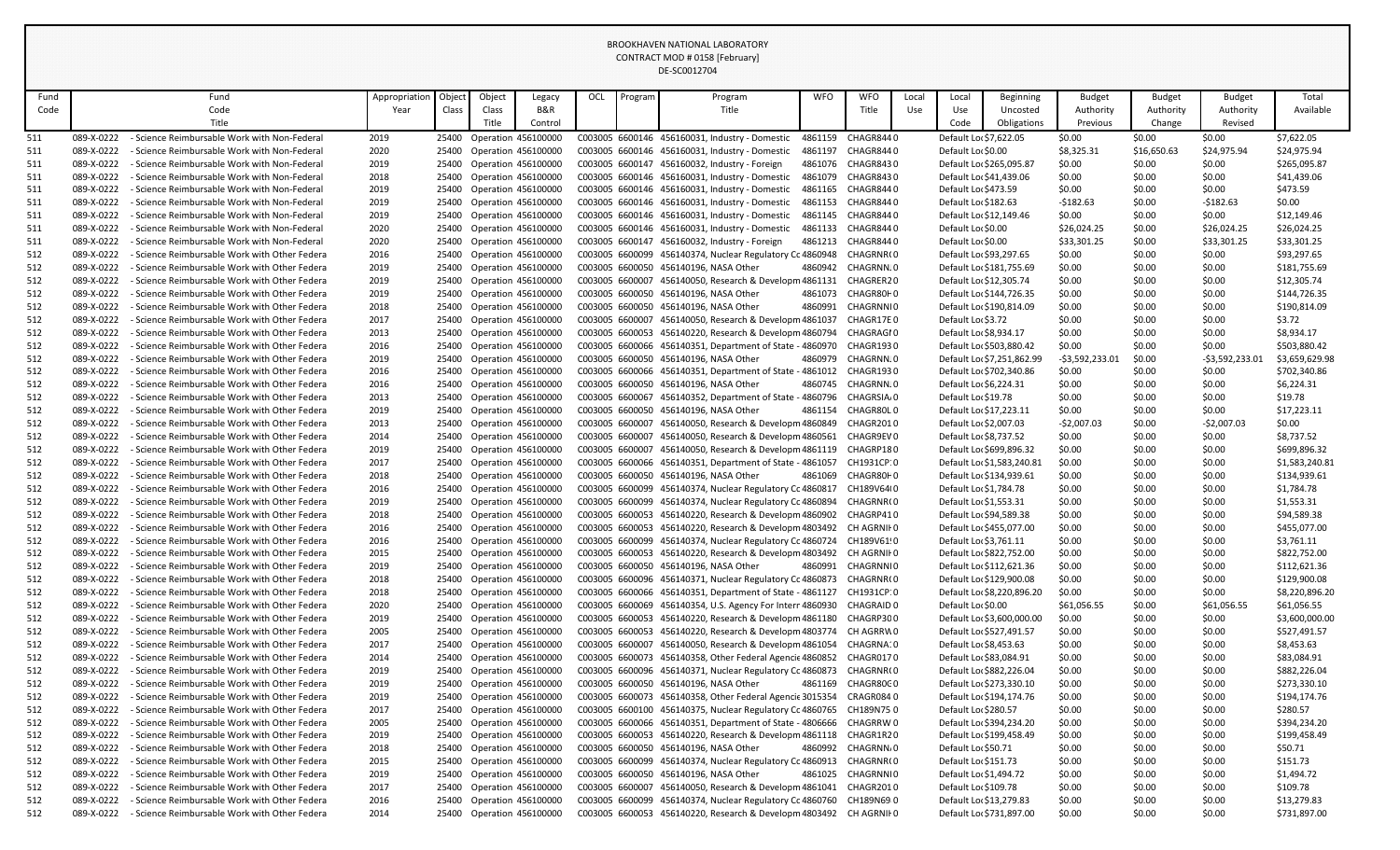BROOKHAVEN NATIONAL LABORATORY
CONTRACT MOD # 0158 [February]
DE-SC0012704

| Fund Code | Fund Code Title | Appropriation Year | Object Class | Object Class Title | Legacy B&R Control | OCL | Program | Program Title | WFO | WFO Title | Local Use | Local Use Code | Beginning Uncosted Obligations | Budget Authority Previous | Budget Authority Change | Budget Authority Revised | Total Available |
|---|---|---|---|---|---|---|---|---|---|---|---|---|---|---|---|---|---|
| 511 | 089-X-0222 - Science Reimbursable Work with Non-Federal | 2019 | 25400 | Operation | 456100000 | C003005 | 6600146 | 456160031, Industry - Domestic | 4861159 | CHAGR844 | 0 | Default Loc | $7,622.05 | $0.00 | $0.00 | $0.00 | $7,622.05 |
| 511 | 089-X-0222 - Science Reimbursable Work with Non-Federal | 2020 | 25400 | Operation | 456100000 | C003005 | 6600146 | 456160031, Industry - Domestic | 4861197 | CHAGR844 | 0 | Default Loc | $0.00 | $8,325.31 | $16,650.63 | $24,975.94 | $24,975.94 |
| 511 | 089-X-0222 - Science Reimbursable Work with Non-Federal | 2019 | 25400 | Operation | 456100000 | C003005 | 6600147 | 456160032, Industry - Foreign | 4861076 | CHAGR843 | 0 | Default Loc | $265,095.87 | $0.00 | $0.00 | $0.00 | $265,095.87 |
| 511 | 089-X-0222 - Science Reimbursable Work with Non-Federal | 2018 | 25400 | Operation | 456100000 | C003005 | 6600146 | 456160031, Industry - Domestic | 4861079 | CHAGR843 | 0 | Default Loc | $41,439.06 | $0.00 | $0.00 | $0.00 | $41,439.06 |
| 511 | 089-X-0222 - Science Reimbursable Work with Non-Federal | 2019 | 25400 | Operation | 456100000 | C003005 | 6600146 | 456160031, Industry - Domestic | 4861165 | CHAGR844 | 0 | Default Loc | $473.59 | $0.00 | $0.00 | $0.00 | $473.59 |
| 511 | 089-X-0222 - Science Reimbursable Work with Non-Federal | 2019 | 25400 | Operation | 456100000 | C003005 | 6600146 | 456160031, Industry - Domestic | 4861153 | CHAGR844 | 0 | Default Loc | $182.63 | -$182.63 | $0.00 | -$182.63 | $0.00 |
| 511 | 089-X-0222 - Science Reimbursable Work with Non-Federal | 2019 | 25400 | Operation | 456100000 | C003005 | 6600146 | 456160031, Industry - Domestic | 4861145 | CHAGR844 | 0 | Default Loc | $12,149.46 | $0.00 | $0.00 | $0.00 | $12,149.46 |
| 511 | 089-X-0222 - Science Reimbursable Work with Non-Federal | 2020 | 25400 | Operation | 456100000 | C003005 | 6600146 | 456160031, Industry - Domestic | 4861133 | CHAGR844 | 0 | Default Loc | $0.00 | $26,024.25 | $0.00 | $26,024.25 | $26,024.25 |
| 511 | 089-X-0222 - Science Reimbursable Work with Non-Federal | 2020 | 25400 | Operation | 456100000 | C003005 | 6600147 | 456160032, Industry - Foreign | 4861213 | CHAGR844 | 0 | Default Loc | $0.00 | $33,301.25 | $0.00 | $33,301.25 | $33,301.25 |
| 512 | 089-X-0222 - Science Reimbursable Work with Other Federa | 2016 | 25400 | Operation | 456100000 | C003005 | 6600099 | 456140374, Nuclear Regulatory Cc | 4860948 | CHAGRNR( | 0 | Default Loc | $93,297.65 | $0.00 | $0.00 | $0.00 | $93,297.65 |
| 512 | 089-X-0222 - Science Reimbursable Work with Other Federa | 2019 | 25400 | Operation | 456100000 | C003005 | 6600050 | 456140196, NASA Other | 4860942 | CHAGRNN. | 0 | Default Loc | $181,755.69 | $0.00 | $0.00 | $0.00 | $181,755.69 |
| 512 | 089-X-0222 - Science Reimbursable Work with Other Federa | 2019 | 25400 | Operation | 456100000 | C003005 | 6600007 | 456140050, Research & Developm | 4861131 | CHAGRER2 | 0 | Default Loc | $12,305.74 | $0.00 | $0.00 | $0.00 | $12,305.74 |
| 512 | 089-X-0222 - Science Reimbursable Work with Other Federa | 2019 | 25400 | Operation | 456100000 | C003005 | 6600050 | 456140196, NASA Other | 4861073 | CHAGR80H | 0 | Default Loc | $144,726.35 | $0.00 | $0.00 | $0.00 | $144,726.35 |
| 512 | 089-X-0222 - Science Reimbursable Work with Other Federa | 2018 | 25400 | Operation | 456100000 | C003005 | 6600050 | 456140196, NASA Other | 4860991 | CHAGRNNI | 0 | Default Loc | $190,814.09 | $0.00 | $0.00 | $0.00 | $190,814.09 |
| 512 | 089-X-0222 - Science Reimbursable Work with Other Federa | 2017 | 25400 | Operation | 456100000 | C003005 | 6600007 | 456140050, Research & Developm | 4861037 | CHAGR17E | 0 | Default Loc | $3.72 | $0.00 | $0.00 | $0.00 | $3.72 |
| 512 | 089-X-0222 - Science Reimbursable Work with Other Federa | 2013 | 25400 | Operation | 456100000 | C003005 | 6600053 | 456140220, Research & Developm | 4860794 | CHAGRAGI | 0 | Default Loc | $8,934.17 | $0.00 | $0.00 | $0.00 | $8,934.17 |
| 512 | 089-X-0222 - Science Reimbursable Work with Other Federa | 2016 | 25400 | Operation | 456100000 | C003005 | 6600066 | 456140351, Department of State - | 4860970 | CHAGR193 | 0 | Default Loc | $503,880.42 | $0.00 | $0.00 | $0.00 | $503,880.42 |
| 512 | 089-X-0222 - Science Reimbursable Work with Other Federa | 2019 | 25400 | Operation | 456100000 | C003005 | 6600050 | 456140196, NASA Other | 4860979 | CHAGRNN. | 0 | Default Loc | $7,251,862.99 | -$3,592,233.01 | $0.00 | -$3,592,233.01 | $3,659,629.98 |
| 512 | 089-X-0222 - Science Reimbursable Work with Other Federa | 2016 | 25400 | Operation | 456100000 | C003005 | 6600066 | 456140351, Department of State - | 4861012 | CHAGR193 | 0 | Default Loc | $702,340.86 | $0.00 | $0.00 | $0.00 | $702,340.86 |
| 512 | 089-X-0222 - Science Reimbursable Work with Other Federa | 2016 | 25400 | Operation | 456100000 | C003005 | 6600050 | 456140196, NASA Other | 4860745 | CHAGRNN. | 0 | Default Loc | $6,224.31 | $0.00 | $0.00 | $0.00 | $6,224.31 |
| 512 | 089-X-0222 - Science Reimbursable Work with Other Federa | 2013 | 25400 | Operation | 456100000 | C003005 | 6600067 | 456140352, Department of State - | 4860796 | CHAGRSIA | 0 | Default Loc | $19.78 | $0.00 | $0.00 | $0.00 | $19.78 |
| 512 | 089-X-0222 - Science Reimbursable Work with Other Federa | 2019 | 25400 | Operation | 456100000 | C003005 | 6600050 | 456140196, NASA Other | 4861154 | CHAGR80L | 0 | Default Loc | $17,223.11 | $0.00 | $0.00 | $0.00 | $17,223.11 |
| 512 | 089-X-0222 - Science Reimbursable Work with Other Federa | 2013 | 25400 | Operation | 456100000 | C003005 | 6600007 | 456140050, Research & Developm | 4860849 | CHAGR201 | 0 | Default Loc | $2,007.03 | -$2,007.03 | $0.00 | -$2,007.03 | $0.00 |
| 512 | 089-X-0222 - Science Reimbursable Work with Other Federa | 2014 | 25400 | Operation | 456100000 | C003005 | 6600007 | 456140050, Research & Developm | 4860561 | CHAGR9EV | 0 | Default Loc | $8,737.52 | $0.00 | $0.00 | $0.00 | $8,737.52 |
| 512 | 089-X-0222 - Science Reimbursable Work with Other Federa | 2019 | 25400 | Operation | 456100000 | C003005 | 6600007 | 456140050, Research & Developm | 4861119 | CHAGRP18 | 0 | Default Loc | $699,896.32 | $0.00 | $0.00 | $0.00 | $699,896.32 |
| 512 | 089-X-0222 - Science Reimbursable Work with Other Federa | 2017 | 25400 | Operation | 456100000 | C003005 | 6600066 | 456140351, Department of State - | 4861057 | CH1931CP | 0 | Default Loc | $1,583,240.81 | $0.00 | $0.00 | $0.00 | $1,583,240.81 |
| 512 | 089-X-0222 - Science Reimbursable Work with Other Federa | 2018 | 25400 | Operation | 456100000 | C003005 | 6600050 | 456140196, NASA Other | 4861069 | CHAGR80H | 0 | Default Loc | $134,939.61 | $0.00 | $0.00 | $0.00 | $134,939.61 |
| 512 | 089-X-0222 - Science Reimbursable Work with Other Federa | 2016 | 25400 | Operation | 456100000 | C003005 | 6600099 | 456140374, Nuclear Regulatory Cc | 4860817 | CH189V64 | 0 | Default Loc | $1,784.78 | $0.00 | $0.00 | $0.00 | $1,784.78 |
| 512 | 089-X-0222 - Science Reimbursable Work with Other Federa | 2019 | 25400 | Operation | 456100000 | C003005 | 6600099 | 456140374, Nuclear Regulatory Cc | 4860894 | CHAGRNR( | 0 | Default Loc | $1,553.31 | $0.00 | $0.00 | $0.00 | $1,553.31 |
| 512 | 089-X-0222 - Science Reimbursable Work with Other Federa | 2018 | 25400 | Operation | 456100000 | C003005 | 6600053 | 456140220, Research & Developm | 4860902 | CHAGRP41 | 0 | Default Loc | $94,589.38 | $0.00 | $0.00 | $0.00 | $94,589.38 |
| 512 | 089-X-0222 - Science Reimbursable Work with Other Federa | 2016 | 25400 | Operation | 456100000 | C003005 | 6600053 | 456140220, Research & Developm | 4803492 | CH AGRNI | 0 | Default Loc | $455,077.00 | $0.00 | $0.00 | $0.00 | $455,077.00 |
| 512 | 089-X-0222 - Science Reimbursable Work with Other Federa | 2016 | 25400 | Operation | 456100000 | C003005 | 6600099 | 456140374, Nuclear Regulatory Cc | 4860724 | CH189V61! | 0 | Default Loc | $3,761.11 | $0.00 | $0.00 | $0.00 | $3,761.11 |
| 512 | 089-X-0222 - Science Reimbursable Work with Other Federa | 2015 | 25400 | Operation | 456100000 | C003005 | 6600053 | 456140220, Research & Developm | 4803492 | CH AGRNI | 0 | Default Loc | $822,752.00 | $0.00 | $0.00 | $0.00 | $822,752.00 |
| 512 | 089-X-0222 - Science Reimbursable Work with Other Federa | 2019 | 25400 | Operation | 456100000 | C003005 | 6600050 | 456140196, NASA Other | 4860991 | CHAGRNNI | 0 | Default Loc | $112,621.36 | $0.00 | $0.00 | $0.00 | $112,621.36 |
| 512 | 089-X-0222 - Science Reimbursable Work with Other Federa | 2018 | 25400 | Operation | 456100000 | C003005 | 6600096 | 456140371, Nuclear Regulatory Cc | 4860873 | CHAGRNR( | 0 | Default Loc | $129,900.08 | $0.00 | $0.00 | $0.00 | $129,900.08 |
| 512 | 089-X-0222 - Science Reimbursable Work with Other Federa | 2018 | 25400 | Operation | 456100000 | C003005 | 6600066 | 456140351, Department of State - | 4861127 | CH1931CP | 0 | Default Loc | $8,220,896.20 | $0.00 | $0.00 | $0.00 | $8,220,896.20 |
| 512 | 089-X-0222 - Science Reimbursable Work with Other Federa | 2020 | 25400 | Operation | 456100000 | C003005 | 6600069 | 456140354, U.S. Agency For Interr | 4860930 | CHAGRAID | 0 | Default Loc | $0.00 | $61,056.55 | $0.00 | $61,056.55 | $61,056.55 |
| 512 | 089-X-0222 - Science Reimbursable Work with Other Federa | 2019 | 25400 | Operation | 456100000 | C003005 | 6600053 | 456140220, Research & Developm | 4861180 | CHAGRP30 | 0 | Default Loc | $3,600,000.00 | $0.00 | $0.00 | $0.00 | $3,600,000.00 |
| 512 | 089-X-0222 - Science Reimbursable Work with Other Federa | 2005 | 25400 | Operation | 456100000 | C003005 | 6600053 | 456140220, Research & Developm | 4803774 | CH AGRRW | 0 | Default Loc | $527,491.57 | $0.00 | $0.00 | $0.00 | $527,491.57 |
| 512 | 089-X-0222 - Science Reimbursable Work with Other Federa | 2017 | 25400 | Operation | 456100000 | C003005 | 6600007 | 456140050, Research & Developm | 4861054 | CHAGRNA: | 0 | Default Loc | $8,453.63 | $0.00 | $0.00 | $0.00 | $8,453.63 |
| 512 | 089-X-0222 - Science Reimbursable Work with Other Federa | 2014 | 25400 | Operation | 456100000 | C003005 | 6600073 | 456140358, Other Federal Agencie | 4860852 | CHAGR017 | 0 | Default Loc | $83,084.91 | $0.00 | $0.00 | $0.00 | $83,084.91 |
| 512 | 089-X-0222 - Science Reimbursable Work with Other Federa | 2019 | 25400 | Operation | 456100000 | C003005 | 6600096 | 456140371, Nuclear Regulatory Cc | 4860873 | CHAGRNR( | 0 | Default Loc | $882,226.04 | $0.00 | $0.00 | $0.00 | $882,226.04 |
| 512 | 089-X-0222 - Science Reimbursable Work with Other Federa | 2019 | 25400 | Operation | 456100000 | C003005 | 6600050 | 456140196, NASA Other | 4861169 | CHAGR80C | 0 | Default Loc | $273,330.10 | $0.00 | $0.00 | $0.00 | $273,330.10 |
| 512 | 089-X-0222 - Science Reimbursable Work with Other Federa | 2019 | 25400 | Operation | 456100000 | C003005 | 6600073 | 456140358, Other Federal Agencie | 3015354 | CRAGR084 | 0 | Default Loc | $194,174.76 | $0.00 | $0.00 | $0.00 | $194,174.76 |
| 512 | 089-X-0222 - Science Reimbursable Work with Other Federa | 2017 | 25400 | Operation | 456100000 | C003005 | 6600100 | 456140375, Nuclear Regulatory Cc | 4860765 | CH189N75 | 0 | Default Loc | $280.57 | $0.00 | $0.00 | $0.00 | $280.57 |
| 512 | 089-X-0222 - Science Reimbursable Work with Other Federa | 2005 | 25400 | Operation | 456100000 | C003005 | 6600066 | 456140351, Department of State - | 4806666 | CHAGRRW | 0 | Default Loc | $394,234.20 | $0.00 | $0.00 | $0.00 | $394,234.20 |
| 512 | 089-X-0222 - Science Reimbursable Work with Other Federa | 2019 | 25400 | Operation | 456100000 | C003005 | 6600053 | 456140220, Research & Developm | 4861118 | CHAGR1R2 | 0 | Default Loc | $199,458.49 | $0.00 | $0.00 | $0.00 | $199,458.49 |
| 512 | 089-X-0222 - Science Reimbursable Work with Other Federa | 2018 | 25400 | Operation | 456100000 | C003005 | 6600050 | 456140196, NASA Other | 4860992 | CHAGRNN. | 0 | Default Loc | $50.71 | $0.00 | $0.00 | $0.00 | $50.71 |
| 512 | 089-X-0222 - Science Reimbursable Work with Other Federa | 2015 | 25400 | Operation | 456100000 | C003005 | 6600099 | 456140374, Nuclear Regulatory Cc | 4860913 | CHAGRNR( | 0 | Default Loc | $151.73 | $0.00 | $0.00 | $0.00 | $151.73 |
| 512 | 089-X-0222 - Science Reimbursable Work with Other Federa | 2019 | 25400 | Operation | 456100000 | C003005 | 6600050 | 456140196, NASA Other | 4861025 | CHAGRNNI | 0 | Default Loc | $1,494.72 | $0.00 | $0.00 | $0.00 | $1,494.72 |
| 512 | 089-X-0222 - Science Reimbursable Work with Other Federa | 2017 | 25400 | Operation | 456100000 | C003005 | 6600007 | 456140050, Research & Developm | 4861041 | CHAGR201 | 0 | Default Loc | $109.78 | $0.00 | $0.00 | $0.00 | $109.78 |
| 512 | 089-X-0222 - Science Reimbursable Work with Other Federa | 2016 | 25400 | Operation | 456100000 | C003005 | 6600099 | 456140374, Nuclear Regulatory Cc | 4860760 | CH189N69 | 0 | Default Loc | $13,279.83 | $0.00 | $0.00 | $0.00 | $13,279.83 |
| 512 | 089-X-0222 - Science Reimbursable Work with Other Federa | 2014 | 25400 | Operation | 456100000 | C003005 | 6600053 | 456140220, Research & Developm | 4803492 | CH AGRNI | 0 | Default Loc | $731,897.00 | $0.00 | $0.00 | $0.00 | $731,897.00 |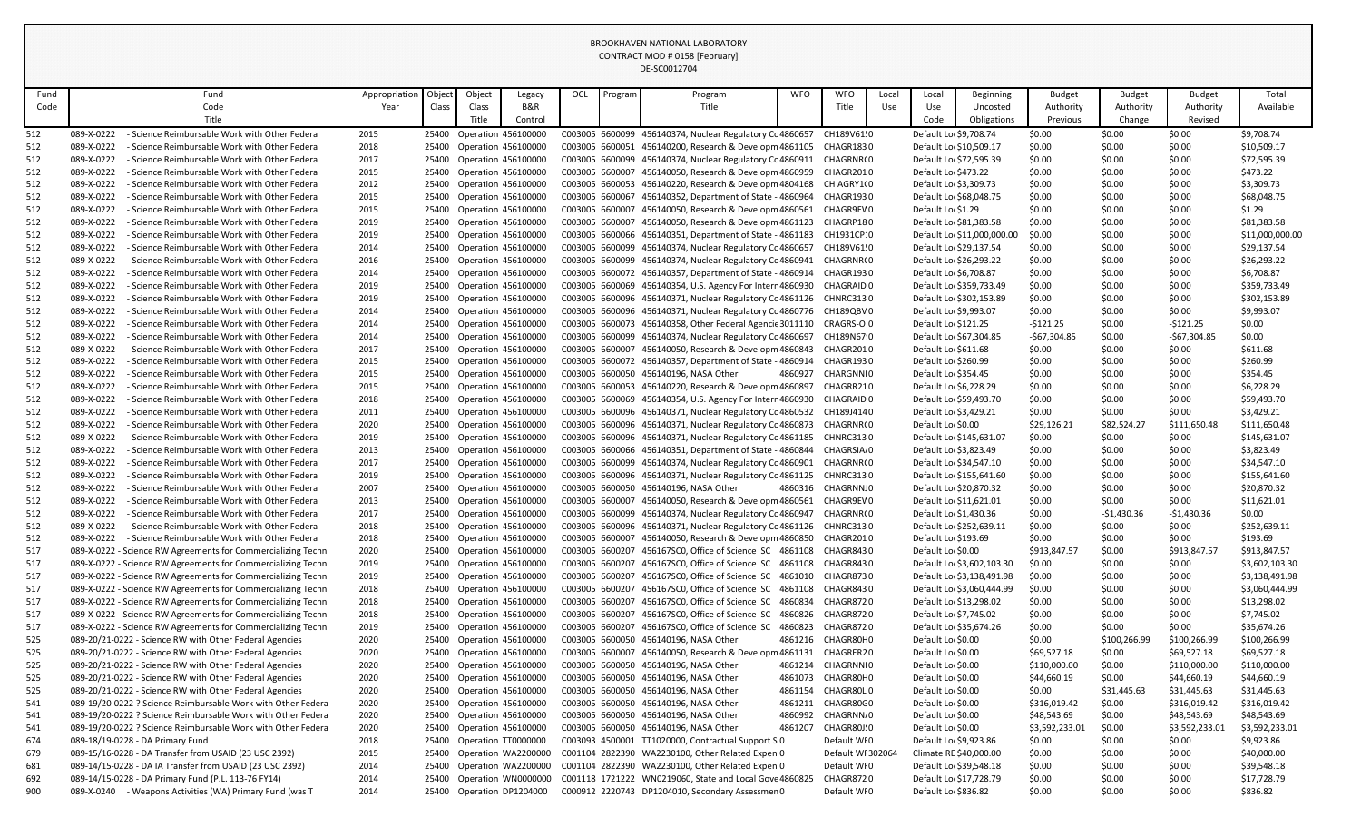BROOKHAVEN NATIONAL LABORATORY
CONTRACT MOD # 0158 [February]
DE-SC0012704

| Fund Code | Fund Code Title | Appropriation Year | Object Class | Object Class Title | Legacy B&R Control | OCL | Program | Program Title | WFO | WFO Title | Local Use | Local Use Code | Beginning Uncosted Obligations | Budget Authority Previous | Budget Authority Change | Budget Authority Revised | Total Available |
|---|---|---|---|---|---|---|---|---|---|---|---|---|---|---|---|---|---|
| 512 | 089-X-0222 - Science Reimbursable Work with Other Federa | 2015 | 25400 | Operation | 456100000 | C003005 | 6600099 | 456140374, Nuclear Regulatory Cc | 4860657 | CH189V61!0 | | Default Loc | $9,708.74 | $0.00 | $0.00 | $0.00 | $9,708.74 |
| 512 | 089-X-0222 - Science Reimbursable Work with Other Federa | 2018 | 25400 | Operation | 456100000 | C003005 | 6600051 | 456140200, Research & Developm | 4861105 | CHAGR1830 | | Default Loc | $10,509.17 | $0.00 | $0.00 | $0.00 | $10,509.17 |
| 512 | 089-X-0222 - Science Reimbursable Work with Other Federa | 2017 | 25400 | Operation | 456100000 | C003005 | 6600099 | 456140374, Nuclear Regulatory Cc | 4860911 | CHAGRNR(0 | | Default Loc | $72,595.39 | $0.00 | $0.00 | $0.00 | $72,595.39 |
| 512 | 089-X-0222 - Science Reimbursable Work with Other Federa | 2015 | 25400 | Operation | 456100000 | C003005 | 6600007 | 456140050, Research & Developm | 4860959 | CHAGR2010 | | Default Loc | $473.22 | $0.00 | $0.00 | $0.00 | $473.22 |
| 512 | 089-X-0222 - Science Reimbursable Work with Other Federa | 2012 | 25400 | Operation | 456100000 | C003005 | 6600053 | 456140220, Research & Developm | 4804168 | CH AGRY1(0 | | Default Loc | $3,309.73 | $0.00 | $0.00 | $0.00 | $3,309.73 |
| 512 | 089-X-0222 - Science Reimbursable Work with Other Federa | 2015 | 25400 | Operation | 456100000 | C003005 | 6600067 | 456140352, Department of State - | 4860964 | CHAGR1930 | | Default Loc | $68,048.75 | $0.00 | $0.00 | $0.00 | $68,048.75 |
| 512 | 089-X-0222 - Science Reimbursable Work with Other Federa | 2015 | 25400 | Operation | 456100000 | C003005 | 6600007 | 456140050, Research & Developm | 4860561 | CHAGR9EV0 | | Default Loc | $1.29 | $0.00 | $0.00 | $0.00 | $1.29 |
| 512 | 089-X-0222 - Science Reimbursable Work with Other Federa | 2019 | 25400 | Operation | 456100000 | C003005 | 6600007 | 456140050, Research & Developm | 4861123 | CHAGRP180 | | Default Loc | $81,383.58 | $0.00 | $0.00 | $0.00 | $81,383.58 |
| 512 | 089-X-0222 - Science Reimbursable Work with Other Federa | 2019 | 25400 | Operation | 456100000 | C003005 | 6600066 | 456140351, Department of State - | 4861183 | CH1931CP:0 | | Default Loc | $11,000,000.00 | $0.00 | $0.00 | $0.00 | $11,000,000.00 |
| 512 | 089-X-0222 - Science Reimbursable Work with Other Federa | 2014 | 25400 | Operation | 456100000 | C003005 | 6600099 | 456140374, Nuclear Regulatory Cc | 4860657 | CH189V61!0 | | Default Loc | $29,137.54 | $0.00 | $0.00 | $0.00 | $29,137.54 |
| 512 | 089-X-0222 - Science Reimbursable Work with Other Federa | 2016 | 25400 | Operation | 456100000 | C003005 | 6600099 | 456140374, Nuclear Regulatory Cc | 4860941 | CHAGRNR(0 | | Default Loc | $26,293.22 | $0.00 | $0.00 | $0.00 | $26,293.22 |
| 512 | 089-X-0222 - Science Reimbursable Work with Other Federa | 2014 | 25400 | Operation | 456100000 | C003005 | 6600072 | 456140357, Department of State - | 4860914 | CHAGR1930 | | Default Loc | $6,708.87 | $0.00 | $0.00 | $0.00 | $6,708.87 |
| 512 | 089-X-0222 - Science Reimbursable Work with Other Federa | 2019 | 25400 | Operation | 456100000 | C003005 | 6600069 | 456140354, U.S. Agency For Interr | 4860930 | CHAGRAID0 | | Default Loc | $359,733.49 | $0.00 | $0.00 | $0.00 | $359,733.49 |
| 512 | 089-X-0222 - Science Reimbursable Work with Other Federa | 2019 | 25400 | Operation | 456100000 | C003005 | 6600096 | 456140371, Nuclear Regulatory Cc | 4861126 | CHNRC3130 | | Default Loc | $302,153.89 | $0.00 | $0.00 | $0.00 | $302,153.89 |
| 512 | 089-X-0222 - Science Reimbursable Work with Other Federa | 2014 | 25400 | Operation | 456100000 | C003005 | 6600096 | 456140371, Nuclear Regulatory Cc | 4860776 | CH189QBV0 | | Default Loc | $9,993.07 | $0.00 | $0.00 | $0.00 | $9,993.07 |
| 512 | 089-X-0222 - Science Reimbursable Work with Other Federa | 2014 | 25400 | Operation | 456100000 | C003005 | 6600073 | 456140358, Other Federal Agencie | 3011110 | CRAGRS-O0 | | Default Loc | $121.25 | -$121.25 | $0.00 | -$121.25 | $0.00 |
| 512 | 089-X-0222 - Science Reimbursable Work with Other Federa | 2014 | 25400 | Operation | 456100000 | C003005 | 6600099 | 456140374, Nuclear Regulatory Cc | 4860697 | CH189N670 | | Default Loc | $67,304.85 | -$67,304.85 | $0.00 | -$67,304.85 | $0.00 |
| 512 | 089-X-0222 - Science Reimbursable Work with Other Federa | 2017 | 25400 | Operation | 456100000 | C003005 | 6600007 | 456140050, Research & Developm | 4860843 | CHAGR2010 | | Default Loc | $611.68 | $0.00 | $0.00 | $0.00 | $611.68 |
| 512 | 089-X-0222 - Science Reimbursable Work with Other Federa | 2015 | 25400 | Operation | 456100000 | C003005 | 6600072 | 456140357, Department of State - | 4860914 | CHAGR1930 | | Default Loc | $260.99 | $0.00 | $0.00 | $0.00 | $260.99 |
| 512 | 089-X-0222 - Science Reimbursable Work with Other Federa | 2015 | 25400 | Operation | 456100000 | C003005 | 6600050 | 456140196, NASA Other | 4860927 | CHARGNNI0 | | Default Loc | $354.45 | $0.00 | $0.00 | $0.00 | $354.45 |
| 512 | 089-X-0222 - Science Reimbursable Work with Other Federa | 2015 | 25400 | Operation | 456100000 | C003005 | 6600053 | 456140220, Research & Developm | 4860897 | CHAGR2210 | | Default Loc | $6,228.29 | $0.00 | $0.00 | $0.00 | $6,228.29 |
| 512 | 089-X-0222 - Science Reimbursable Work with Other Federa | 2018 | 25400 | Operation | 456100000 | C003005 | 6600069 | 456140354, U.S. Agency For Interr | 4860930 | CHAGRAID0 | | Default Loc | $59,493.70 | $0.00 | $0.00 | $0.00 | $59,493.70 |
| 512 | 089-X-0222 - Science Reimbursable Work with Other Federa | 2011 | 25400 | Operation | 456100000 | C003005 | 6600096 | 456140371, Nuclear Regulatory Cc | 4860532 | CH189J4140 | | Default Loc | $3,429.21 | $0.00 | $0.00 | $0.00 | $3,429.21 |
| 512 | 089-X-0222 - Science Reimbursable Work with Other Federa | 2020 | 25400 | Operation | 456100000 | C003005 | 6600096 | 456140371, Nuclear Regulatory Cc | 4860873 | CHAGRNR(0 | | Default Loc | $0.00 | $29,126.21 | $82,524.27 | $111,650.48 | $111,650.48 |
| 512 | 089-X-0222 - Science Reimbursable Work with Other Federa | 2019 | 25400 | Operation | 456100000 | C003005 | 6600096 | 456140371, Nuclear Regulatory Cc | 4861185 | CHNRC3130 | | Default Loc | $145,631.07 | $0.00 | $0.00 | $0.00 | $145,631.07 |
| 512 | 089-X-0222 - Science Reimbursable Work with Other Federa | 2013 | 25400 | Operation | 456100000 | C003005 | 6600066 | 456140351, Department of State - | 4860844 | CHAGRSIA0 | | Default Loc | $3,823.49 | $0.00 | $0.00 | $0.00 | $3,823.49 |
| 512 | 089-X-0222 - Science Reimbursable Work with Other Federa | 2017 | 25400 | Operation | 456100000 | C003005 | 6600099 | 456140374, Nuclear Regulatory Cc | 4860901 | CHAGRNR(0 | | Default Loc | $34,547.10 | $0.00 | $0.00 | $0.00 | $34,547.10 |
| 512 | 089-X-0222 - Science Reimbursable Work with Other Federa | 2019 | 25400 | Operation | 456100000 | C003005 | 6600096 | 456140371, Nuclear Regulatory Cc | 4861125 | CHNRC3130 | | Default Loc | $155,641.60 | $0.00 | $0.00 | $0.00 | $155,641.60 |
| 512 | 089-X-0222 - Science Reimbursable Work with Other Federa | 2007 | 25400 | Operation | 456100000 | C003005 | 6600050 | 456140196, NASA Other | 4860316 | CHAGRNN.0 | | Default Loc | $20,870.32 | $0.00 | $0.00 | $0.00 | $20,870.32 |
| 512 | 089-X-0222 - Science Reimbursable Work with Other Federa | 2013 | 25400 | Operation | 456100000 | C003005 | 6600007 | 456140050, Research & Developm | 4860561 | CHAGR9EV0 | | Default Loc | $11,621.01 | $0.00 | $0.00 | $0.00 | $11,621.01 |
| 512 | 089-X-0222 - Science Reimbursable Work with Other Federa | 2017 | 25400 | Operation | 456100000 | C003005 | 6600099 | 456140374, Nuclear Regulatory Cc | 4860947 | CHAGRNR(0 | | Default Loc | $1,430.36 | $0.00 | -$1,430.36 | -$1,430.36 | $0.00 |
| 512 | 089-X-0222 - Science Reimbursable Work with Other Federa | 2018 | 25400 | Operation | 456100000 | C003005 | 6600096 | 456140371, Nuclear Regulatory Cc | 4861126 | CHNRC3130 | | Default Loc | $252,639.11 | $0.00 | $0.00 | $0.00 | $252,639.11 |
| 512 | 089-X-0222 - Science Reimbursable Work with Other Federa | 2018 | 25400 | Operation | 456100000 | C003005 | 6600007 | 456140050, Research & Developm | 4860850 | CHAGR2010 | | Default Loc | $193.69 | $0.00 | $0.00 | $0.00 | $193.69 |
| 517 | 089-X-0222 - Science RW Agreements for Commercializing Techn | 2020 | 25400 | Operation | 456100000 | C003005 | 6600207 | 456167SC0, Office of Science SC | 4861108 | CHAGR8430 | | Default Loc | $0.00 | $913,847.57 | $0.00 | $913,847.57 | $913,847.57 |
| 517 | 089-X-0222 - Science RW Agreements for Commercializing Techn | 2019 | 25400 | Operation | 456100000 | C003005 | 6600207 | 456167SC0, Office of Science SC | 4861108 | CHAGR8430 | | Default Loc | $3,602,103.30 | $0.00 | $0.00 | $0.00 | $3,602,103.30 |
| 517 | 089-X-0222 - Science RW Agreements for Commercializing Techn | 2019 | 25400 | Operation | 456100000 | C003005 | 6600207 | 456167SC0, Office of Science SC | 4861010 | CHAGR8730 | | Default Loc | $3,138,491.98 | $0.00 | $0.00 | $0.00 | $3,138,491.98 |
| 517 | 089-X-0222 - Science RW Agreements for Commercializing Techn | 2018 | 25400 | Operation | 456100000 | C003005 | 6600207 | 456167SC0, Office of Science SC | 4861108 | CHAGR8430 | | Default Loc | $3,060,444.99 | $0.00 | $0.00 | $0.00 | $3,060,444.99 |
| 517 | 089-X-0222 - Science RW Agreements for Commercializing Techn | 2018 | 25400 | Operation | 456100000 | C003005 | 6600207 | 456167SC0, Office of Science SC | 4860834 | CHAGR8720 | | Default Loc | $13,298.02 | $0.00 | $0.00 | $0.00 | $13,298.02 |
| 517 | 089-X-0222 - Science RW Agreements for Commercializing Techn | 2018 | 25400 | Operation | 456100000 | C003005 | 6600207 | 456167SC0, Office of Science SC | 4860826 | CHAGR8720 | | Default Loc | $7,745.02 | $0.00 | $0.00 | $0.00 | $7,745.02 |
| 517 | 089-X-0222 - Science RW Agreements for Commercializing Techn | 2019 | 25400 | Operation | 456100000 | C003005 | 6600207 | 456167SC0, Office of Science SC | 4860823 | CHAGR8720 | | Default Loc | $35,674.26 | $0.00 | $0.00 | $0.00 | $35,674.26 |
| 525 | 089-20/21-0222 - Science RW with Other Federal Agencies | 2020 | 25400 | Operation | 456100000 | C003005 | 6600050 | 456140196, NASA Other | 4861216 | CHAGR80H0 | | Default Loc | $0.00 | $0.00 | $100,266.99 | $100,266.99 | $100,266.99 |
| 525 | 089-20/21-0222 - Science RW with Other Federal Agencies | 2020 | 25400 | Operation | 456100000 | C003005 | 6600007 | 456140050, Research & Developm | 4861131 | CHAGRER20 | | Default Loc | $0.00 | $69,527.18 | $0.00 | $69,527.18 | $69,527.18 |
| 525 | 089-20/21-0222 - Science RW with Other Federal Agencies | 2020 | 25400 | Operation | 456100000 | C003005 | 6600050 | 456140196, NASA Other | 4861214 | CHAGRNNI0 | | Default Loc | $0.00 | $110,000.00 | $0.00 | $110,000.00 | $110,000.00 |
| 525 | 089-20/21-0222 - Science RW with Other Federal Agencies | 2020 | 25400 | Operation | 456100000 | C003005 | 6600050 | 456140196, NASA Other | 4861073 | CHAGR80H0 | | Default Loc | $0.00 | $44,660.19 | $0.00 | $44,660.19 | $44,660.19 |
| 525 | 089-20/21-0222 - Science RW with Other Federal Agencies | 2020 | 25400 | Operation | 456100000 | C003005 | 6600050 | 456140196, NASA Other | 4861154 | CHAGR80L0 | | Default Loc | $0.00 | $0.00 | $31,445.63 | $31,445.63 | $31,445.63 |
| 541 | 089-19/20-0222 ? Science Reimbursable Work with Other Federa | 2020 | 25400 | Operation | 456100000 | C003005 | 6600050 | 456140196, NASA Other | 4861211 | CHAGR80C0 | | Default Loc | $0.00 | $316,019.42 | $0.00 | $316,019.42 | $316,019.42 |
| 541 | 089-19/20-0222 ? Science Reimbursable Work with Other Federa | 2020 | 25400 | Operation | 456100000 | C003005 | 6600050 | 456140196, NASA Other | 4860992 | CHAGRNN.0 | | Default Loc | $0.00 | $48,543.69 | $0.00 | $48,543.69 | $48,543.69 |
| 541 | 089-19/20-0222 ? Science Reimbursable Work with Other Federa | 2020 | 25400 | Operation | 456100000 | C003005 | 6600050 | 456140196, NASA Other | 4861207 | CHAGR80J0 | | Default Loc | $0.00 | $3,592,233.01 | $0.00 | $3,592,233.01 | $3,592,233.01 |
| 674 | 089-18/19-0228 - DA Primary Fund | 2018 | 25400 | Operation | TT0000000 | C003093 | 4500001 | TT1020000, Contractual Support S | 0 | Default WF0 | | Default Loc | $9,923.86 | $0.00 | $0.00 | $0.00 | $9,923.86 |
| 679 | 089-15/16-0228 - DA Transfer from USAID (23 USC 2392) | 2015 | 25400 | Operation | WA2200000 | C001104 | 2822390 | WA2230100, Other Related Expen | 0 | Default WF | 302064 | Climate RE | $40,000.00 | $0.00 | $0.00 | $0.00 | $40,000.00 |
| 681 | 089-14/15-0228 - DA IA Transfer from USAID (23 USC 2392) | 2014 | 25400 | Operation | WA2200000 | C001104 | 2822390 | WA2230100, Other Related Expen | 0 | Default WF0 | | Default Loc | $39,548.18 | $0.00 | $0.00 | $0.00 | $39,548.18 |
| 692 | 089-14/15-0228 - DA Primary Fund (P.L. 113-76 FY14) | 2014 | 25400 | Operation | WN0000000 | C001118 | 1721222 | WN0219060, State and Local Gove | 4860825 | CHAGR8720 | | Default Loc | $17,728.79 | $0.00 | $0.00 | $0.00 | $17,728.79 |
| 900 | 089-X-0240 - Weapons Activities (WA) Primary Fund (was T | 2014 | 25400 | Operation | DP1204000 | C000912 | 2220743 | DP1204010, Secondary Assessmen | 0 | Default WF0 | | Default Loc | $836.82 | $0.00 | $0.00 | $0.00 | $836.82 |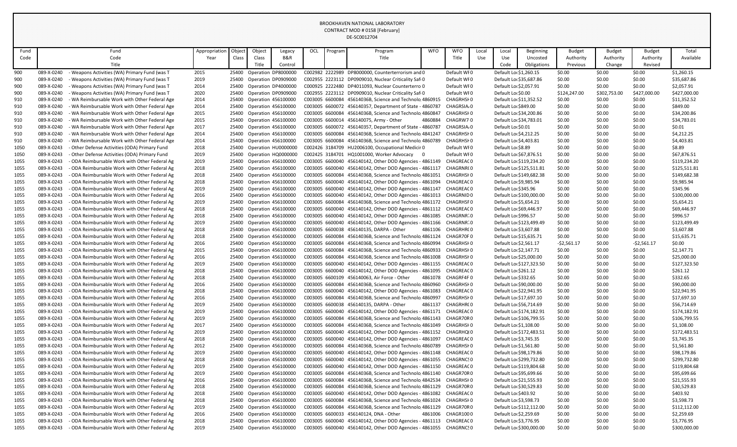BROOKHAVEN NATIONAL LABORATORY
CONTRACT MOD # 0158 [February]
DE-SC0012704

| Fund Code | Fund Code Title | Appropriation Year | Object Class | Object Class Title | Legacy B&R Control | OCL | Program | Program Title | WFO | WFO Title | Local Use | Local Use Code | Beginning Uncosted Obligations | Budget Authority Previous | Budget Authority Change | Budget Authority Revised | Total Available |
|---|---|---|---|---|---|---|---|---|---|---|---|---|---|---|---|---|---|
| 900 | 089-X-0240 - Weapons Activities (WA) Primary Fund (was T | 2015 | 25400 | Operation | DP8000000 | C002982 | 2222989 | DP8000000, Counterterrorism and 0 | | Default WF0 | | Default Loc | $1,260.15 | $0.00 | $0.00 | $0.00 | $1,260.15 |
| 900 | 089-X-0240 - Weapons Activities (WA) Primary Fund (was T | 2019 | 25400 | Operation | DP0909000 | C002955 | 2223112 | DP0909010, Nuclear Criticality Saf 0 | | Default WF0 | | Default Loc | $35,687.86 | $0.00 | $0.00 | $0.00 | $35,687.86 |
| 900 | 089-X-0240 - Weapons Activities (WA) Primary Fund (was T | 2014 | 25400 | Operation | DP4000000 | C000925 | 2222480 | DP4011093, Nuclear Counterterro 0 | | Default WF0 | | Default Loc | $2,057.91 | $0.00 | $0.00 | $0.00 | $2,057.91 |
| 900 | 089-X-0240 - Weapons Activities (WA) Primary Fund (was T | 2020 | 25400 | Operation | DP0909000 | C002955 | 2223112 | DP0909010, Nuclear Criticality Saf 0 | | Default WF0 | | Default Loc | $0.00 | $124,247.00 | $302,753.00 | $427,000.00 | $427,000.00 |
| 910 | 089-X-0240 - WA Reimbursable Work with Other Federal Age | 2014 | 25400 | Operation | 456100000 | C003005 | 6600084 | 456140368, Science and Technolo 4860915 | | CHAGRHS 0 | | Default Loc | $11,352.52 | $0.00 | $0.00 | $0.00 | $11,352.52 |
| 910 | 089-X-0240 - WA Reimbursable Work with Other Federal Age | 2014 | 25400 | Operation | 456100000 | C003005 | 6600072 | 456140357, Department of State - 4860787 | | CHAGRSIA 0 | | Default Loc | $849.00 | $0.00 | $0.00 | $0.00 | $849.00 |
| 910 | 089-X-0240 - WA Reimbursable Work with Other Federal Age | 2015 | 25400 | Operation | 456100000 | C003005 | 6600084 | 456140368, Science and Technolo 4860847 | | CHAGRHS 0 | | Default Loc | $34,200.86 | $0.00 | $0.00 | $0.00 | $34,200.86 |
| 910 | 089-X-0240 - WA Reimbursable Work with Other Federal Age | 2015 | 25400 | Operation | 456100000 | C003005 | 6600014 | 456140075, Army - Other | 4860884 | CHAGRW7 0 | | Default Loc | $34,783.01 | $0.00 | $0.00 | $0.00 | $34,783.01 |
| 910 | 089-X-0240 - WA Reimbursable Work with Other Federal Age | 2017 | 25400 | Operation | 456100000 | C003005 | 6600072 | 456140357, Department of State - 4860787 | | CHAGRSIA 0 | | Default Loc | $0.01 | $0.00 | $0.00 | $0.00 | $0.01 |
| 910 | 089-X-0240 - WA Reimbursable Work with Other Federal Age | 2014 | 25400 | Operation | 456100000 | C003005 | 6600084 | 456140368, Science and Technolo 4841247 | | CHAGRHS 0 | | Default Loc | $4,212.25 | $0.00 | $0.00 | $0.00 | $4,212.25 |
| 910 | 089-X-0240 - WA Reimbursable Work with Other Federal Age | 2014 | 25400 | Operation | 456100000 | C003005 | 6600084 | 456140368, Science and Technolo 4860789 | | CHAGRHS 0 | | Default Loc | $4,403.81 | $0.00 | $0.00 | $0.00 | $4,403.81 |
| 1050 | 089-X-0243 - Other Defense Activities (ODA) Primary Fund | 2018 | 25400 | Operation | HU0000000 | C002426 | 3184709 | HU2006100, Occupational Medicir 0 | | Default WF0 | | Default Loc | $8.89 | $0.00 | $0.00 | $0.00 | $8.89 |
| 1050 | 089-X-0243 - Other Defense Activities (ODA) Primary Fund | 2019 | 25400 | Operation | HQ0000000 | C002425 | 3184701 | HQ1001000, Worker Advocacy 0 | | Default WF0 | | Default Loc | $67,876.51 | $0.00 | $0.00 | $0.00 | $67,876.51 |
| 1055 | 089-X-0243 - ODA Reimbursable Work with Other Federal Ag | 2019 | 25400 | Operation | 456100000 | C003005 | 6600040 | 456140142, Other DOD Agencies - 4861149 | | CHAGREAC 0 | | Default Loc | $119,234.20 | $0.00 | $0.00 | $0.00 | $119,234.20 |
| 1055 | 089-X-0243 - ODA Reimbursable Work with Other Federal Ag | 2018 | 25400 | Operation | 456100000 | C003005 | 6600040 | 456140142, Other DOD Agencies - 4861117 | | CHAGRNR 0 | | Default Loc | $125,511.81 | $0.00 | $0.00 | $0.00 | $125,511.81 |
| 1055 | 089-X-0243 - ODA Reimbursable Work with Other Federal Ag | 2018 | 25400 | Operation | 456100000 | C003005 | 6600084 | 456140368, Science and Technolo 4861051 | | CHAGRHS 0 | | Default Loc | $149,682.38 | $0.00 | $0.00 | $0.00 | $149,682.38 |
| 1055 | 089-X-0243 - ODA Reimbursable Work with Other Federal Ag | 2018 | 25400 | Operation | 456100000 | C003005 | 6600040 | 456140142, Other DOD Agencies - 4861094 | | CHAGREAC 0 | | Default Loc | $9,985.94 | $0.00 | $0.00 | $0.00 | $9,985.94 |
| 1055 | 089-X-0243 - ODA Reimbursable Work with Other Federal Ag | 2019 | 25400 | Operation | 456100000 | C003005 | 6600040 | 456140142, Other DOD Agencies - 4861147 | | CHAGREAC 0 | | Default Loc | $345.96 | $0.00 | $0.00 | $0.00 | $345.96 |
| 1055 | 089-X-0243 - ODA Reimbursable Work with Other Federal Ag | 2016 | 25400 | Operation | 456100000 | C003005 | 6600040 | 456140142, Other DOD Agencies - 4861013 | | CHAGRNID 0 | | Default Loc | $100,000.00 | $0.00 | $0.00 | $0.00 | $100,000.00 |
| 1055 | 089-X-0243 - ODA Reimbursable Work with Other Federal Ag | 2019 | 25400 | Operation | 456100000 | C003005 | 6600084 | 456140368, Science and Technolo 4861172 | | CHAGRHS 0 | | Default Loc | $5,654.21 | $0.00 | $0.00 | $0.00 | $5,654.21 |
| 1055 | 089-X-0243 - ODA Reimbursable Work with Other Federal Ag | 2018 | 25400 | Operation | 456100000 | C003005 | 6600040 | 456140142, Other DOD Agencies - 4861112 | | CHAGREAC 0 | | Default Loc | $69,446.97 | $0.00 | $0.00 | $0.00 | $69,446.97 |
| 1055 | 089-X-0243 - ODA Reimbursable Work with Other Federal Ag | 2018 | 25400 | Operation | 456100000 | C003005 | 6600040 | 456140142, Other DOD Agencies - 4861085 | | CHAGRNR 0 | | Default Loc | $996.57 | $0.00 | $0.00 | $0.00 | $996.57 |
| 1055 | 089-X-0243 - ODA Reimbursable Work with Other Federal Ag | 2019 | 25400 | Operation | 456100000 | C003005 | 6600040 | 456140142, Other DOD Agencies - 4861166 | | CHAGRNR 0 | | Default Loc | $123,499.49 | $0.00 | $0.00 | $0.00 | $123,499.49 |
| 1055 | 089-X-0243 - ODA Reimbursable Work with Other Federal Ag | 2018 | 25400 | Operation | 456100000 | C003005 | 6600038 | 456140135, DARPA - Other | 4861106 | CHAGRHR 0 | | Default Loc | $3,607.88 | $0.00 | $0.00 | $0.00 | $3,607.88 |
| 1055 | 089-X-0243 - ODA Reimbursable Work with Other Federal Ag | 2018 | 25400 | Operation | 456100000 | C003005 | 6600084 | 456140368, Science and Technolo 4861124 | | CHAGR70F 0 | | Default Loc | $15,635.71 | $0.00 | $0.00 | $0.00 | $15,635.71 |
| 1055 | 089-X-0243 - ODA Reimbursable Work with Other Federal Ag | 2016 | 25400 | Operation | 456100000 | C003005 | 6600084 | 456140368, Science and Technolo 4860994 | | CHAGRHS 0 | | Default Loc | $2,561.17 | -$2,561.17 | $0.00 | -$2,561.17 | $0.00 |
| 1055 | 089-X-0243 - ODA Reimbursable Work with Other Federal Ag | 2015 | 25400 | Operation | 456100000 | C003005 | 6600084 | 456140368, Science and Technolo 4860933 | | CHAGRHS 0 | | Default Loc | $2,147.71 | $0.00 | $0.00 | $0.00 | $2,147.71 |
| 1055 | 089-X-0243 - ODA Reimbursable Work with Other Federal Ag | 2016 | 25400 | Operation | 456100000 | C003005 | 6600084 | 456140368, Science and Technolo 4861008 | | CHAGRHS 0 | | Default Loc | $25,000.00 | $0.00 | $0.00 | $0.00 | $25,000.00 |
| 1055 | 089-X-0243 - ODA Reimbursable Work with Other Federal Ag | 2019 | 25400 | Operation | 456100000 | C003005 | 6600040 | 456140142, Other DOD Agencies - 4861155 | | CHAGREAC 0 | | Default Loc | $127,323.50 | $0.00 | $0.00 | $0.00 | $127,323.50 |
| 1055 | 089-X-0243 - ODA Reimbursable Work with Other Federal Ag | 2018 | 25400 | Operation | 456100000 | C003005 | 6600040 | 456140142, Other DOD Agencies - 4861095 | | CHAGREAC 0 | | Default Loc | $261.12 | $0.00 | $0.00 | $0.00 | $261.12 |
| 1055 | 089-X-0243 - ODA Reimbursable Work with Other Federal Ag | 2018 | 25400 | Operation | 456100000 | C003005 | 6600109 | 456140063, Air Force - Other | 4861078 | CHAGRF4F 0 | | Default Loc | $332.65 | $0.00 | $0.00 | $0.00 | $332.65 |
| 1055 | 089-X-0243 - ODA Reimbursable Work with Other Federal Ag | 2016 | 25400 | Operation | 456100000 | C003005 | 6600084 | 456140368, Science and Technolo 4860960 | | CHAGRHS 0 | | Default Loc | $90,000.00 | $0.00 | $0.00 | $0.00 | $90,000.00 |
| 1055 | 089-X-0243 - ODA Reimbursable Work with Other Federal Ag | 2018 | 25400 | Operation | 456100000 | C003005 | 6600040 | 456140142, Other DOD Agencies - 4861083 | | CHAGREAC 0 | | Default Loc | $22,941.95 | $0.00 | $0.00 | $0.00 | $22,941.95 |
| 1055 | 089-X-0243 - ODA Reimbursable Work with Other Federal Ag | 2016 | 25400 | Operation | 456100000 | C003005 | 6600084 | 456140368, Science and Technolo 4860997 | | CHAGRHS 0 | | Default Loc | $17,697.10 | $0.00 | $0.00 | $0.00 | $17,697.10 |
| 1055 | 089-X-0243 - ODA Reimbursable Work with Other Federal Ag | 2019 | 25400 | Operation | 456100000 | C003005 | 6600038 | 456140135, DARPA - Other | 4861137 | CHAGRHR 0 | | Default Loc | $56,714.69 | $0.00 | $0.00 | $0.00 | $56,714.69 |
| 1055 | 089-X-0243 - ODA Reimbursable Work with Other Federal Ag | 2019 | 25400 | Operation | 456100000 | C003005 | 6600040 | 456140142, Other DOD Agencies - 4861171 | | CHAGREAC 0 | | Default Loc | $174,182.91 | $0.00 | $0.00 | $0.00 | $174,182.91 |
| 1055 | 089-X-0243 - ODA Reimbursable Work with Other Federal Ag | 2019 | 25400 | Operation | 456100000 | C003005 | 6600084 | 456140368, Science and Technolo 4861143 | | CHAGR70R 0 | | Default Loc | $106,799.55 | $0.00 | $0.00 | $0.00 | $106,799.55 |
| 1055 | 089-X-0243 - ODA Reimbursable Work with Other Federal Ag | 2017 | 25400 | Operation | 456100000 | C003005 | 6600084 | 456140368, Science and Technolo 4861049 | | CHAGRHS 0 | | Default Loc | $1,108.00 | $0.00 | $0.00 | $0.00 | $1,108.00 |
| 1055 | 089-X-0243 - ODA Reimbursable Work with Other Federal Ag | 2019 | 25400 | Operation | 456100000 | C003005 | 6600040 | 456140142, Other DOD Agencies - 4861152 | | CHAGRHQ 0 | | Default Loc | $172,483.51 | $0.00 | $0.00 | $0.00 | $172,483.51 |
| 1055 | 089-X-0243 - ODA Reimbursable Work with Other Federal Ag | 2018 | 25400 | Operation | 456100000 | C003005 | 6600040 | 456140142, Other DOD Agencies - 4861097 | | CHAGREAC 0 | | Default Loc | $3,745.35 | $0.00 | $0.00 | $0.00 | $3,745.35 |
| 1055 | 089-X-0243 - ODA Reimbursable Work with Other Federal Ag | 2012 | 25400 | Operation | 456100000 | C003005 | 6600084 | 456140368, Science and Technolo 4860789 | | CHAGRHS 0 | | Default Loc | $1,561.80 | $0.00 | $0.00 | $0.00 | $1,561.80 |
| 1055 | 089-X-0243 - ODA Reimbursable Work with Other Federal Ag | 2019 | 25400 | Operation | 456100000 | C003005 | 6600040 | 456140142, Other DOD Agencies - 4861148 | | CHAGREAC 0 | | Default Loc | $98,179.86 | $0.00 | $0.00 | $0.00 | $98,179.86 |
| 1055 | 089-X-0243 - ODA Reimbursable Work with Other Federal Ag | 2018 | 25400 | Operation | 456100000 | C003005 | 6600040 | 456140142, Other DOD Agencies - 4861055 | | CHAGRNCS 0 | | Default Loc | $299,732.80 | $0.00 | $0.00 | $0.00 | $299,732.80 |
| 1055 | 089-X-0243 - ODA Reimbursable Work with Other Federal Ag | 2019 | 25400 | Operation | 456100000 | C003005 | 6600040 | 456140142, Other DOD Agencies - 4861150 | | CHAGREAC 0 | | Default Loc | $119,804.68 | $0.00 | $0.00 | $0.00 | $119,804.68 |
| 1055 | 089-X-0243 - ODA Reimbursable Work with Other Federal Ag | 2019 | 25400 | Operation | 456100000 | C003005 | 6600084 | 456140368, Science and Technolo 4861140 | | CHAGR70R 0 | | Default Loc | $95,699.66 | $0.00 | $0.00 | $0.00 | $95,699.66 |
| 1055 | 089-X-0243 - ODA Reimbursable Work with Other Federal Ag | 2016 | 25400 | Operation | 456100000 | C003005 | 6600084 | 456140368, Science and Technolo 4842534 | | CHAGRHS 0 | | Default Loc | $21,555.93 | $0.00 | $0.00 | $0.00 | $21,555.93 |
| 1055 | 089-X-0243 - ODA Reimbursable Work with Other Federal Ag | 2018 | 25400 | Operation | 456100000 | C003005 | 6600084 | 456140368, Science and Technolo 4861129 | | CHAGR70R 0 | | Default Loc | $30,529.83 | $0.00 | $0.00 | $0.00 | $30,529.83 |
| 1055 | 089-X-0243 - ODA Reimbursable Work with Other Federal Ag | 2018 | 25400 | Operation | 456100000 | C003005 | 6600040 | 456140142, Other DOD Agencies - 4861082 | | CHAGREAC 0 | | Default Loc | $403.92 | $0.00 | $0.00 | $0.00 | $403.92 |
| 1055 | 089-X-0243 - ODA Reimbursable Work with Other Federal Ag | 2018 | 25400 | Operation | 456100000 | C003005 | 6600084 | 456140368, Science and Technolo 4861024 | | CHAGRHS 0 | | Default Loc | $3,598.73 | $0.00 | $0.00 | $0.00 | $3,598.73 |
| 1055 | 089-X-0243 - ODA Reimbursable Work with Other Federal Ag | 2019 | 25400 | Operation | 456100000 | C003005 | 6600084 | 456140368, Science and Technolo 4861129 | | CHAGR70R 0 | | Default Loc | $112,112.00 | $0.00 | $0.00 | $0.00 | $112,112.00 |
| 1055 | 089-X-0243 - ODA Reimbursable Work with Other Federal Ag | 2016 | 25400 | Operation | 456100000 | C003005 | 6600033 | 456140124, DNA - Other | 4861006 | CHAGR100 0 | | Default Loc | $2,259.69 | $0.00 | $0.00 | $0.00 | $2,259.69 |
| 1055 | 089-X-0243 - ODA Reimbursable Work with Other Federal Ag | 2018 | 25400 | Operation | 456100000 | C003005 | 6600040 | 456140142, Other DOD Agencies - 4861113 | | CHAGREAC 0 | | Default Loc | $3,776.95 | $0.00 | $0.00 | $0.00 | $3,776.95 |
| 1055 | 089-X-0243 - ODA Reimbursable Work with Other Federal Ag | 2019 | 25400 | Operation | 456100000 | C003005 | 6600040 | 456140142, Other DOD Agencies - 4861055 | | CHAGRNCS 0 | | Default Loc | $300,000.00 | $0.00 | $0.00 | $0.00 | $300,000.00 |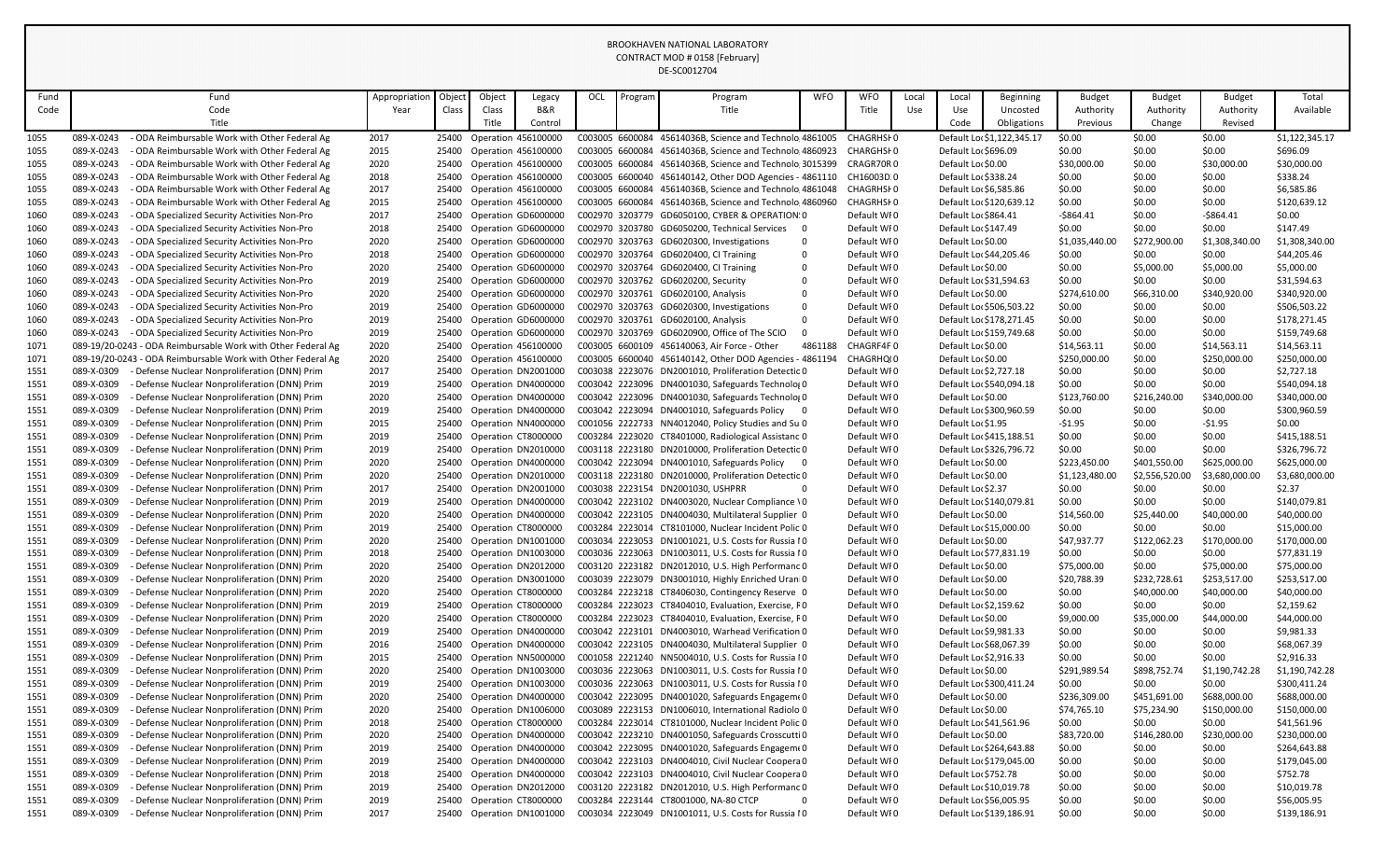BROOKHAVEN NATIONAL LABORATORY
CONTRACT MOD # 0158 [February]
DE-SC0012704

| Fund Code | Fund Code Title | Appropriation Year | Object Class | Object Class Title | Legacy B&R Control | OCL | Program | Program Title | WFO | WFO Title | Local Use | Local Use Code | Beginning Uncosted Obligations | Budget Authority Previous | Budget Authority Change | Budget Authority Revised | Total Available |
|---|---|---|---|---|---|---|---|---|---|---|---|---|---|---|---|---|---|
| 1055 | 089-X-0243 - ODA Reimbursable Work with Other Federal Ag | 2017 | 25400 | Operation | 456100000 | C003005 | 6600084 | 45614036B, Science and Technolo | 4861005 | CHAGRHSH | 0 | Default Loc | $1,122,345.17 | $0.00 | $0.00 | $0.00 | $1,122,345.17 |
| 1055 | 089-X-0243 - ODA Reimbursable Work with Other Federal Ag | 2015 | 25400 | Operation | 456100000 | C003005 | 6600084 | 45614036B, Science and Technolo | 4860923 | CHAGRHSH | 0 | Default Loc | $696.09 | $0.00 | $0.00 | $0.00 | $696.09 |
| 1055 | 089-X-0243 - ODA Reimbursable Work with Other Federal Ag | 2020 | 25400 | Operation | 456100000 | C003005 | 6600084 | 45614036B, Science and Technolo | 3015399 | CRAGR70R | 0 | Default Loc | $0.00 | $30,000.00 | $0.00 | $30,000.00 | $30,000.00 |
| 1055 | 089-X-0243 - ODA Reimbursable Work with Other Federal Ag | 2018 | 25400 | Operation | 456100000 | C003005 | 6600040 | 456140142, Other DOD Agencies - | 4861110 | CH16003D | 0 | Default Loc | $338.24 | $0.00 | $0.00 | $0.00 | $338.24 |
| 1055 | 089-X-0243 - ODA Reimbursable Work with Other Federal Ag | 2017 | 25400 | Operation | 456100000 | C003005 | 6600084 | 45614036B, Science and Technolo | 4861048 | CHAGRHSH | 0 | Default Loc | $6,585.86 | $0.00 | $0.00 | $0.00 | $6,585.86 |
| 1055 | 089-X-0243 - ODA Reimbursable Work with Other Federal Ag | 2015 | 25400 | Operation | 456100000 | C003005 | 6600084 | 45614036B, Science and Technolo | 4860960 | CHAGRHSH | 0 | Default Loc | $120,639.12 | $0.00 | $0.00 | $0.00 | $120,639.12 |
| 1060 | 089-X-0243 - ODA Specialized Security Activities Non-Pro | 2017 | 25400 | Operation | GD6000000 | C002970 | 3203779 | GD6050100, CYBER & OPERATION | 0 | Default WF | 0 | Default Loc | $864.41 | -$864.41 | $0.00 | -$864.41 | $0.00 |
| 1060 | 089-X-0243 - ODA Specialized Security Activities Non-Pro | 2018 | 25400 | Operation | GD6000000 | C002970 | 3203780 | GD6050200, Technical Services | 0 | Default WF | 0 | Default Loc | $147.49 | $0.00 | $0.00 | $0.00 | $147.49 |
| 1060 | 089-X-0243 - ODA Specialized Security Activities Non-Pro | 2020 | 25400 | Operation | GD6000000 | C002970 | 3203763 | GD6020300, Investigations | 0 | Default WF | 0 | Default Loc | $0.00 | $1,035,440.00 | $272,900.00 | $1,308,340.00 | $1,308,340.00 |
| 1060 | 089-X-0243 - ODA Specialized Security Activities Non-Pro | 2018 | 25400 | Operation | GD6000000 | C002970 | 3203764 | GD6020400, CI Training | 0 | Default WF | 0 | Default Loc | $44,205.46 | $0.00 | $0.00 | $0.00 | $44,205.46 |
| 1060 | 089-X-0243 - ODA Specialized Security Activities Non-Pro | 2020 | 25400 | Operation | GD6000000 | C002970 | 3203764 | GD6020400, CI Training | 0 | Default WF | 0 | Default Loc | $0.00 | $0.00 | $5,000.00 | $5,000.00 | $5,000.00 |
| 1060 | 089-X-0243 - ODA Specialized Security Activities Non-Pro | 2019 | 25400 | Operation | GD6000000 | C002970 | 3203762 | GD6020200, Security | 0 | Default WF | 0 | Default Loc | $31,594.63 | $0.00 | $0.00 | $0.00 | $31,594.63 |
| 1060 | 089-X-0243 - ODA Specialized Security Activities Non-Pro | 2020 | 25400 | Operation | GD6000000 | C002970 | 3203761 | GD6020100, Analysis | 0 | Default WF | 0 | Default Loc | $0.00 | $274,610.00 | $66,310.00 | $340,920.00 | $340,920.00 |
| 1060 | 089-X-0243 - ODA Specialized Security Activities Non-Pro | 2019 | 25400 | Operation | GD6000000 | C002970 | 3203763 | GD6020300, Investigations | 0 | Default WF | 0 | Default Loc | $506,503.22 | $0.00 | $0.00 | $0.00 | $506,503.22 |
| 1060 | 089-X-0243 - ODA Specialized Security Activities Non-Pro | 2019 | 25400 | Operation | GD6000000 | C002970 | 3203761 | GD6020100, Analysis | 0 | Default WF | 0 | Default Loc | $178,271.45 | $0.00 | $0.00 | $0.00 | $178,271.45 |
| 1060 | 089-X-0243 - ODA Specialized Security Activities Non-Pro | 2019 | 25400 | Operation | GD6000000 | C002970 | 3203769 | GD6020900, Office of The SCIO | 0 | Default WF | 0 | Default Loc | $159,749.68 | $0.00 | $0.00 | $0.00 | $159,749.68 |
| 1071 | 089-19/20-0243 - ODA Reimbursable Work with Other Federal Ag | 2020 | 25400 | Operation | 456100000 | C003005 | 6600109 | 45614063, Air Force - Other | 4861188 | CHAGRF4F | 0 | Default Loc | $0.00 | $14,563.11 | $0.00 | $14,563.11 | $14,563.11 |
| 1071 | 089-19/20-0243 - ODA Reimbursable Work with Other Federal Ag | 2020 | 25400 | Operation | 456100000 | C003005 | 6600040 | 456140142, Other DOD Agencies - | 4861194 | CHAGRHQ | 0 | Default Loc | $0.00 | $250,000.00 | $0.00 | $250,000.00 | $250,000.00 |
| 1551 | 089-X-0309 - Defense Nuclear Nonproliferation (DNN) Prim | 2017 | 25400 | Operation | DN2001000 | C003038 | 2223076 | DN2001010, Proliferation Detectic | 0 | Default WF | 0 | Default Loc | $2,727.18 | $0.00 | $0.00 | $0.00 | $2,727.18 |
| 1551 | 089-X-0309 - Defense Nuclear Nonproliferation (DNN) Prim | 2019 | 25400 | Operation | DN4000000 | C003042 | 2223096 | DN4001030, Safeguards Technolo | 0 | Default WF | 0 | Default Loc | $540,094.18 | $0.00 | $0.00 | $0.00 | $540,094.18 |
| 1551 | 089-X-0309 - Defense Nuclear Nonproliferation (DNN) Prim | 2020 | 25400 | Operation | DN4000000 | C003042 | 2223096 | DN4001030, Safeguards Technolo | 0 | Default WF | 0 | Default Loc | $0.00 | $123,760.00 | $216,240.00 | $340,000.00 | $340,000.00 |
| 1551 | 089-X-0309 - Defense Nuclear Nonproliferation (DNN) Prim | 2019 | 25400 | Operation | DN4000000 | C003042 | 2223094 | DN4001010, Safeguards Policy | 0 | Default WF | 0 | Default Loc | $300,960.59 | $0.00 | $0.00 | $0.00 | $300,960.59 |
| 1551 | 089-X-0309 - Defense Nuclear Nonproliferation (DNN) Prim | 2015 | 25400 | Operation | NN4000000 | C001056 | 2222733 | NN4012040, Policy Studies and Su | 0 | Default WF | 0 | Default Loc | $1.95 | -$1.95 | $0.00 | -$1.95 | $0.00 |
| 1551 | 089-X-0309 - Defense Nuclear Nonproliferation (DNN) Prim | 2019 | 25400 | Operation | CT8000000 | C003284 | 2223020 | CT8401000, Radiological Assistanc | 0 | Default WF | 0 | Default Loc | $415,188.51 | $0.00 | $0.00 | $0.00 | $415,188.51 |
| 1551 | 089-X-0309 - Defense Nuclear Nonproliferation (DNN) Prim | 2019 | 25400 | Operation | DN2010000 | C003118 | 2223180 | DN2010000, Proliferation Detectic | 0 | Default WF | 0 | Default Loc | $326,796.72 | $0.00 | $0.00 | $0.00 | $326,796.72 |
| 1551 | 089-X-0309 - Defense Nuclear Nonproliferation (DNN) Prim | 2020 | 25400 | Operation | DN4000000 | C003042 | 2223094 | DN4001010, Safeguards Policy | 0 | Default WF | 0 | Default Loc | $0.00 | $223,450.00 | $401,550.00 | $625,000.00 | $625,000.00 |
| 1551 | 089-X-0309 - Defense Nuclear Nonproliferation (DNN) Prim | 2020 | 25400 | Operation | DN2010000 | C003118 | 2223180 | DN2010000, Proliferation Detectic | 0 | Default WF | 0 | Default Loc | $0.00 | $1,123,480.00 | $2,556,520.00 | $3,680,000.00 | $3,680,000.00 |
| 1551 | 089-X-0309 - Defense Nuclear Nonproliferation (DNN) Prim | 2017 | 25400 | Operation | DN2001000 | C003038 | 2223154 | DN2001030, USHPRR | 0 | Default WF | 0 | Default Loc | $2.37 | $0.00 | $0.00 | $0.00 | $2.37 |
| 1551 | 089-X-0309 - Defense Nuclear Nonproliferation (DNN) Prim | 2019 | 25400 | Operation | DN4000000 | C003042 | 2223102 | DN4003020, Nuclear Compliance V | 0 | Default WF | 0 | Default Loc | $140,079.81 | $0.00 | $0.00 | $0.00 | $140,079.81 |
| 1551 | 089-X-0309 - Defense Nuclear Nonproliferation (DNN) Prim | 2020 | 25400 | Operation | DN4000000 | C003042 | 2223105 | DN4004030, Multilateral Supplier | 0 | Default WF | 0 | Default Loc | $0.00 | $14,560.00 | $25,440.00 | $40,000.00 | $40,000.00 |
| 1551 | 089-X-0309 - Defense Nuclear Nonproliferation (DNN) Prim | 2019 | 25400 | Operation | CT8000000 | C003284 | 2223014 | CT8101000, Nuclear Incident Polic | 0 | Default WF | 0 | Default Loc | $15,000.00 | $0.00 | $0.00 | $0.00 | $15,000.00 |
| 1551 | 089-X-0309 - Defense Nuclear Nonproliferation (DNN) Prim | 2020 | 25400 | Operation | DN1001000 | C003034 | 2223053 | DN1001021, U.S. Costs for Russia I | 0 | Default WF | 0 | Default Loc | $0.00 | $47,937.77 | $122,062.23 | $170,000.00 | $170,000.00 |
| 1551 | 089-X-0309 - Defense Nuclear Nonproliferation (DNN) Prim | 2018 | 25400 | Operation | DN1003000 | C003036 | 2223063 | DN1003011, U.S. Costs for Russia I | 0 | Default WF | 0 | Default Loc | $77,831.19 | $0.00 | $0.00 | $0.00 | $77,831.19 |
| 1551 | 089-X-0309 - Defense Nuclear Nonproliferation (DNN) Prim | 2020 | 25400 | Operation | DN2012000 | C003120 | 2223182 | DN2012010, U.S. High Performanc | 0 | Default WF | 0 | Default Loc | $0.00 | $75,000.00 | $0.00 | $75,000.00 | $75,000.00 |
| 1551 | 089-X-0309 - Defense Nuclear Nonproliferation (DNN) Prim | 2020 | 25400 | Operation | DN3001000 | C003039 | 2223079 | DN3001010, Highly Enriched Uran | 0 | Default WF | 0 | Default Loc | $0.00 | $20,788.39 | $232,728.61 | $253,517.00 | $253,517.00 |
| 1551 | 089-X-0309 - Defense Nuclear Nonproliferation (DNN) Prim | 2020 | 25400 | Operation | CT8000000 | C003284 | 2223218 | CT8406030, Contingency Reserve | 0 | Default WF | 0 | Default Loc | $0.00 | $0.00 | $40,000.00 | $40,000.00 | $40,000.00 |
| 1551 | 089-X-0309 - Defense Nuclear Nonproliferation (DNN) Prim | 2019 | 25400 | Operation | CT8000000 | C003284 | 2223023 | CT8404010, Evaluation, Exercise, F | 0 | Default WF | 0 | Default Loc | $2,159.62 | $0.00 | $0.00 | $0.00 | $2,159.62 |
| 1551 | 089-X-0309 - Defense Nuclear Nonproliferation (DNN) Prim | 2020 | 25400 | Operation | CT8000000 | C003284 | 2223023 | CT8404010, Evaluation, Exercise, F | 0 | Default WF | 0 | Default Loc | $0.00 | $9,000.00 | $35,000.00 | $44,000.00 | $44,000.00 |
| 1551 | 089-X-0309 - Defense Nuclear Nonproliferation (DNN) Prim | 2019 | 25400 | Operation | DN4000000 | C003042 | 2223101 | DN4003010, Warhead Verification | 0 | Default WF | 0 | Default Loc | $9,981.33 | $0.00 | $0.00 | $0.00 | $9,981.33 |
| 1551 | 089-X-0309 - Defense Nuclear Nonproliferation (DNN) Prim | 2016 | 25400 | Operation | DN4000000 | C003042 | 2223105 | DN4004030, Multilateral Supplier | 0 | Default WF | 0 | Default Loc | $68,067.39 | $0.00 | $0.00 | $0.00 | $68,067.39 |
| 1551 | 089-X-0309 - Defense Nuclear Nonproliferation (DNN) Prim | 2015 | 25400 | Operation | NN5000000 | C001058 | 2221240 | NN5004010, U.S. Costs for Russia I | 0 | Default WF | 0 | Default Loc | $2,916.33 | $0.00 | $0.00 | $0.00 | $2,916.33 |
| 1551 | 089-X-0309 - Defense Nuclear Nonproliferation (DNN) Prim | 2020 | 25400 | Operation | DN1003000 | C003036 | 2223063 | DN1003011, U.S. Costs for Russia I | 0 | Default WF | 0 | Default Loc | $0.00 | $291,989.54 | $898,752.74 | $1,190,742.28 | $1,190,742.28 |
| 1551 | 089-X-0309 - Defense Nuclear Nonproliferation (DNN) Prim | 2019 | 25400 | Operation | DN1003000 | C003036 | 2223063 | DN1003011, U.S. Costs for Russia I | 0 | Default WF | 0 | Default Loc | $300,411.24 | $0.00 | $0.00 | $0.00 | $300,411.24 |
| 1551 | 089-X-0309 - Defense Nuclear Nonproliferation (DNN) Prim | 2020 | 25400 | Operation | DN4000000 | C003042 | 2223095 | DN4001020, Safeguards Engagem | 0 | Default WF | 0 | Default Loc | $0.00 | $236,309.00 | $451,691.00 | $688,000.00 | $688,000.00 |
| 1551 | 089-X-0309 - Defense Nuclear Nonproliferation (DNN) Prim | 2020 | 25400 | Operation | DN1006000 | C003089 | 2223153 | DN1006010, International Radiolo | 0 | Default WF | 0 | Default Loc | $0.00 | $74,765.10 | $75,234.90 | $150,000.00 | $150,000.00 |
| 1551 | 089-X-0309 - Defense Nuclear Nonproliferation (DNN) Prim | 2018 | 25400 | Operation | CT8000000 | C003284 | 2223014 | CT8101000, Nuclear Incident Polic | 0 | Default WF | 0 | Default Loc | $41,561.96 | $0.00 | $0.00 | $0.00 | $41,561.96 |
| 1551 | 089-X-0309 - Defense Nuclear Nonproliferation (DNN) Prim | 2020 | 25400 | Operation | DN4000000 | C003042 | 2223210 | DN4001050, Safeguards Crosscutti | 0 | Default WF | 0 | Default Loc | $0.00 | $83,720.00 | $146,280.00 | $230,000.00 | $230,000.00 |
| 1551 | 089-X-0309 - Defense Nuclear Nonproliferation (DNN) Prim | 2019 | 25400 | Operation | DN4000000 | C003042 | 2223095 | DN4001020, Safeguards Engagem | 0 | Default WF | 0 | Default Loc | $264,643.88 | $0.00 | $0.00 | $0.00 | $264,643.88 |
| 1551 | 089-X-0309 - Defense Nuclear Nonproliferation (DNN) Prim | 2019 | 25400 | Operation | DN4000000 | C003042 | 2223103 | DN4004010, Civil Nuclear Coopera | 0 | Default WF | 0 | Default Loc | $179,045.00 | $0.00 | $0.00 | $0.00 | $179,045.00 |
| 1551 | 089-X-0309 - Defense Nuclear Nonproliferation (DNN) Prim | 2018 | 25400 | Operation | DN4000000 | C003042 | 2223103 | DN4004010, Civil Nuclear Coopera | 0 | Default WF | 0 | Default Loc | $752.78 | $0.00 | $0.00 | $0.00 | $752.78 |
| 1551 | 089-X-0309 - Defense Nuclear Nonproliferation (DNN) Prim | 2019 | 25400 | Operation | DN2012000 | C003120 | 2223182 | DN2012010, U.S. High Performanc | 0 | Default WF | 0 | Default Loc | $10,019.78 | $0.00 | $0.00 | $0.00 | $10,019.78 |
| 1551 | 089-X-0309 - Defense Nuclear Nonproliferation (DNN) Prim | 2019 | 25400 | Operation | CT8000000 | C003284 | 2223144 | CT8001000, NA-80 CTCP | 0 | Default WF | 0 | Default Loc | $56,005.95 | $0.00 | $0.00 | $0.00 | $56,005.95 |
| 1551 | 089-X-0309 - Defense Nuclear Nonproliferation (DNN) Prim | 2017 | 25400 | Operation | DN1001000 | C003034 | 2223049 | DN1001011, U.S. Costs for Russia I | 0 | Default WF | 0 | Default Loc | $139,186.91 | $0.00 | $0.00 | $0.00 | $139,186.91 |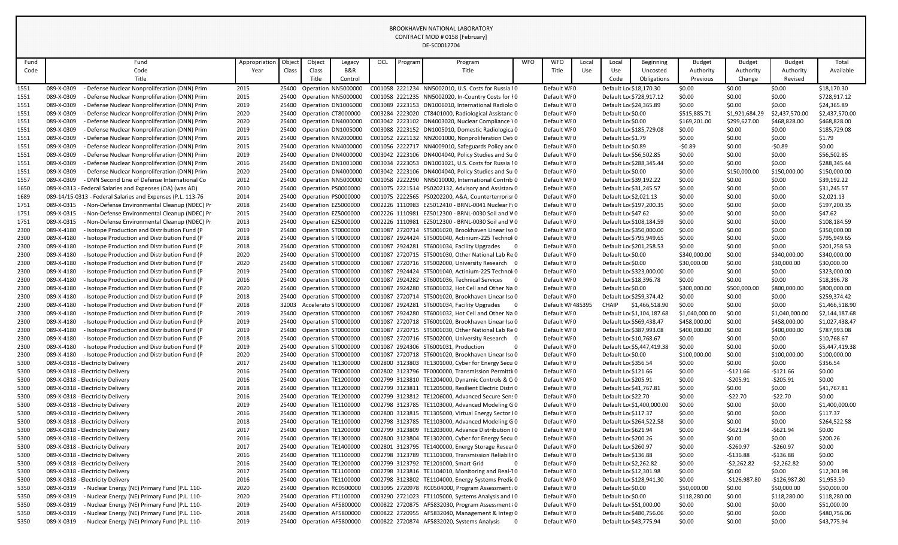BROOKHAVEN NATIONAL LABORATORY
CONTRACT MOD # 0158 [February]
DE-SC0012704

| Fund Code | Fund Code Title | Appropriation Year | Object Class | Object Class Title | Legacy B&R Control | OCL | Program | Program Title | WFO | WFO Title | Local Use | Local Use Code | Beginning Uncosted Obligations | Budget Authority Previous | Budget Authority Change | Budget Authority Revised | Total Available |
|---|---|---|---|---|---|---|---|---|---|---|---|---|---|---|---|---|---|
| 1551 | 089-X-0309 - Defense Nuclear Nonproliferation (DNN) Prim | 2015 | 25400 | Operation | NN5000000 | C001058 | 2221234 | NN5002010, U.S. Costs for Russia I | 0 | Default WF | 0 | Default Loc | $18,170.30 | $0.00 | $0.00 | $0.00 | $18,170.30 |
| 1551 | 089-X-0309 - Defense Nuclear Nonproliferation (DNN) Prim | 2015 | 25400 | Operation | NN5000000 | C001058 | 2221235 | NN5002020, In-Country Costs for I | 0 | Default WF | 0 | Default Loc | $728,917.12 | $0.00 | $0.00 | $0.00 | $728,917.12 |
| 1551 | 089-X-0309 - Defense Nuclear Nonproliferation (DNN) Prim | 2019 | 25400 | Operation | DN1006000 | C003089 | 2223153 | DN1006010, International Radiolo | 0 | Default WF | 0 | Default Loc | $24,365.89 | $0.00 | $0.00 | $0.00 | $24,365.89 |
| 1551 | 089-X-0309 - Defense Nuclear Nonproliferation (DNN) Prim | 2020 | 25400 | Operation | CT8000000 | C003284 | 2223020 | CT8401000, Radiological Assistanc | 0 | Default WF | 0 | Default Loc | $0.00 | $515,885.71 | $1,921,684.29 | $2,437,570.00 | $2,437,570.00 |
| 1551 | 089-X-0309 - Defense Nuclear Nonproliferation (DNN) Prim | 2020 | 25400 | Operation | DN4000000 | C003042 | 2223102 | DN4003020, Nuclear Compliance \ | 0 | Default WF | 0 | Default Loc | $0.00 | $169,201.00 | $299,627.00 | $468,828.00 | $468,828.00 |
| 1551 | 089-X-0309 - Defense Nuclear Nonproliferation (DNN) Prim | 2019 | 25400 | Operation | DN1005000 | C003088 | 2223152 | DN1005010, Domestic Radiologica | 0 | Default WF | 0 | Default Loc | $185,729.08 | $0.00 | $0.00 | $0.00 | $185,729.08 |
| 1551 | 089-X-0309 - Defense Nuclear Nonproliferation (DNN) Prim | 2015 | 25400 | Operation | NN2000000 | C001052 | 2221132 | NN2001000, Nonproliferation Det | 0 | Default WF | 0 | Default Loc | $1.79 | $0.00 | $0.00 | $0.00 | $1.79 |
| 1551 | 089-X-0309 - Defense Nuclear Nonproliferation (DNN) Prim | 2015 | 25400 | Operation | NN4000000 | C001056 | 2222717 | NN4009010, Safeguards Policy anc | 0 | Default WF | 0 | Default Loc | $0.89 | -$0.89 | $0.00 | -$0.89 | $0.00 |
| 1551 | 089-X-0309 - Defense Nuclear Nonproliferation (DNN) Prim | 2019 | 25400 | Operation | DN4000000 | C003042 | 2223106 | DN4004040, Policy Studies and Su | 0 | Default WF | 0 | Default Loc | $56,502.85 | $0.00 | $0.00 | $0.00 | $56,502.85 |
| 1551 | 089-X-0309 - Defense Nuclear Nonproliferation (DNN) Prim | 2016 | 25400 | Operation | DN1001000 | C003034 | 2223053 | DN1001021, U.S. Costs for Russia I | 0 | Default WF | 0 | Default Loc | $288,345.44 | $0.00 | $0.00 | $0.00 | $288,345.44 |
| 1551 | 089-X-0309 - Defense Nuclear Nonproliferation (DNN) Prim | 2020 | 25400 | Operation | DN4000000 | C003042 | 2223106 | DN4004040, Policy Studies and Su | 0 | Default WF | 0 | Default Loc | $0.00 | $0.00 | $150,000.00 | $150,000.00 | $150,000.00 |
| 1557 | 089-X-0309 - DNN Second Line of Defense International Co | 2012 | 25400 | Operation | NN5000000 | C001058 | 2222290 | NN5010000, International Contrib | 0 | Default WF | 0 | Default Loc | $39,192.22 | $0.00 | $0.00 | $0.00 | $39,192.22 |
| 1650 | 089-X-0313 - Federal Salaries and Expenses (OA) (was AD) | 2010 | 25400 | Operation | PS0000000 | C001075 | 2221514 | PS0202132, Advisory and Assistan | 0 | Default WF | 0 | Default Loc | $31,245.57 | $0.00 | $0.00 | $0.00 | $31,245.57 |
| 1689 | 089-14/15-0313 - Federal Salaries and Expenses (P.L. 113-76 | 2014 | 25400 | Operation | PS0000000 | C001075 | 2222565 | PS0202200, A&A, Counterterrorisr | 0 | Default WF | 0 | Default Loc | $2,021.13 | $0.00 | $0.00 | $0.00 | $2,021.13 |
| 1751 | 089-X-0315 - Non-Defense Environmental Cleanup (NDEC) Pr | 2018 | 25400 | Operation | EZ5000000 | C002226 | 1110983 | EZ5012410 - BRNL-0041 Nuclear F | 0 | Default WF | 0 | Default Loc | $197,200.35 | $0.00 | $0.00 | $0.00 | $197,200.35 |
| 1751 | 089-X-0315 - Non-Defense Environmental Cleanup (NDEC) Pr | 2015 | 25400 | Operation | EZ5000000 | C002226 | 1110981 | EZ5012300 - BRNL-0030 Soil and W | 0 | Default WF | 0 | Default Loc | $47.62 | $0.00 | $0.00 | $0.00 | $47.62 |
| 1751 | 089-X-0315 - Non-Defense Environmental Cleanup (NDEC) Pr | 2013 | 25400 | Operation | EZ5000000 | C002226 | 1110981 | EZ5012300 - BRNL-0030 Soil and W | 0 | Default WF | 0 | Default Loc | $108,184.59 | $0.00 | $0.00 | $0.00 | $108,184.59 |
| 2300 | 089-X-4180 - Isotope Production and Distribution Fund (P | 2019 | 25400 | Operation | ST0000000 | C001087 | 2720714 | ST5001020, Brookhaven Linear Iso | 0 | Default WF | 0 | Default Loc | $350,000.00 | $0.00 | $0.00 | $0.00 | $350,000.00 |
| 2300 | 089-X-4180 - Isotope Production and Distribution Fund (P | 2018 | 25400 | Operation | ST0000000 | C001087 | 2924424 | ST5001040, Actinium-225 Technol | 0 | Default WF | 0 | Default Loc | $795,949.65 | $0.00 | $0.00 | $0.00 | $795,949.65 |
| 2300 | 089-X-4180 - Isotope Production and Distribution Fund (P | 2018 | 25400 | Operation | ST0000000 | C001087 | 2924281 | ST6001034, Facility Upgrades | 0 | Default WF | 0 | Default Loc | $201,258.53 | $0.00 | $0.00 | $0.00 | $201,258.53 |
| 2300 | 089-X-4180 - Isotope Production and Distribution Fund (P | 2020 | 25400 | Operation | ST0000000 | C001087 | 2720715 | ST5001030, Other National Lab Re | 0 | Default WF | 0 | Default Loc | $0.00 | $340,000.00 | $0.00 | $340,000.00 | $340,000.00 |
| 2300 | 089-X-4180 - Isotope Production and Distribution Fund (P | 2020 | 25400 | Operation | ST0000000 | C001087 | 2720716 | ST5002000, University Research | 0 | Default WF | 0 | Default Loc | $0.00 | $30,000.00 | $0.00 | $30,000.00 | $30,000.00 |
| 2300 | 089-X-4180 - Isotope Production and Distribution Fund (P | 2019 | 25400 | Operation | ST0000000 | C001087 | 2924424 | ST5001040, Actinium-225 Technol | 0 | Default WF | 0 | Default Loc | $323,000.00 | $0.00 | $0.00 | $0.00 | $323,000.00 |
| 2300 | 089-X-4180 - Isotope Production and Distribution Fund (P | 2016 | 25400 | Operation | ST0000000 | C001087 | 2924282 | ST6001036, Technical Services | 0 | Default WF | 0 | Default Loc | $18,396.78 | $0.00 | $0.00 | $0.00 | $18,396.78 |
| 2300 | 089-X-4180 - Isotope Production and Distribution Fund (P | 2020 | 25400 | Operation | ST0000000 | C001087 | 2924280 | ST6001032, Hot Cell and Other Na | 0 | Default WF | 0 | Default Loc | $0.00 | $300,000.00 | $500,000.00 | $800,000.00 | $800,000.00 |
| 2300 | 089-X-4180 - Isotope Production and Distribution Fund (P | 2018 | 25400 | Operation | ST0000000 | C001087 | 2720714 | ST5001020, Brookhaven Linear Iso | 0 | Default WF | 0 | Default Loc | $259,374.42 | $0.00 | $0.00 | $0.00 | $259,374.42 |
| 2300 | 089-X-4180 - Isotope Production and Distribution Fund (P | 2018 | 32003 | Accelerato | ST0000000 | C001087 | 2924281 | ST6001034, Facility Upgrades | 0 | Default WF | 485395 | CHAIP | $1,466,518.90 | $0.00 | $0.00 | $0.00 | $1,466,518.90 |
| 2300 | 089-X-4180 - Isotope Production and Distribution Fund (P | 2019 | 25400 | Operation | ST0000000 | C001087 | 2924280 | ST6001032, Hot Cell and Other Na | 0 | Default WF | 0 | Default Loc | $1,104,187.68 | $1,040,000.00 | $0.00 | $1,040,000.00 | $2,144,187.68 |
| 2300 | 089-X-4180 - Isotope Production and Distribution Fund (P | 2019 | 25400 | Operation | ST0000000 | C001087 | 2720718 | ST6001020, Brookhaven Linear Iso | 0 | Default WF | 0 | Default Loc | $569,438.47 | $458,000.00 | $0.00 | $458,000.00 | $1,027,438.47 |
| 2300 | 089-X-4180 - Isotope Production and Distribution Fund (P | 2019 | 25400 | Operation | ST0000000 | C001087 | 2720715 | ST5001030, Other National Lab Re | 0 | Default WF | 0 | Default Loc | $387,993.08 | $400,000.00 | $0.00 | $400,000.00 | $787,993.08 |
| 2300 | 089-X-4180 - Isotope Production and Distribution Fund (P | 2018 | 25400 | Operation | ST0000000 | C001087 | 2720716 | ST5002000, University Research | 0 | Default WF | 0 | Default Loc | $10,768.67 | $0.00 | $0.00 | $0.00 | $10,768.67 |
| 2300 | 089-X-4180 - Isotope Production and Distribution Fund (P | 2019 | 25400 | Operation | ST0000000 | C001087 | 2924306 | ST6001031, Production | 0 | Default WF | 0 | Default Loc | $5,447,419.38 | $0.00 | $0.00 | $0.00 | $5,447,419.38 |
| 2300 | 089-X-4180 - Isotope Production and Distribution Fund (P | 2020 | 25400 | Operation | ST0000000 | C001087 | 2720718 | ST6001020, Brookhaven Linear Iso | 0 | Default WF | 0 | Default Loc | $0.00 | $100,000.00 | $0.00 | $100,000.00 | $100,000.00 |
| 5300 | 089-X-0318 - Electricity Delivery | 2017 | 25400 | Operation | TE1300000 | C002800 | 3123803 | TE1301000, Cyber for Energy Secu | 0 | Default WF | 0 | Default Loc | $356.54 | $0.00 | $0.00 | $0.00 | $356.54 |
| 5300 | 089-X-0318 - Electricity Delivery | 2016 | 25400 | Operation | TF0000000 | C002802 | 3123796 | TF0000000, Transmission Permitti | 0 | Default WF | 0 | Default Loc | $121.66 | $0.00 | -$121.66 | -$121.66 | $0.00 |
| 5300 | 089-X-0318 - Electricity Delivery | 2016 | 25400 | Operation | TE1200000 | C002799 | 3123810 | TE1204000, Dynamic Controls & C | 0 | Default WF | 0 | Default Loc | $205.91 | $0.00 | -$205.91 | -$205.91 | $0.00 |
| 5300 | 089-X-0318 - Electricity Delivery | 2018 | 25400 | Operation | TE1200000 | C002799 | 3123811 | TE1205000, Resilient Electric Distri | 0 | Default WF | 0 | Default Loc | $41,767.81 | $0.00 | $0.00 | $0.00 | $41,767.81 |
| 5300 | 089-X-0318 - Electricity Delivery | 2016 | 25400 | Operation | TE1200000 | C002799 | 3123812 | TE1206000, Advanced Secure Sens | 0 | Default WF | 0 | Default Loc | $22.70 | $0.00 | -$22.70 | -$22.70 | $0.00 |
| 5300 | 089-X-0318 - Electricity Delivery | 2019 | 25400 | Operation | TE1100000 | C002798 | 3123785 | TE1103000, Advanced Modeling G | 0 | Default WF | 0 | Default Loc | $1,400,000.00 | $0.00 | $0.00 | $0.00 | $1,400,000.00 |
| 5300 | 089-X-0318 - Electricity Delivery | 2016 | 25400 | Operation | TE1300000 | C002800 | 3123815 | TE1305000, Virtual Energy Sector I | 0 | Default WF | 0 | Default Loc | $117.37 | $0.00 | $0.00 | $0.00 | $117.37 |
| 5300 | 089-X-0318 - Electricity Delivery | 2018 | 25400 | Operation | TE1100000 | C002798 | 3123785 | TE1103000, Advanced Modeling G | 0 | Default WF | 0 | Default Loc | $264,522.58 | $0.00 | $0.00 | $0.00 | $264,522.58 |
| 5300 | 089-X-0318 - Electricity Delivery | 2017 | 25400 | Operation | TE1200000 | C002799 | 3123809 | TE1203000, Advance Distribution I | 0 | Default WF | 0 | Default Loc | $621.94 | $0.00 | -$621.94 | -$621.94 | $0.00 |
| 5300 | 089-X-0318 - Electricity Delivery | 2016 | 25400 | Operation | TE1300000 | C002800 | 3123804 | TE1302000, Cyber for Energy Secu | 0 | Default WF | 0 | Default Loc | $200.26 | $0.00 | $0.00 | $0.00 | $200.26 |
| 5300 | 089-X-0318 - Electricity Delivery | 2017 | 25400 | Operation | TE1400000 | C002801 | 3123795 | TE1400000, Energy Storage Resear | 0 | Default WF | 0 | Default Loc | $260.97 | $0.00 | -$260.97 | -$260.97 | $0.00 |
| 5300 | 089-X-0318 - Electricity Delivery | 2016 | 25400 | Operation | TE1100000 | C002798 | 3123789 | TE1101000, Transmission Reliabilit | 0 | Default WF | 0 | Default Loc | $136.88 | $0.00 | -$136.88 | -$136.88 | $0.00 |
| 5300 | 089-X-0318 - Electricity Delivery | 2016 | 25400 | Operation | TE1200000 | C002799 | 3123792 | TE1201000, Smart Grid | 0 | Default WF | 0 | Default Loc | $2,262.82 | $0.00 | -$2,262.82 | -$2,262.82 | $0.00 |
| 5300 | 089-X-0318 - Electricity Delivery | 2017 | 25400 | Operation | TE1100000 | C002798 | 3123816 | TE1104010, Monitoring and Real-T | 0 | Default WF | 0 | Default Loc | $12,301.98 | $0.00 | $0.00 | $0.00 | $12,301.98 |
| 5300 | 089-X-0318 - Electricity Delivery | 2016 | 25400 | Operation | TE1100000 | C002798 | 3123802 | TE1104000, Energy Systems Predic | 0 | Default WF | 0 | Default Loc | $128,941.30 | $0.00 | -$126,987.80 | -$126,987.80 | $1,953.50 |
| 5350 | 089-X-0319 - Nuclear Energy (NE) Primary Fund (P.L. 110- | 2020 | 25400 | Operation | RC0500000 | C003095 | 2720978 | RC0504000, Program Assessment | 0 | Default WF | 0 | Default Loc | $0.00 | $50,000.00 | $0.00 | $50,000.00 | $50,000.00 |
| 5350 | 089-X-0319 - Nuclear Energy (NE) Primary Fund (P.L. 110- | 2020 | 25400 | Operation | FT1100000 | C003290 | 2721023 | FT1105000, Systems Analysis and I | 0 | Default WF | 0 | Default Loc | $0.00 | $118,280.00 | $0.00 | $118,280.00 | $118,280.00 |
| 5350 | 089-X-0319 - Nuclear Energy (NE) Primary Fund (P.L. 110- | 2019 | 25400 | Operation | AF5800000 | C000822 | 2720875 | AF5832030, Program Assessment | 0 | Default WF | 0 | Default Loc | $51,000.00 | $0.00 | $0.00 | $0.00 | $51,000.00 |
| 5350 | 089-X-0319 - Nuclear Energy (NE) Primary Fund (P.L. 110- | 2018 | 25400 | Operation | AF5800000 | C000822 | 2720955 | AF5832040, Management & Integr | 0 | Default WF | 0 | Default Loc | $480,756.06 | $0.00 | $0.00 | $0.00 | $480,756.06 |
| 5350 | 089-X-0319 - Nuclear Energy (NE) Primary Fund (P.L. 110- | 2019 | 25400 | Operation | AF5800000 | C000822 | 2720874 | AF5832020, Systems Analysis | 0 | Default WF | 0 | Default Loc | $43,775.94 | $0.00 | $0.00 | $0.00 | $43,775.94 |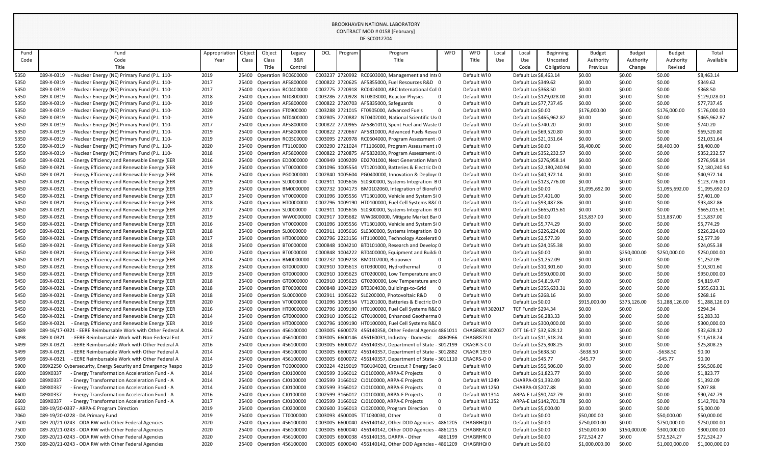BROOKHAVEN NATIONAL LABORATORY
CONTRACT MOD # 0158 [February]
DE-SC0012704

| Fund Code | Fund Code Title | Appropriation Year | Object Class | Object Class Title | Legacy B&R Control | OCL | Program | Program Title | WFO | WFO Title | Local Use | Local Use Code | Beginning Uncosted Obligations | Budget Authority Previous | Budget Authority Change | Budget Authority Revised | Total Available |
|---|---|---|---|---|---|---|---|---|---|---|---|---|---|---|---|---|---|
| 5350 | 089-X-0319 - Nuclear Energy (NE) Primary Fund (P.L. 110- | 2019 | 25400 | Operation | RC0600000 | C003237 | 2720992 | RC0603000, Management and Inte | 0 | Default WF | 0 | Default Loc | $8,463.14 | $0.00 | $0.00 | $0.00 | $8,463.14 |
| 5350 | 089-X-0319 - Nuclear Energy (NE) Primary Fund (P.L. 110- | 2017 | 25400 | Operation | AF5800000 | C000822 | 2720625 | AF5855000, Fuel Resources R&D | 0 | Default WF | 0 | Default Loc | $349.62 | $0.00 | $0.00 | $0.00 | $349.62 |
| 5350 | 089-X-0319 - Nuclear Energy (NE) Primary Fund (P.L. 110- | 2017 | 25400 | Operation | RC0400000 | C002775 | 2720918 | RC0424000, ARC International Coll | 0 | Default WF | 0 | Default Loc | $368.50 | $0.00 | $0.00 | $0.00 | $368.50 |
| 5350 | 089-X-0319 - Nuclear Energy (NE) Primary Fund (P.L. 110- | 2018 | 25400 | Operation | NT0800000 | C003286 | 2720928 | NT0803000, Reactor Physics | 0 | Default WF | 0 | Default Loc | $129,028.00 | $0.00 | $0.00 | $0.00 | $129,028.00 |
| 5350 | 089-X-0319 - Nuclear Energy (NE) Primary Fund (P.L. 110- | 2019 | 25400 | Operation | AF5800000 | C000822 | 2720703 | AF5835000, Safeguards | 0 | Default WF | 0 | Default Loc | $77,737.45 | $0.00 | $0.00 | $0.00 | $77,737.45 |
| 5350 | 089-X-0319 - Nuclear Energy (NE) Primary Fund (P.L. 110- | 2020 | 25400 | Operation | FT0900000 | C003288 | 2721015 | FT0905000, Advanced Fuels | 0 | Default WF | 0 | Default Loc | $0.00 | $176,000.00 | $0.00 | $176,000.00 | $176,000.00 |
| 5350 | 089-X-0319 - Nuclear Energy (NE) Primary Fund (P.L. 110- | 2019 | 25400 | Operation | NT0400000 | C002805 | 2720882 | NT0402000, National Scientific Use | 0 | Default WF | 0 | Default Loc | $465,962.87 | $0.00 | $0.00 | $0.00 | $465,962.87 |
| 5350 | 089-X-0319 - Nuclear Energy (NE) Primary Fund (P.L. 110- | 2017 | 25400 | Operation | AF5800000 | C000822 | 2720965 | AF5861010, Spent Fuel and Waste | 0 | Default WF | 0 | Default Loc | $740.20 | $0.00 | $0.00 | $0.00 | $740.20 |
| 5350 | 089-X-0319 - Nuclear Energy (NE) Primary Fund (P.L. 110- | 2019 | 25400 | Operation | AF5800000 | C000822 | 2720667 | AF5810000, Advanced Fuels Resea | 0 | Default WF | 0 | Default Loc | $69,520.80 | $0.00 | $0.00 | $0.00 | $69,520.80 |
| 5350 | 089-X-0319 - Nuclear Energy (NE) Primary Fund (P.L. 110- | 2019 | 25400 | Operation | RC0500000 | C003095 | 2720978 | RC0504000, Program Assessment | 0 | Default WF | 0 | Default Loc | $21,031.64 | $0.00 | $0.00 | $0.00 | $21,031.64 |
| 5350 | 089-X-0319 - Nuclear Energy (NE) Primary Fund (P.L. 110- | 2020 | 25400 | Operation | FT1100000 | C003290 | 2721024 | FT1106000, Program Assessment | 0 | Default WF | 0 | Default Loc | $0.00 | $8,400.00 | $0.00 | $8,400.00 | $8,400.00 |
| 5350 | 089-X-0319 - Nuclear Energy (NE) Primary Fund (P.L. 110- | 2018 | 25400 | Operation | AF5800000 | C000822 | 2720875 | AF5832030, Program Assessment | 0 | Default WF | 0 | Default Loc | $352,232.57 | $0.00 | $0.00 | $0.00 | $352,232.57 |
| 5450 | 089-X-0321 - Energy Efficiency and Renewable Energy (EER | 2016 | 25400 | Operation | ED0000000 | C000949 | 1009209 | ED2701000, Next Generation Man | 0 | Default WF | 0 | Default Loc | $276,958.14 | $0.00 | $0.00 | $0.00 | $276,958.14 |
| 5450 | 089-X-0321 - Energy Efficiency and Renewable Energy (EER | 2019 | 25400 | Operation | VT0000000 | C001096 | 1005554 | VT1201000, Batteries & Electric Dr | 0 | Default WF | 0 | Default Loc | $2,180,240.94 | $0.00 | $0.00 | $0.00 | $2,180,240.94 |
| 5450 | 089-X-0321 - Energy Efficiency and Renewable Energy (EER | 2016 | 25400 | Operation | PG0000000 | C002840 | 1005604 | PG0400000, Innovation & Deploym | 0 | Default WF | 0 | Default Loc | $40,972.14 | $0.00 | $0.00 | $0.00 | $40,972.14 |
| 5450 | 089-X-0321 - Energy Efficiency and Renewable Energy (EER | 2019 | 25400 | Operation | SL0000000 | C002911 | 1005616 | SL0300000, Systems Integration B | 0 | Default WF | 0 | Default Loc | $123,776.00 | $0.00 | $0.00 | $0.00 | $123,776.00 |
| 5450 | 089-X-0321 - Energy Efficiency and Renewable Energy (EER | 2019 | 25400 | Operation | BM0000000 | C002732 | 1004173 | BM0102060, Integration of Biorefi | 0 | Default WF | 0 | Default Loc | $0.00 | $1,095,692.00 | $0.00 | $1,095,692.00 | $1,095,692.00 |
| 5450 | 089-X-0321 - Energy Efficiency and Renewable Energy (EER | 2017 | 25400 | Operation | VT0000000 | C001096 | 1005556 | VT1301000, Vehicle and System Si | 0 | Default WF | 0 | Default Loc | $7,401.00 | $0.00 | $0.00 | $0.00 | $7,401.00 |
| 5450 | 089-X-0321 - Energy Efficiency and Renewable Energy (EER | 2018 | 25400 | Operation | HT0000000 | C002796 | 1009190 | HT0100000, Fuel Cell Systems R&D | 0 | Default WF | 0 | Default Loc | $93,487.86 | $0.00 | $0.00 | $0.00 | $93,487.86 |
| 5450 | 089-X-0321 - Energy Efficiency and Renewable Energy (EER | 2017 | 25400 | Operation | SL0000000 | C002911 | 1005616 | SL0300000, Systems Integration B | 0 | Default WF | 0 | Default Loc | $665,015.61 | $0.00 | $0.00 | $0.00 | $665,015.61 |
| 5450 | 089-X-0321 - Energy Efficiency and Renewable Energy (EER | 2019 | 25400 | Operation | WW0000000 | C002917 | 1005682 | WW0800000, Mitigate Market Bar | 0 | Default WF | 0 | Default Loc | $0.00 | $13,837.00 | $0.00 | $13,837.00 | $13,837.00 |
| 5450 | 089-X-0321 - Energy Efficiency and Renewable Energy (EER | 2016 | 25400 | Operation | VT0000000 | C001096 | 1005556 | VT1301000, Vehicle and System Si | 0 | Default WF | 0 | Default Loc | $5,774.29 | $0.00 | $0.00 | $0.00 | $5,774.29 |
| 5450 | 089-X-0321 - Energy Efficiency and Renewable Energy (EER | 2018 | 25400 | Operation | SL0000000 | C002911 | 1005616 | SL0300000, Systems Integration B | 0 | Default WF | 0 | Default Loc | $226,224.00 | $0.00 | $0.00 | $0.00 | $226,224.00 |
| 5450 | 089-X-0321 - Energy Efficiency and Renewable Energy (EER | 2017 | 25400 | Operation | HT0000000 | C002796 | 2223156 | HT1100000, Technology Accelerati | 0 | Default WF | 0 | Default Loc | $2,577.39 | $0.00 | $0.00 | $0.00 | $2,577.39 |
| 5450 | 089-X-0321 - Energy Efficiency and Renewable Energy (EER | 2018 | 25400 | Operation | BT0000000 | C000848 | 1004210 | BT0101000, Research and Develop | 0 | Default WF | 0 | Default Loc | $24,055.38 | $0.00 | $0.00 | $0.00 | $24,055.38 |
| 5450 | 089-X-0321 - Energy Efficiency and Renewable Energy (EER | 2020 | 25400 | Operation | BT0000000 | C000848 | 1004222 | BT0400000, Equipment and Buildi | 0 | Default WF | 0 | Default Loc | $0.00 | $0.00 | $250,000.00 | $250,000.00 | $250,000.00 |
| 5450 | 089-X-0321 - Energy Efficiency and Renewable Energy (EER | 2014 | 25400 | Operation | BM0000000 | C002732 | 1009218 | BM0107000, Biopower | 0 | Default WF | 0 | Default Loc | $1,252.09 | $0.00 | $0.00 | $0.00 | $1,252.09 |
| 5450 | 089-X-0321 - Energy Efficiency and Renewable Energy (EER | 2018 | 25400 | Operation | GT0000000 | C002910 | 1005613 | GT0300000, Hydrothermal | 0 | Default WF | 0 | Default Loc | $10,301.60 | $0.00 | $0.00 | $0.00 | $10,301.60 |
| 5450 | 089-X-0321 - Energy Efficiency and Renewable Energy (EER | 2019 | 25400 | Operation | GT0000000 | C002910 | 1005623 | GT0200000, Low Temperature an | 0 | Default WF | 0 | Default Loc | $950,000.00 | $0.00 | $0.00 | $0.00 | $950,000.00 |
| 5450 | 089-X-0321 - Energy Efficiency and Renewable Energy (EER | 2018 | 25400 | Operation | GT0000000 | C002910 | 1005623 | GT0200000, Low Temperature an | 0 | Default WF | 0 | Default Loc | $4,819.47 | $0.00 | $0.00 | $0.00 | $4,819.47 |
| 5450 | 089-X-0321 - Energy Efficiency and Renewable Energy (EER | 2018 | 25400 | Operation | BT0000000 | C000848 | 1004219 | BT0304030, Buildings-to-Grid | 0 | Default WF | 0 | Default Loc | $355,633.31 | $0.00 | $0.00 | $0.00 | $355,633.31 |
| 5450 | 089-X-0321 - Energy Efficiency and Renewable Energy (EER | 2018 | 25400 | Operation | SL0000000 | C002911 | 1005622 | SL0200000, Photovoltaic R&D | 0 | Default WF | 0 | Default Loc | $268.16 | $0.00 | $0.00 | $0.00 | $268.16 |
| 5450 | 089-X-0321 - Energy Efficiency and Renewable Energy (EER | 2020 | 25400 | Operation | VT0000000 | C001096 | 1005554 | VT1201000, Batteries & Electric Dr | 0 | Default WF | 0 | Default Loc | $0.00 | $915,000.00 | $373,126.00 | $1,288,126.00 | $1,288,126.00 |
| 5450 | 089-X-0321 - Energy Efficiency and Renewable Energy (EER | 2016 | 25400 | Operation | HT0000000 | C002796 | 1009190 | HT0100000, Fuel Cell Systems R&D | 0 | Default WF | 302017 | TCF Fundir | $294.34 | $0.00 | $0.00 | $0.00 | $294.34 |
| 5450 | 089-X-0321 - Energy Efficiency and Renewable Energy (EER | 2014 | 25400 | Operation | GT0000000 | C002910 | 1005612 | GT0100000, Enhanced Geotherma | 0 | Default WF | 0 | Default Loc | $6,283.33 | $0.00 | $0.00 | $0.00 | $6,283.33 |
| 5450 | 089-X-0321 - Energy Efficiency and Renewable Energy (EER | 2019 | 25400 | Operation | HT0000000 | C002796 | 1009190 | HT0100000, Fuel Cell Systems R&D | 0 | Default WF | 0 | Default Loc | $300,000.00 | $0.00 | $0.00 | $0.00 | $300,000.00 |
| 5489 | 089-16/17-0321 - EERE Reimbursable Work with Other Federal A | 2016 | 25400 | Operation | 456100000 | C003005 | 6600073 | 456140358, Other Federal Agencie | 4861011 | CHAGRGX | 302027 | OTT 16-17 | $32,628.12 | $0.00 | $0.00 | $0.00 | $32,628.12 |
| 5498 | 089-X-0321 - EERE Reimbursable Work with Non-Federal Ent | 2017 | 25400 | Operation | 456100000 | C003005 | 6600146 | 456160031, Industry - Domestic | 4860966 | CHAGR873 | 0 | Default Loc | $11,618.24 | $0.00 | $0.00 | $0.00 | $11,618.24 |
| 5499 | 089-X-0321 - EERE Reimbursable Work with Other Federal A | 2016 | 25400 | Operation | 456100000 | C003005 | 6600072 | 456140357, Department of State - | 3012199 | CRAGR-S-C | 0 | Default Loc | $25,808.25 | $0.00 | $0.00 | $0.00 | $25,808.25 |
| 5499 | 089-X-0321 - EERE Reimbursable Work with Other Federal A | 2014 | 25400 | Operation | 456100000 | C003005 | 6600072 | 456140357, Department of State - | 3012882 | CRAGR 19 | 0 | Default Loc | $638.50 | -$638.50 | $0.00 | -$638.50 | $0.00 |
| 5499 | 089-X-0321 - EERE Reimbursable Work with Other Federal A | 2014 | 25400 | Operation | 456100000 | C003005 | 6600072 | 456140357, Department of State - | 3011110 | CRAGRS-O | 0 | Default Loc | $45.77 | -$45.77 | $0.00 | -$45.77 | $0.00 |
| 5900 | 089X2250 Cybersecurity, Energy Security and Emergency Respo | 2019 | 25400 | Operation | TG0000000 | C003224 | 4219019 | TG0104020, Crosscut ? Energy Sec | 0 | Default WF | 0 | Default Loc | $56,506.00 | $0.00 | $0.00 | $0.00 | $56,506.00 |
| 6600 | 089X0337 - Energy Transformation Acceleration Fund - A | 2014 | 25400 | Operation | CJ0100000 | C002599 | 3166012 | CJ0100000, ARPA-E Projects | 0 | Default WF | 0 | Default Loc | $1,823.77 | $0.00 | $0.00 | $0.00 | $1,823.77 |
| 6600 | 089X0337 - Energy Transformation Acceleration Fund - A | 2014 | 25400 | Operation | CJ0100000 | C002599 | 3166012 | CJ0100000, ARPA-E Projects | 0 | Default WF | 1249 | CHARPA-0 | $1,392.09 | $0.00 | $0.00 | $0.00 | $1,392.09 |
| 6600 | 089X0337 - Energy Transformation Acceleration Fund - A | 2014 | 25400 | Operation | CJ0100000 | C002599 | 3166012 | CJ0100000, ARPA-E Projects | 0 | Default WF | 1250 | CHARPA-0 | $207.88 | $0.00 | $0.00 | $0.00 | $207.88 |
| 6600 | 089X0337 - Energy Transformation Acceleration Fund - A | 2016 | 25400 | Operation | CJ0100000 | C002599 | 3166012 | CJ0100000, ARPA-E Projects | 0 | Default WF | 1314 | ARPA-E Lal | $90,742.79 | $0.00 | $0.00 | $0.00 | $90,742.79 |
| 6600 | 089X0337 - Energy Transformation Acceleration Fund - A | 2017 | 25400 | Operation | CJ0100000 | C002599 | 3166012 | CJ0100000, ARPA-E Projects | 0 | Default WF | 1352 | ARPA-E Lal | $142,701.78 | $0.00 | $0.00 | $0.00 | $142,701.78 |
| 6632 | 089-19/20-0337 - ARPA-E Program Direction | 2019 | 25400 | Operation | CJ0200000 | C002600 | 3166013 | CJ0200000, Program Direction | 0 | Default WF | 0 | Default Loc | $5,000.00 | $0.00 | $0.00 | $0.00 | $5,000.00 |
| 7060 | 089-19/20-0228 - DA Primary Fund | 2019 | 25400 | Operation | TT0000000 | C003093 | 4500005 | TT1030030, Other | 0 | Default WF | 0 | Default Loc | $0.00 | $50,000.00 | $0.00 | $50,000.00 | $50,000.00 |
| 7500 | 089-20/21-0243 - ODA RW with Other Federal Agencies | 2020 | 25400 | Operation | 456100000 | C003005 | 6600040 | 456140142, Other DOD Agencies - | 4861205 | CHAGRHQ | 0 | Default Loc | $0.00 | $750,000.00 | $0.00 | $750,000.00 | $750,000.00 |
| 7500 | 089-20/21-0243 - ODA RW with Other Federal Agencies | 2020 | 25400 | Operation | 456100000 | C003005 | 6600040 | 456140142, Other DOD Agencies - | 4861215 | CHAGREAC | 0 | Default Loc | $0.00 | $150,000.00 | $150,000.00 | $300,000.00 | $300,000.00 |
| 7500 | 089-20/21-0243 - ODA RW with Other Federal Agencies | 2020 | 25400 | Operation | 456100000 | C003005 | 6600038 | 456140135, DARPA - Other | 4861199 | CHAGRHR | 0 | Default Loc | $0.00 | $72,524.27 | $0.00 | $72,524.27 | $72,524.27 |
| 7500 | 089-20/21-0243 - ODA RW with Other Federal Agencies | 2020 | 25400 | Operation | 456100000 | C003005 | 6600040 | 456140142, Other DOD Agencies - | 4861209 | CHAGRHQ | 0 | Default Loc | $0.00 | $1,000,000.00 | $0.00 | $1,000,000.00 | $1,000,000.00 |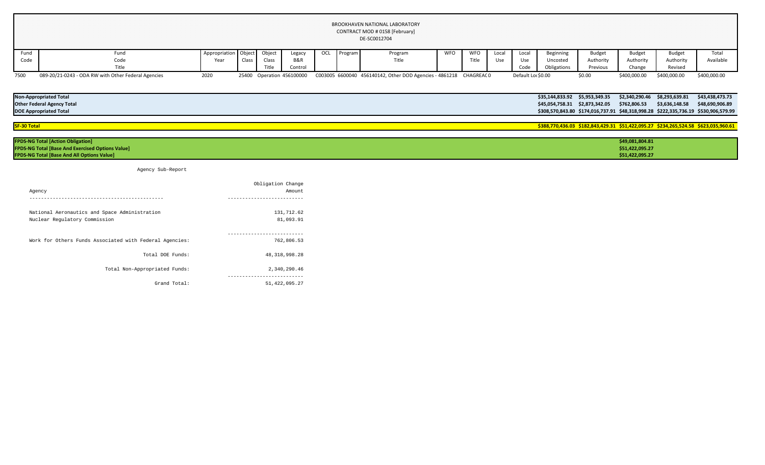BROOKHAVEN NATIONAL LABORATORY
CONTRACT MOD # 0158 [February]
DE-SC0012704

| Fund Code | Fund Code Title | Appropriation Year | Object Class | Object Class Title | Legacy B&R Control | OCL | Program | Program Title | WFO | WFO Title | Local Use | Local Use Code | Beginning Uncosted Obligations | Budget Authority Previous | Budget Authority Change | Budget Authority Revised | Total Available |
|---|---|---|---|---|---|---|---|---|---|---|---|---|---|---|---|---|---|
| 7500 | 089-20/21-0243 - ODA RW with Other Federal Agencies | 2020 | 25400 | Operation | 456100000 | C003005 | 6600040 | 456140142, Other DOD Agencies - 4861218 | CHAGREAC | 0 | | Default Loc | $0.00 | $0.00 | $400,000.00 | $400,000.00 | $400,000.00 |

| | Beginning Uncosted Obligations | Budget Authority Previous | Budget Authority Change | Budget Authority Revised | Total Available |
|---|---|---|---|---|---|
| **Non-Appropriated Total** | $35,144,833.92 | $5,953,349.35 | $2,340,290.46 | $8,293,639.81 | $43,438,473.73 |
| **Other Federal Agency Total** | $45,054,758.31 | $2,873,342.05 | $762,806.53 | $3,636,148.58 | $48,690,906.89 |
| **DOE Appropriated Total** | $308,570,843.80 | $174,016,737.91 | $48,318,998.28 | $222,335,736.19 | $530,906,579.99 |
| **SF-30 Total** | $388,770,436.03 | $182,843,429.31 | $51,422,095.27 | $234,265,524.58 | $623,035,960.61 |

| | |
|---|---|
| **FPDS-NG Total [Action Obligation]** | $49,081,804.81 |
| **FPDS-NG Total [Base And Exercised Options Value]** | $51,422,095.27 |
| **FPDS-NG Total [Base And All Options Value]** | $51,422,095.27 |

Agency Sub-Report

| Agency | Obligation Change Amount |
|---|---|
| National Aeronautics and Space Administration | 131,712.62 |
| Nuclear Regulatory Commission | 81,093.91 |
| Work for Others Funds Associated with Federal Agencies: | 762,806.53 |
| Total DOE Funds: | 48,318,998.28 |
| Total Non-Appropriated Funds: | 2,340,290.46 |
| Grand Total: | 51,422,095.27 |